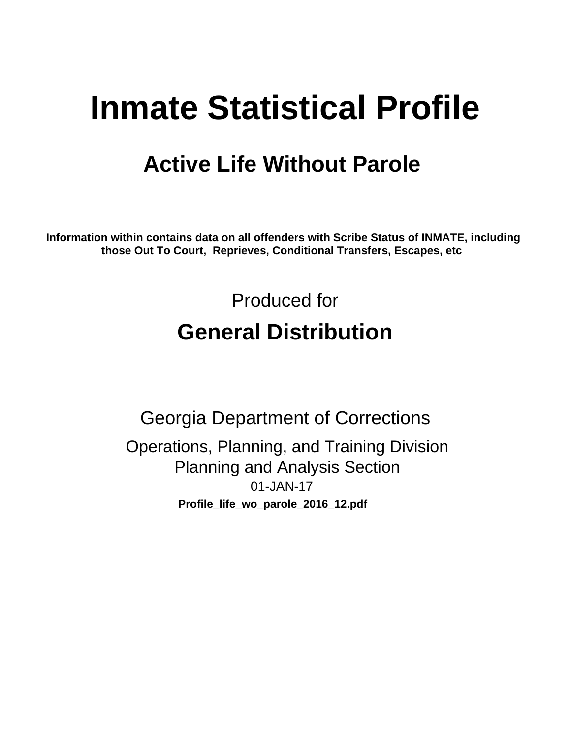# Inmate Statistical Profile

## Active Life Without Parole

**Information within contains data on all offenders with Scribe Status of INMATE, including those Out To Court, Reprieves, Conditional Transfers, Escapes, etc**

Produced for

## General Distribution

Georgia Department of Corrections

Operations, Planning, and Training Division

Planning and Analysis Section

01-JAN-17

**Profile_life_wo_parole_2016_12.pdf**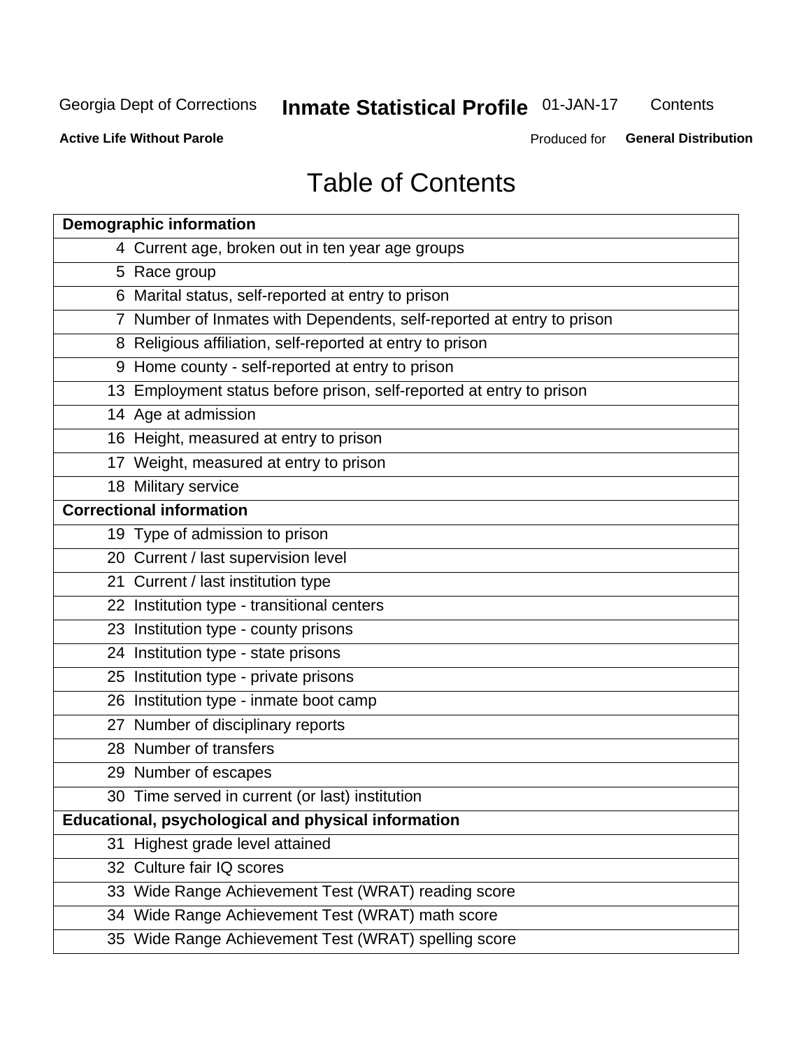# Table of Contents

| Demographic information | |
|---|---|
| 4 | Current age, broken out in ten year age groups |
| 5 | Race group |
| 6 | Marital status, self-reported at entry to prison |
| 7 | Number of Inmates with Dependents, self-reported at entry to prison |
| 8 | Religious affiliation, self-reported at entry to prison |
| 9 | Home county - self-reported at entry to prison |
| 13 | Employment status before prison, self-reported at entry to prison |
| 14 | Age at admission |
| 16 | Height, measured at entry to prison |
| 17 | Weight, measured at entry to prison |
| 18 | Military service |
| **Correctional information** | |
| 19 | Type of admission to prison |
| 20 | Current / last supervision level |
| 21 | Current / last institution type |
| 22 | Institution type - transitional centers |
| 23 | Institution type - county prisons |
| 24 | Institution type - state prisons |
| 25 | Institution type - private prisons |
| 26 | Institution type - inmate boot camp |
| 27 | Number of disciplinary reports |
| 28 | Number of transfers |
| 29 | Number of escapes |
| 30 | Time served in current (or last) institution |
| **Educational, psychological and physical information** | |
| 31 | Highest grade level attained |
| 32 | Culture fair IQ scores |
| 33 | Wide Range Achievement Test (WRAT) reading score |
| 34 | Wide Range Achievement Test (WRAT) math score |
| 35 | Wide Range Achievement Test (WRAT) spelling score |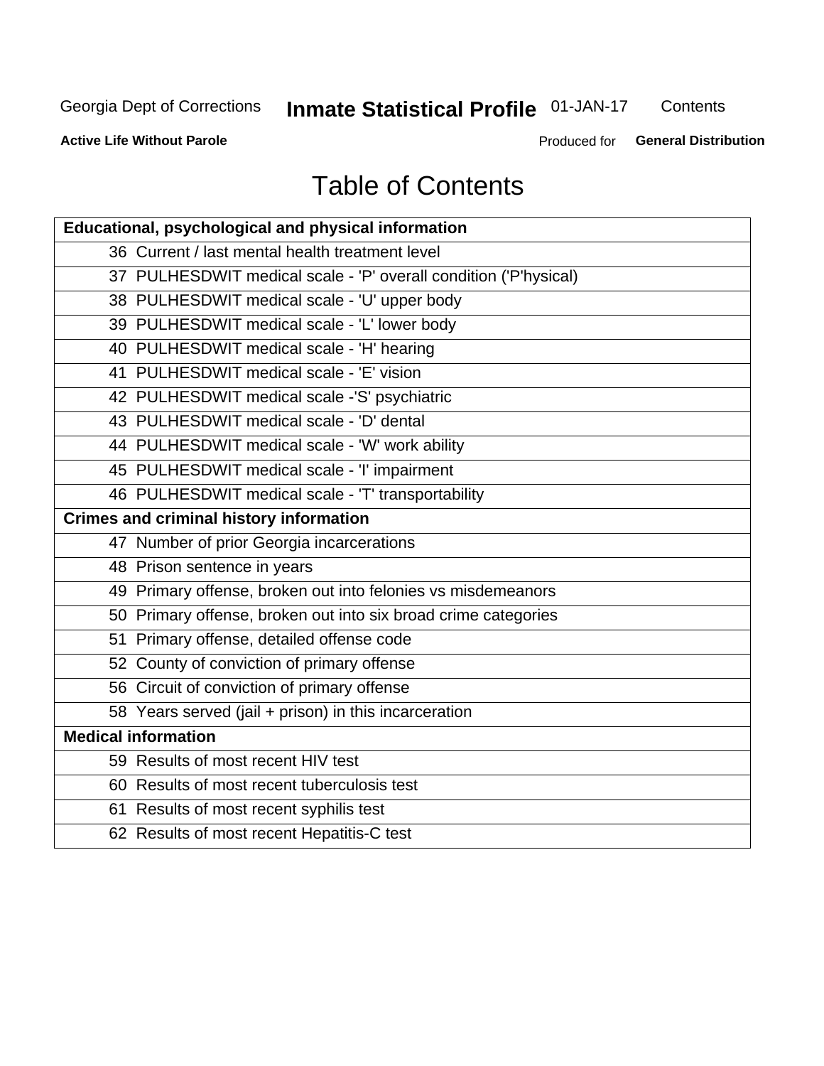# Table of Contents

| Educational, psychological and physical information |
|---|
| 36 Current / last mental health treatment level |
| 37 PULHESDWIT medical scale - 'P' overall condition ('P'hysical) |
| 38 PULHESDWIT medical scale - 'U' upper body |
| 39 PULHESDWIT medical scale - 'L' lower body |
| 40 PULHESDWIT medical scale - 'H' hearing |
| 41 PULHESDWIT medical scale - 'E' vision |
| 42 PULHESDWIT medical scale -'S' psychiatric |
| 43 PULHESDWIT medical scale - 'D' dental |
| 44 PULHESDWIT medical scale - 'W' work ability |
| 45 PULHESDWIT medical scale - 'I' impairment |
| 46 PULHESDWIT medical scale - 'T' transportability |
| **Crimes and criminal history information** |
| 47 Number of prior Georgia incarcerations |
| 48 Prison sentence in years |
| 49 Primary offense, broken out into felonies vs misdemeanors |
| 50 Primary offense, broken out into six broad crime categories |
| 51 Primary offense, detailed offense code |
| 52 County of conviction of primary offense |
| 56 Circuit of conviction of primary offense |
| 58 Years served (jail + prison) in this incarceration |
| **Medical information** |
| 59 Results of most recent HIV test |
| 60 Results of most recent tuberculosis test |
| 61 Results of most recent syphilis test |
| 62 Results of most recent Hepatitis-C test |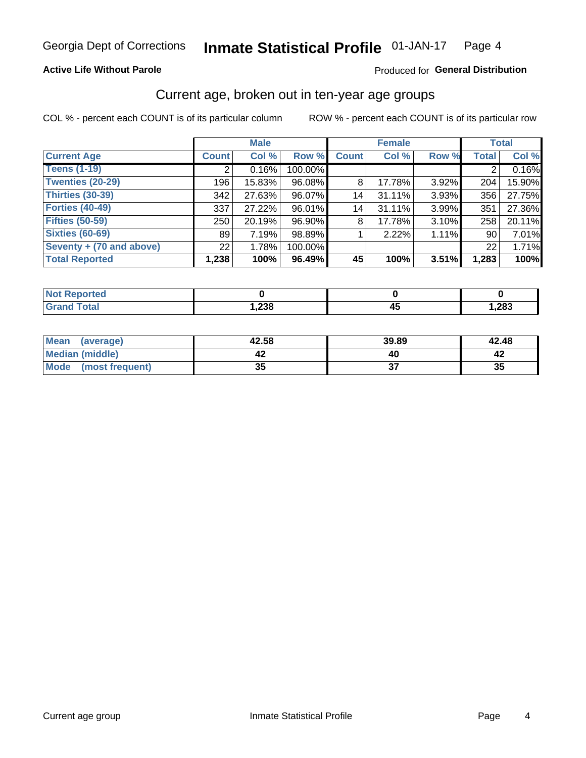Georgia Dept of Corrections **Inmate Statistical Profile** 01-JAN-17

**Active Life Without Parole**

Produced for **General Distribution**

## Current age, broken out in ten-year age groups

COL % - percent each COUNT is of its particular column

ROW % - percent each COUNT is of its particular row

| | Male | | | Female | | | Total | |
|---|---|---|---|---|---|---|---|---|
| **Current Age** | **Count** | **Col %** | **Row %** | **Count** | **Col %** | **Row %** | **Total** | **Col %** |
| **Teens (1-19)** | 2 | 0.16% | 100.00% | | | | 2 | 0.16% |
| **Twenties (20-29)** | 196 | 15.83% | 96.08% | 8 | 17.78% | 3.92% | 204 | 15.90% |
| **Thirties (30-39)** | 342 | 27.63% | 96.07% | 14 | 31.11% | 3.93% | 356 | 27.75% |
| **Forties (40-49)** | 337 | 27.22% | 96.01% | 14 | 31.11% | 3.99% | 351 | 27.36% |
| **Fifties (50-59)** | 250 | 20.19% | 96.90% | 8 | 17.78% | 3.10% | 258 | 20.11% |
| **Sixties (60-69)** | 89 | 7.19% | 98.89% | 1 | 2.22% | 1.11% | 90 | 7.01% |
| **Seventy + (70 and above)** | 22 | 1.78% | 100.00% | | | | 22 | 1.71% |
| **Total Reported** | **1,238** | **100%** | **96.49%** | **45** | **100%** | **3.51%** | **1,283** | **100%** |

| | Male | Female | Total |
|---|---|---|---|
| **Not Reported** | **0** | **0** | **0** |
| **Grand Total** | **1,238** | **45** | **1,283** |

| | Male | Female | Total |
|---|---|---|---|
| **Mean (average)** | **42.58** | **39.89** | **42.48** |
| **Median (middle)** | **42** | **40** | **42** |
| **Mode (most frequent)** | **35** | **37** | **35** |

Current age group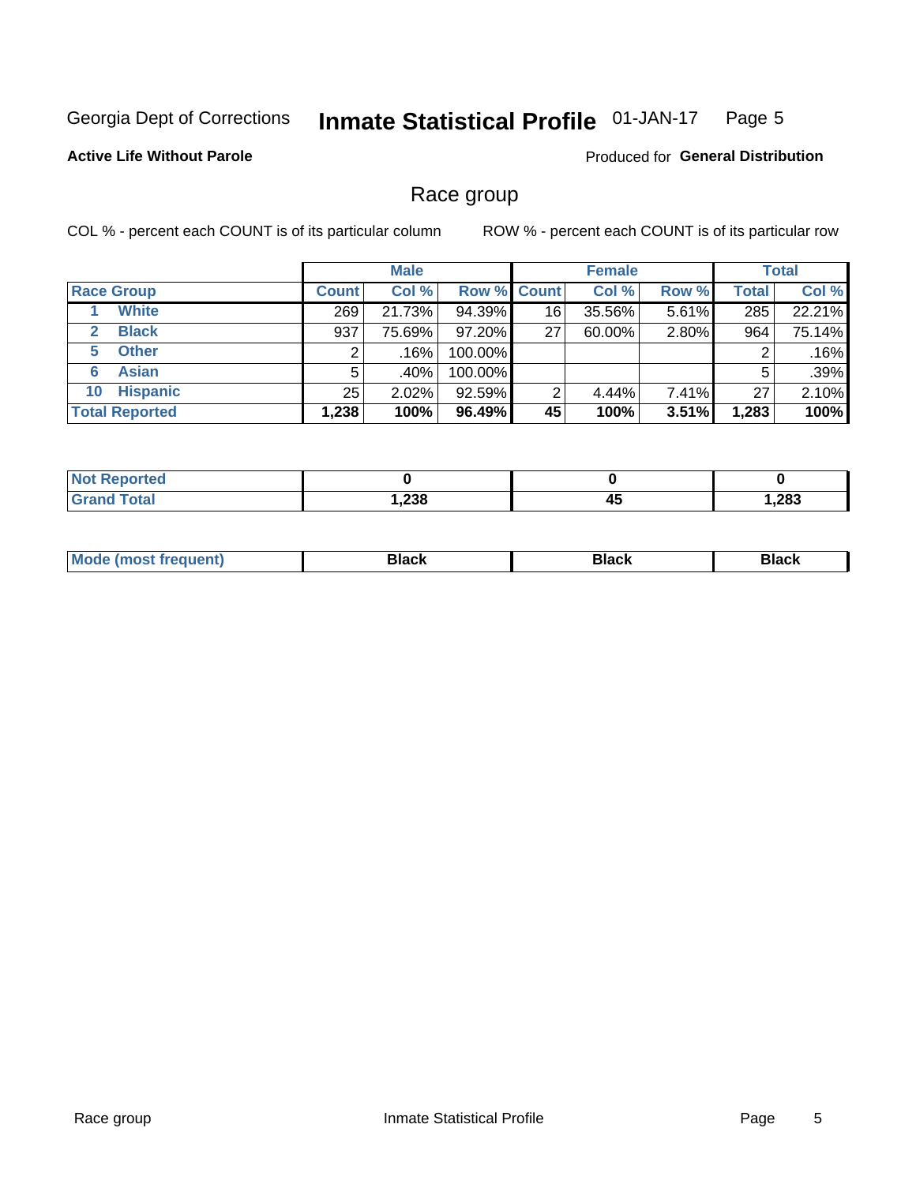Georgia Dept of Corrections **Inmate Statistical Profile** 01-JAN-17

**Active Life Without Parole**

Produced for **General Distribution**

## Race group

COL % - percent each COUNT is of its particular column    ROW % - percent each COUNT is of its particular row

| | Male | | | Female | | | Total | |
|---|---|---|---|---|---|---|---|---|
| **Race Group** | **Count** | **Col %** | **Row %** | **Count** | **Col %** | **Row %** | **Total** | **Col %** |
| 1 **White** | 269 | 21.73% | 94.39% | 16 | 35.56% | 5.61% | 285 | 22.21% |
| 2 **Black** | 937 | 75.69% | 97.20% | 27 | 60.00% | 2.80% | 964 | 75.14% |
| 5 **Other** | 2 | .16% | 100.00% | | | | 2 | .16% |
| 6 **Asian** | 5 | .40% | 100.00% | | | | 5 | .39% |
| 10 **Hispanic** | 25 | 2.02% | 92.59% | 2 | 4.44% | 7.41% | 27 | 2.10% |
| **Total Reported** | **1,238** | **100%** | **96.49%** | **45** | **100%** | **3.51%** | **1,283** | **100%** |

| | Male | Female | Total |
|---|---|---|---|
| **Not Reported** | **0** | **0** | **0** |
| **Grand Total** | **1,238** | **45** | **1,283** |

| | Male | Female | Total |
|---|---|---|---|
| **Mode (most frequent)** | **Black** | **Black** | **Black** |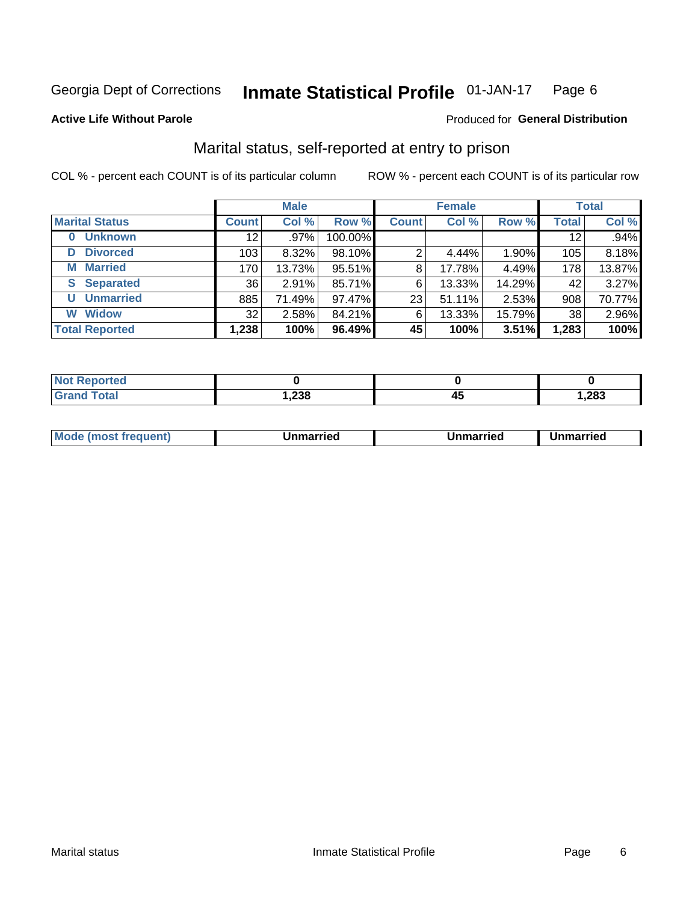Georgia Dept of Corrections **Inmate Statistical Profile** 01-JAN-17

**Active Life Without Parole**

Produced for **General Distribution**

## Marital status, self-reported at entry to prison

COL % - percent each COUNT is of its particular column

ROW % - percent each COUNT is of its particular row

| | Male | | | Female | | | Total | |
|---|---|---|---|---|---|---|---|---|
| **Marital Status** | **Count** | **Col %** | **Row %** | **Count** | **Col %** | **Row %** | **Total** | **Col %** |
| **0 Unknown** | 12 | .97% | 100.00% | | | | 12 | .94% |
| **D Divorced** | 103 | 8.32% | 98.10% | 2 | 4.44% | 1.90% | 105 | 8.18% |
| **M Married** | 170 | 13.73% | 95.51% | 8 | 17.78% | 4.49% | 178 | 13.87% |
| **S Separated** | 36 | 2.91% | 85.71% | 6 | 13.33% | 14.29% | 42 | 3.27% |
| **U Unmarried** | 885 | 71.49% | 97.47% | 23 | 51.11% | 2.53% | 908 | 70.77% |
| **W Widow** | 32 | 2.58% | 84.21% | 6 | 13.33% | 15.79% | 38 | 2.96% |
| **Total Reported** | **1,238** | **100%** | **96.49%** | **45** | **100%** | **3.51%** | **1,283** | **100%** |

| | Male | Female | Total |
|---|---|---|---|
| **Not Reported** | **0** | **0** | **0** |
| **Grand Total** | **1,238** | **45** | **1,283** |

| | Male | Female | Total |
|---|---|---|---|
| **Mode (most frequent)** | **Unmarried** | **Unmarried** | **Unmarried** |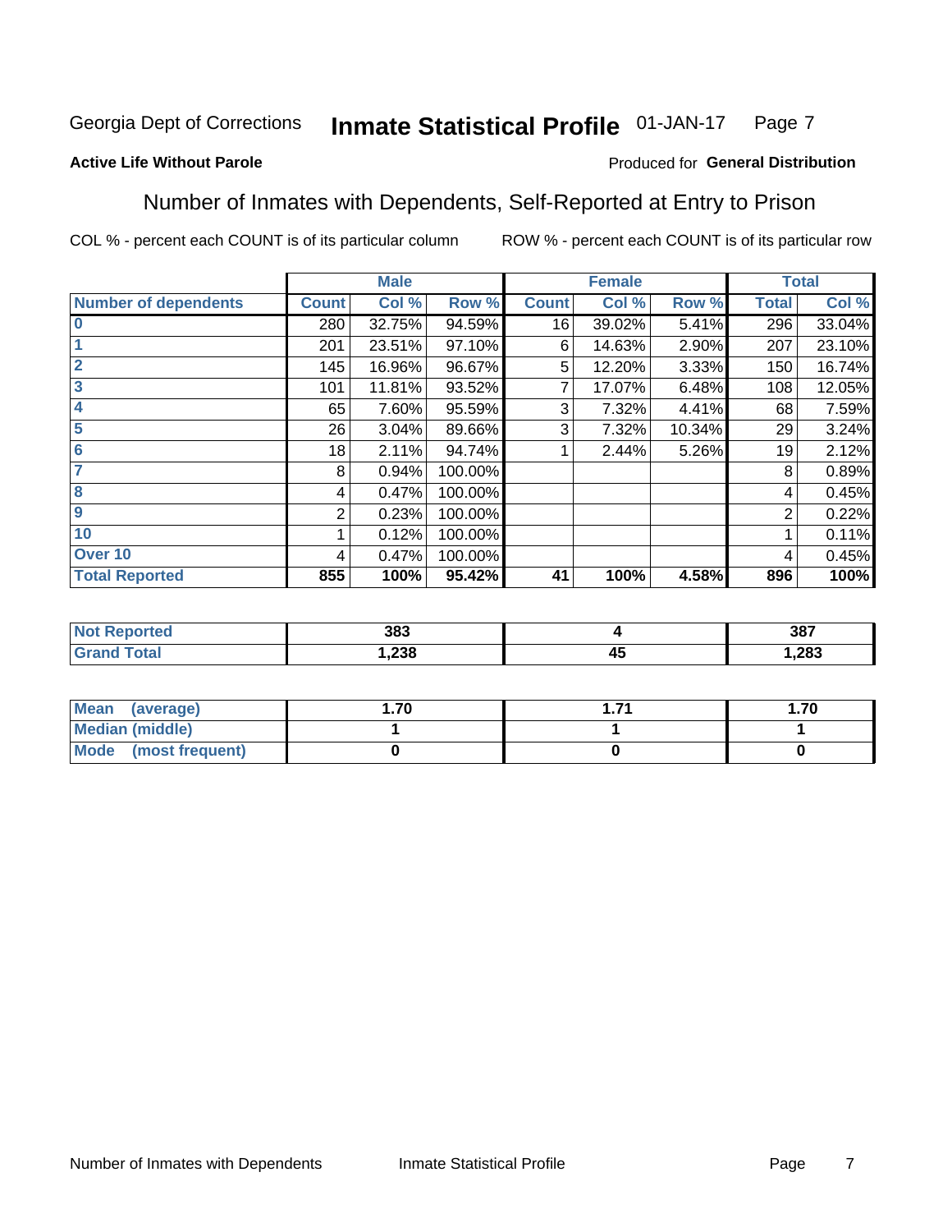Georgia Dept of Corrections **Inmate Statistical Profile** 01-JAN-17

**Active Life Without Parole**

Produced for **General Distribution**

## Number of Inmates with Dependents, Self-Reported at Entry to Prison

COL % - percent each COUNT is of its particular column    ROW % - percent each COUNT is of its particular row

| | Male | | | Female | | | Total | |
|---|---|---|---|---|---|---|---|---|
| **Number of dependents** | **Count** | **Col %** | **Row %** | **Count** | **Col %** | **Row %** | **Total** | **Col %** |
| 0 | 280 | 32.75% | 94.59% | 16 | 39.02% | 5.41% | 296 | 33.04% |
| 1 | 201 | 23.51% | 97.10% | 6 | 14.63% | 2.90% | 207 | 23.10% |
| 2 | 145 | 16.96% | 96.67% | 5 | 12.20% | 3.33% | 150 | 16.74% |
| 3 | 101 | 11.81% | 93.52% | 7 | 17.07% | 6.48% | 108 | 12.05% |
| 4 | 65 | 7.60% | 95.59% | 3 | 7.32% | 4.41% | 68 | 7.59% |
| 5 | 26 | 3.04% | 89.66% | 3 | 7.32% | 10.34% | 29 | 3.24% |
| 6 | 18 | 2.11% | 94.74% | 1 | 2.44% | 5.26% | 19 | 2.12% |
| 7 | 8 | 0.94% | 100.00% | | | | 8 | 0.89% |
| 8 | 4 | 0.47% | 100.00% | | | | 4 | 0.45% |
| 9 | 2 | 0.23% | 100.00% | | | | 2 | 0.22% |
| 10 | 1 | 0.12% | 100.00% | | | | 1 | 0.11% |
| Over 10 | 4 | 0.47% | 100.00% | | | | 4 | 0.45% |
| **Total Reported** | **855** | **100%** | **95.42%** | **41** | **100%** | **4.58%** | **896** | **100%** |

| | Male | Female | Total |
|---|---|---|---|
| **Not Reported** | **383** | **4** | **387** |
| **Grand Total** | **1,238** | **45** | **1,283** |

| | Male | Female | Total |
|---|---|---|---|
| **Mean (average)** | **1.70** | **1.71** | **1.70** |
| **Median (middle)** | **1** | **1** | **1** |
| **Mode (most frequent)** | **0** | **0** | **0** |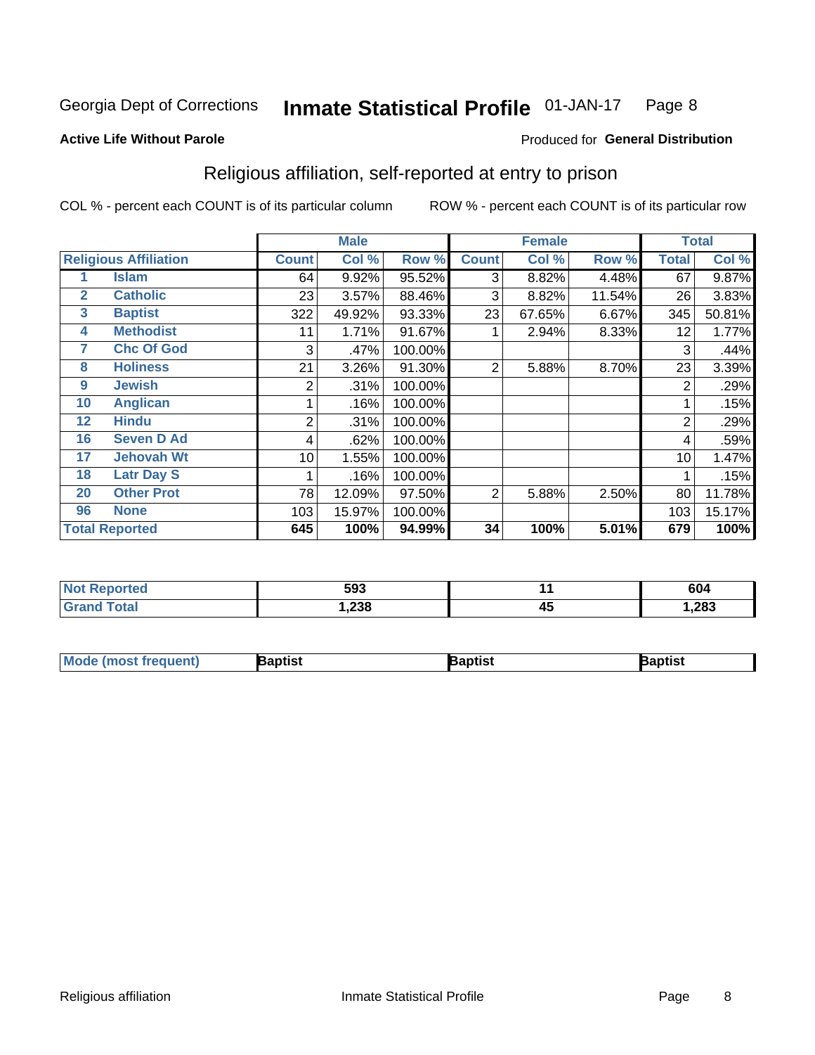Georgia Dept of Corrections **Inmate Statistical Profile** 01-JAN-17 Page 8

**Active Life Without Parole**

Produced for **General Distribution**

## Religious affiliation, self-reported at entry to prison

COL % - percent each COUNT is of its particular column ROW % - percent each COUNT is of its particular row

| | | Male | | | Female | | | Total | |
|---|---|---|---|---|---|---|---|---|---|
| **Religious Affiliation** | | **Count** | **Col %** | **Row %** | **Count** | **Col %** | **Row %** | **Total** | **Col %** |
| 1 | Islam | 64 | 9.92% | 95.52% | 3 | 8.82% | 4.48% | 67 | 9.87% |
| 2 | Catholic | 23 | 3.57% | 88.46% | 3 | 8.82% | 11.54% | 26 | 3.83% |
| 3 | Baptist | 322 | 49.92% | 93.33% | 23 | 67.65% | 6.67% | 345 | 50.81% |
| 4 | Methodist | 11 | 1.71% | 91.67% | 1 | 2.94% | 8.33% | 12 | 1.77% |
| 7 | Chc Of God | 3 | .47% | 100.00% | | | | 3 | .44% |
| 8 | Holiness | 21 | 3.26% | 91.30% | 2 | 5.88% | 8.70% | 23 | 3.39% |
| 9 | Jewish | 2 | .31% | 100.00% | | | | 2 | .29% |
| 10 | Anglican | 1 | .16% | 100.00% | | | | 1 | .15% |
| 12 | Hindu | 2 | .31% | 100.00% | | | | 2 | .29% |
| 16 | Seven D Ad | 4 | .62% | 100.00% | | | | 4 | .59% |
| 17 | Jehovah Wt | 10 | 1.55% | 100.00% | | | | 10 | 1.47% |
| 18 | Latr Day S | 1 | .16% | 100.00% | | | | 1 | .15% |
| 20 | Other Prot | 78 | 12.09% | 97.50% | 2 | 5.88% | 2.50% | 80 | 11.78% |
| 96 | None | 103 | 15.97% | 100.00% | | | | 103 | 15.17% |
| **Total Reported** | | **645** | **100%** | **94.99%** | **34** | **100%** | **5.01%** | **679** | **100%** |

| | Male | Female | Total |
|---|---|---|---|
| **Not Reported** | **593** | **11** | **604** |
| **Grand Total** | **1,238** | **45** | **1,283** |

| | Male | Female | Total |
|---|---|---|---|
| **Mode (most frequent)** | **Baptist** | **Baptist** | **Baptist** |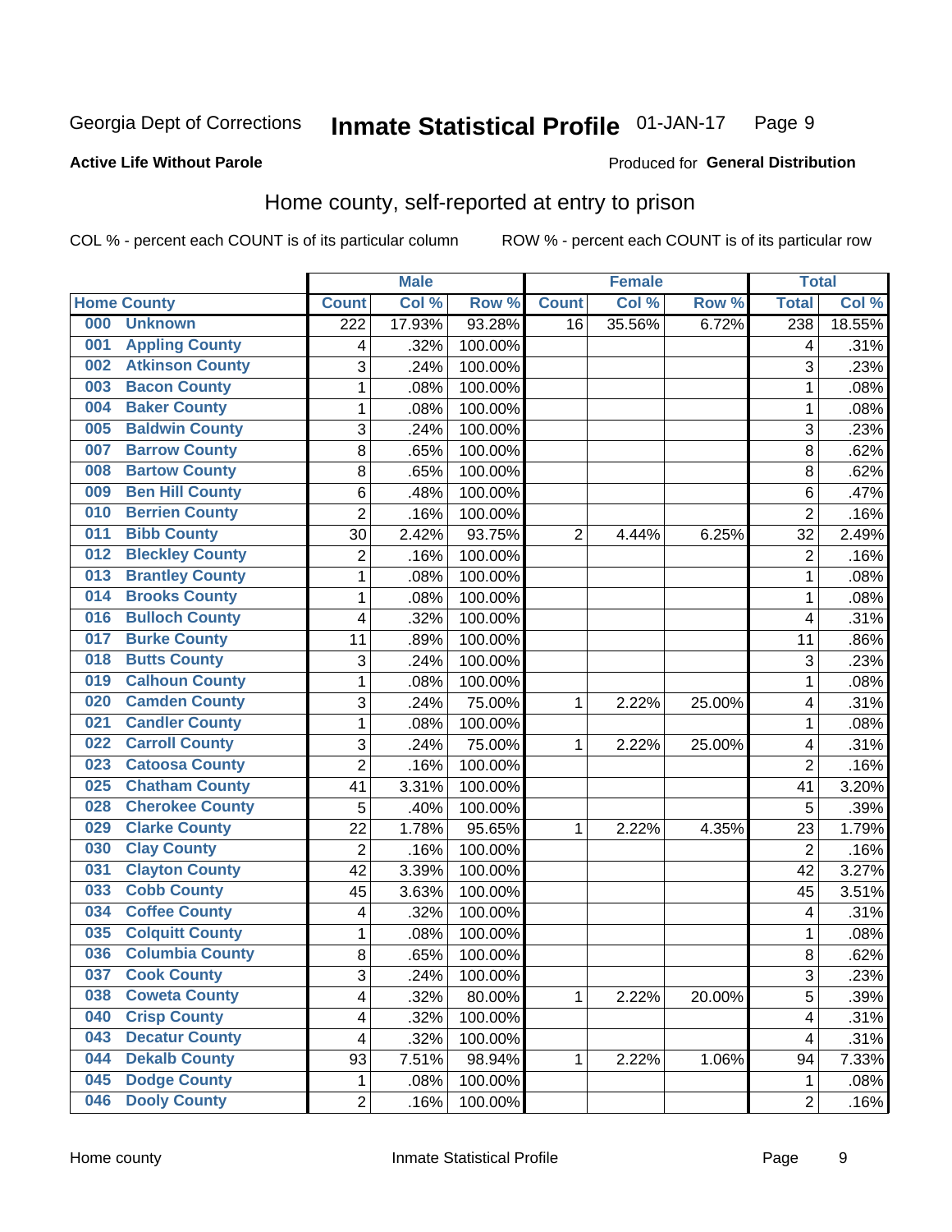Georgia Dept of Corrections **Inmate Statistical Profile** 01-JAN-17

**Active Life Without Parole**

Produced for **General Distribution**

## Home county, self-reported at entry to prison

COL % - percent each COUNT is of its particular column ROW % - percent each COUNT is of its particular row

| Home County | | Male | | | Female | | | Total | |
|---|---|---|---|---|---|---|---|---|---|
| | | Count | Col % | Row % | Count | Col % | Row % | Total | Col % |
| 000 | Unknown | 222 | 17.93% | 93.28% | 16 | 35.56% | 6.72% | 238 | 18.55% |
| 001 | Appling County | 4 | .32% | 100.00% | | | | 4 | .31% |
| 002 | Atkinson County | 3 | .24% | 100.00% | | | | 3 | .23% |
| 003 | Bacon County | 1 | .08% | 100.00% | | | | 1 | .08% |
| 004 | Baker County | 1 | .08% | 100.00% | | | | 1 | .08% |
| 005 | Baldwin County | 3 | .24% | 100.00% | | | | 3 | .23% |
| 007 | Barrow County | 8 | .65% | 100.00% | | | | 8 | .62% |
| 008 | Bartow County | 8 | .65% | 100.00% | | | | 8 | .62% |
| 009 | Ben Hill County | 6 | .48% | 100.00% | | | | 6 | .47% |
| 010 | Berrien County | 2 | .16% | 100.00% | | | | 2 | .16% |
| 011 | Bibb County | 30 | 2.42% | 93.75% | 2 | 4.44% | 6.25% | 32 | 2.49% |
| 012 | Bleckley County | 2 | .16% | 100.00% | | | | 2 | .16% |
| 013 | Brantley County | 1 | .08% | 100.00% | | | | 1 | .08% |
| 014 | Brooks County | 1 | .08% | 100.00% | | | | 1 | .08% |
| 016 | Bulloch County | 4 | .32% | 100.00% | | | | 4 | .31% |
| 017 | Burke County | 11 | .89% | 100.00% | | | | 11 | .86% |
| 018 | Butts County | 3 | .24% | 100.00% | | | | 3 | .23% |
| 019 | Calhoun County | 1 | .08% | 100.00% | | | | 1 | .08% |
| 020 | Camden County | 3 | .24% | 75.00% | 1 | 2.22% | 25.00% | 4 | .31% |
| 021 | Candler County | 1 | .08% | 100.00% | | | | 1 | .08% |
| 022 | Carroll County | 3 | .24% | 75.00% | 1 | 2.22% | 25.00% | 4 | .31% |
| 023 | Catoosa County | 2 | .16% | 100.00% | | | | 2 | .16% |
| 025 | Chatham County | 41 | 3.31% | 100.00% | | | | 41 | 3.20% |
| 028 | Cherokee County | 5 | .40% | 100.00% | | | | 5 | .39% |
| 029 | Clarke County | 22 | 1.78% | 95.65% | 1 | 2.22% | 4.35% | 23 | 1.79% |
| 030 | Clay County | 2 | .16% | 100.00% | | | | 2 | .16% |
| 031 | Clayton County | 42 | 3.39% | 100.00% | | | | 42 | 3.27% |
| 033 | Cobb County | 45 | 3.63% | 100.00% | | | | 45 | 3.51% |
| 034 | Coffee County | 4 | .32% | 100.00% | | | | 4 | .31% |
| 035 | Colquitt County | 1 | .08% | 100.00% | | | | 1 | .08% |
| 036 | Columbia County | 8 | .65% | 100.00% | | | | 8 | .62% |
| 037 | Cook County | 3 | .24% | 100.00% | | | | 3 | .23% |
| 038 | Coweta County | 4 | .32% | 80.00% | 1 | 2.22% | 20.00% | 5 | .39% |
| 040 | Crisp County | 4 | .32% | 100.00% | | | | 4 | .31% |
| 043 | Decatur County | 4 | .32% | 100.00% | | | | 4 | .31% |
| 044 | Dekalb County | 93 | 7.51% | 98.94% | 1 | 2.22% | 1.06% | 94 | 7.33% |
| 045 | Dodge County | 1 | .08% | 100.00% | | | | 1 | .08% |
| 046 | Dooly County | 2 | .16% | 100.00% | | | | 2 | .16% |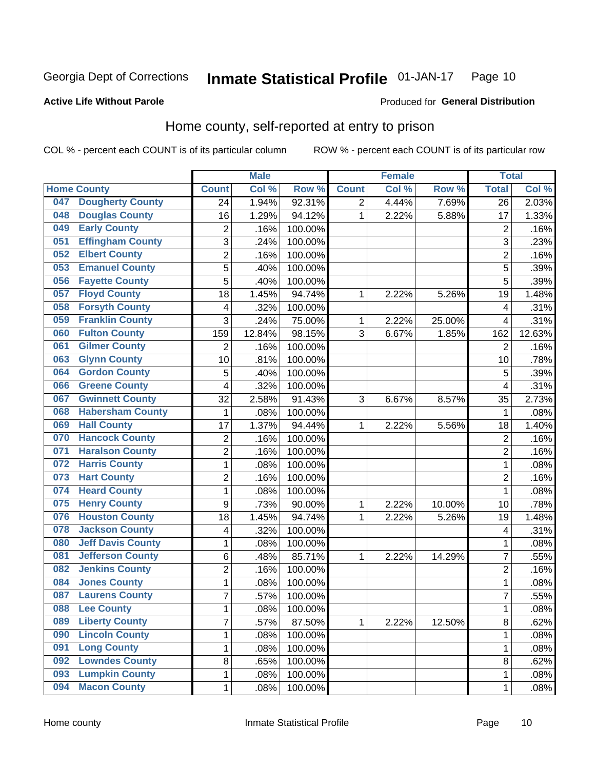Georgia Dept of Corrections **Inmate Statistical Profile** 01-JAN-17

**Active Life Without Parole**

Produced for **General Distribution**

## Home county, self-reported at entry to prison

COL % - percent each COUNT is of its particular column ROW % - percent each COUNT is of its particular row

| Home County | | Male | | | Female | | | Total | |
|---|---|---|---|---|---|---|---|---|---|
| | | Count | Col % | Row % | Count | Col % | Row % | Total | Col % |
| 047 | Dougherty County | 24 | 1.94% | 92.31% | 2 | 4.44% | 7.69% | 26 | 2.03% |
| 048 | Douglas County | 16 | 1.29% | 94.12% | 1 | 2.22% | 5.88% | 17 | 1.33% |
| 049 | Early County | 2 | .16% | 100.00% | | | | 2 | .16% |
| 051 | Effingham County | 3 | .24% | 100.00% | | | | 3 | .23% |
| 052 | Elbert County | 2 | .16% | 100.00% | | | | 2 | .16% |
| 053 | Emanuel County | 5 | .40% | 100.00% | | | | 5 | .39% |
| 056 | Fayette County | 5 | .40% | 100.00% | | | | 5 | .39% |
| 057 | Floyd County | 18 | 1.45% | 94.74% | 1 | 2.22% | 5.26% | 19 | 1.48% |
| 058 | Forsyth County | 4 | .32% | 100.00% | | | | 4 | .31% |
| 059 | Franklin County | 3 | .24% | 75.00% | 1 | 2.22% | 25.00% | 4 | .31% |
| 060 | Fulton County | 159 | 12.84% | 98.15% | 3 | 6.67% | 1.85% | 162 | 12.63% |
| 061 | Gilmer County | 2 | .16% | 100.00% | | | | 2 | .16% |
| 063 | Glynn County | 10 | .81% | 100.00% | | | | 10 | .78% |
| 064 | Gordon County | 5 | .40% | 100.00% | | | | 5 | .39% |
| 066 | Greene County | 4 | .32% | 100.00% | | | | 4 | .31% |
| 067 | Gwinnett County | 32 | 2.58% | 91.43% | 3 | 6.67% | 8.57% | 35 | 2.73% |
| 068 | Habersham County | 1 | .08% | 100.00% | | | | 1 | .08% |
| 069 | Hall County | 17 | 1.37% | 94.44% | 1 | 2.22% | 5.56% | 18 | 1.40% |
| 070 | Hancock County | 2 | .16% | 100.00% | | | | 2 | .16% |
| 071 | Haralson County | 2 | .16% | 100.00% | | | | 2 | .16% |
| 072 | Harris County | 1 | .08% | 100.00% | | | | 1 | .08% |
| 073 | Hart County | 2 | .16% | 100.00% | | | | 2 | .16% |
| 074 | Heard County | 1 | .08% | 100.00% | | | | 1 | .08% |
| 075 | Henry County | 9 | .73% | 90.00% | 1 | 2.22% | 10.00% | 10 | .78% |
| 076 | Houston County | 18 | 1.45% | 94.74% | 1 | 2.22% | 5.26% | 19 | 1.48% |
| 078 | Jackson County | 4 | .32% | 100.00% | | | | 4 | .31% |
| 080 | Jeff Davis County | 1 | .08% | 100.00% | | | | 1 | .08% |
| 081 | Jefferson County | 6 | .48% | 85.71% | 1 | 2.22% | 14.29% | 7 | .55% |
| 082 | Jenkins County | 2 | .16% | 100.00% | | | | 2 | .16% |
| 084 | Jones County | 1 | .08% | 100.00% | | | | 1 | .08% |
| 087 | Laurens County | 7 | .57% | 100.00% | | | | 7 | .55% |
| 088 | Lee County | 1 | .08% | 100.00% | | | | 1 | .08% |
| 089 | Liberty County | 7 | .57% | 87.50% | 1 | 2.22% | 12.50% | 8 | .62% |
| 090 | Lincoln County | 1 | .08% | 100.00% | | | | 1 | .08% |
| 091 | Long County | 1 | .08% | 100.00% | | | | 1 | .08% |
| 092 | Lowndes County | 8 | .65% | 100.00% | | | | 8 | .62% |
| 093 | Lumpkin County | 1 | .08% | 100.00% | | | | 1 | .08% |
| 094 | Macon County | 1 | .08% | 100.00% | | | | 1 | .08% |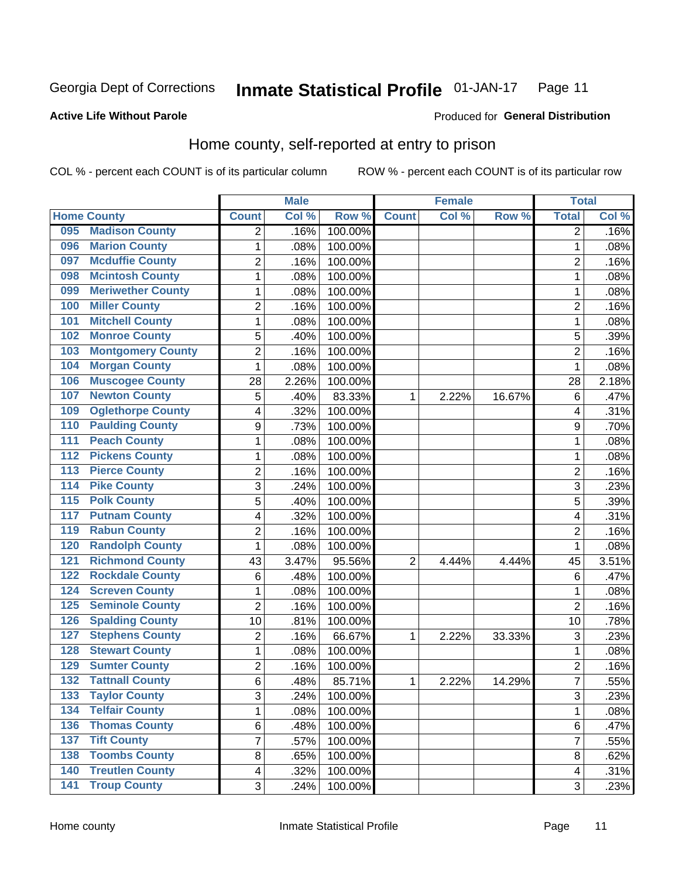Georgia Dept of Corrections **Inmate Statistical Profile** 01-JAN-17

**Active Life Without Parole**

Produced for **General Distribution**

## Home county, self-reported at entry to prison

COL % - percent each COUNT is of its particular column ROW % - percent each COUNT is of its particular row

| Home County | | Male | | | Female | | | Total | |
|---|---|---|---|---|---|---|---|---|---|
| | | Count | Col % | Row % | Count | Col % | Row % | Total | Col % |
| 095 | Madison County | 2 | .16% | 100.00% | | | | 2 | .16% |
| 096 | Marion County | 1 | .08% | 100.00% | | | | 1 | .08% |
| 097 | Mcduffie County | 2 | .16% | 100.00% | | | | 2 | .16% |
| 098 | Mcintosh County | 1 | .08% | 100.00% | | | | 1 | .08% |
| 099 | Meriwether County | 1 | .08% | 100.00% | | | | 1 | .08% |
| 100 | Miller County | 2 | .16% | 100.00% | | | | 2 | .16% |
| 101 | Mitchell County | 1 | .08% | 100.00% | | | | 1 | .08% |
| 102 | Monroe County | 5 | .40% | 100.00% | | | | 5 | .39% |
| 103 | Montgomery County | 2 | .16% | 100.00% | | | | 2 | .16% |
| 104 | Morgan County | 1 | .08% | 100.00% | | | | 1 | .08% |
| 106 | Muscogee County | 28 | 2.26% | 100.00% | | | | 28 | 2.18% |
| 107 | Newton County | 5 | .40% | 83.33% | 1 | 2.22% | 16.67% | 6 | .47% |
| 109 | Oglethorpe County | 4 | .32% | 100.00% | | | | 4 | .31% |
| 110 | Paulding County | 9 | .73% | 100.00% | | | | 9 | .70% |
| 111 | Peach County | 1 | .08% | 100.00% | | | | 1 | .08% |
| 112 | Pickens County | 1 | .08% | 100.00% | | | | 1 | .08% |
| 113 | Pierce County | 2 | .16% | 100.00% | | | | 2 | .16% |
| 114 | Pike County | 3 | .24% | 100.00% | | | | 3 | .23% |
| 115 | Polk County | 5 | .40% | 100.00% | | | | 5 | .39% |
| 117 | Putnam County | 4 | .32% | 100.00% | | | | 4 | .31% |
| 119 | Rabun County | 2 | .16% | 100.00% | | | | 2 | .16% |
| 120 | Randolph County | 1 | .08% | 100.00% | | | | 1 | .08% |
| 121 | Richmond County | 43 | 3.47% | 95.56% | 2 | 4.44% | 4.44% | 45 | 3.51% |
| 122 | Rockdale County | 6 | .48% | 100.00% | | | | 6 | .47% |
| 124 | Screven County | 1 | .08% | 100.00% | | | | 1 | .08% |
| 125 | Seminole County | 2 | .16% | 100.00% | | | | 2 | .16% |
| 126 | Spalding County | 10 | .81% | 100.00% | | | | 10 | .78% |
| 127 | Stephens County | 2 | .16% | 66.67% | 1 | 2.22% | 33.33% | 3 | .23% |
| 128 | Stewart County | 1 | .08% | 100.00% | | | | 1 | .08% |
| 129 | Sumter County | 2 | .16% | 100.00% | | | | 2 | .16% |
| 132 | Tattnall County | 6 | .48% | 85.71% | 1 | 2.22% | 14.29% | 7 | .55% |
| 133 | Taylor County | 3 | .24% | 100.00% | | | | 3 | .23% |
| 134 | Telfair County | 1 | .08% | 100.00% | | | | 1 | .08% |
| 136 | Thomas County | 6 | .48% | 100.00% | | | | 6 | .47% |
| 137 | Tift County | 7 | .57% | 100.00% | | | | 7 | .55% |
| 138 | Toombs County | 8 | .65% | 100.00% | | | | 8 | .62% |
| 140 | Treutlen County | 4 | .32% | 100.00% | | | | 4 | .31% |
| 141 | Troup County | 3 | .24% | 100.00% | | | | 3 | .23% |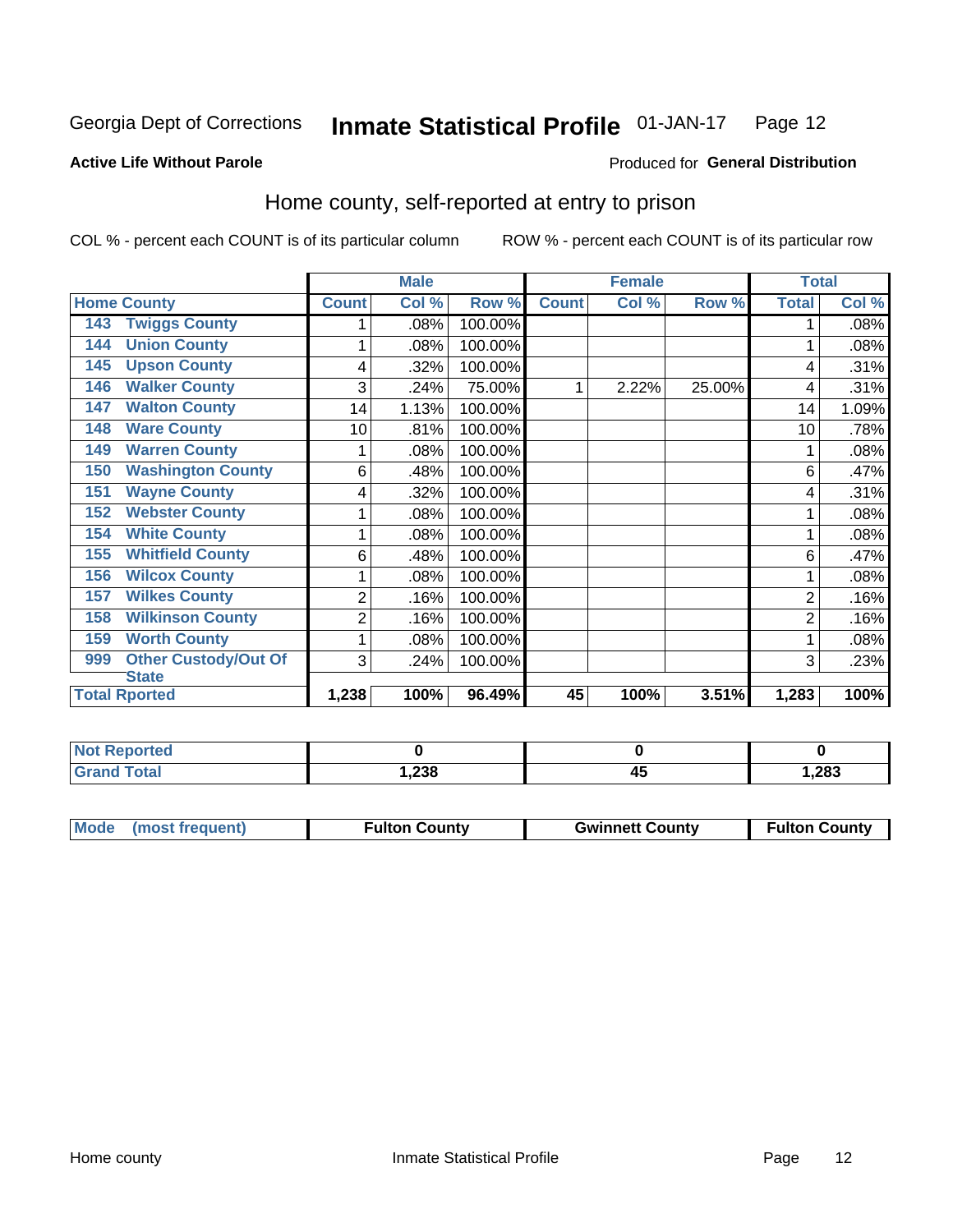Georgia Dept of Corrections **Inmate Statistical Profile** 01-JAN-17

**Active Life Without Parole**

Produced for **General Distribution**

## Home county, self-reported at entry to prison

COL % - percent each COUNT is of its particular column

ROW % - percent each COUNT is of its particular row

| Home County | | Male | | | Female | | | Total | |
|---|---|---|---|---|---|---|---|---|---|
| | | Count | Col % | Row % | Count | Col % | Row % | Total | Col % |
| 143 | Twiggs County | 1 | .08% | 100.00% | | | | 1 | .08% |
| 144 | Union County | 1 | .08% | 100.00% | | | | 1 | .08% |
| 145 | Upson County | 4 | .32% | 100.00% | | | | 4 | .31% |
| 146 | Walker County | 3 | .24% | 75.00% | 1 | 2.22% | 25.00% | 4 | .31% |
| 147 | Walton County | 14 | 1.13% | 100.00% | | | | 14 | 1.09% |
| 148 | Ware County | 10 | .81% | 100.00% | | | | 10 | .78% |
| 149 | Warren County | 1 | .08% | 100.00% | | | | 1 | .08% |
| 150 | Washington County | 6 | .48% | 100.00% | | | | 6 | .47% |
| 151 | Wayne County | 4 | .32% | 100.00% | | | | 4 | .31% |
| 152 | Webster County | 1 | .08% | 100.00% | | | | 1 | .08% |
| 154 | White County | 1 | .08% | 100.00% | | | | 1 | .08% |
| 155 | Whitfield County | 6 | .48% | 100.00% | | | | 6 | .47% |
| 156 | Wilcox County | 1 | .08% | 100.00% | | | | 1 | .08% |
| 157 | Wilkes County | 2 | .16% | 100.00% | | | | 2 | .16% |
| 158 | Wilkinson County | 2 | .16% | 100.00% | | | | 2 | .16% |
| 159 | Worth County | 1 | .08% | 100.00% | | | | 1 | .08% |
| 999 | Other Custody/Out Of State | 3 | .24% | 100.00% | | | | 3 | .23% |
| **Total Rported** | | **1,238** | **100%** | **96.49%** | **45** | **100%** | **3.51%** | **1,283** | **100%** |

| | Male | Female | Total |
|---|---|---|---|
| Not Reported | **0** | **0** | **0** |
| Grand Total | **1,238** | **45** | **1,283** |

| Mode (most frequent) | Fulton County | Gwinnett County | Fulton County |
|---|---|---|---|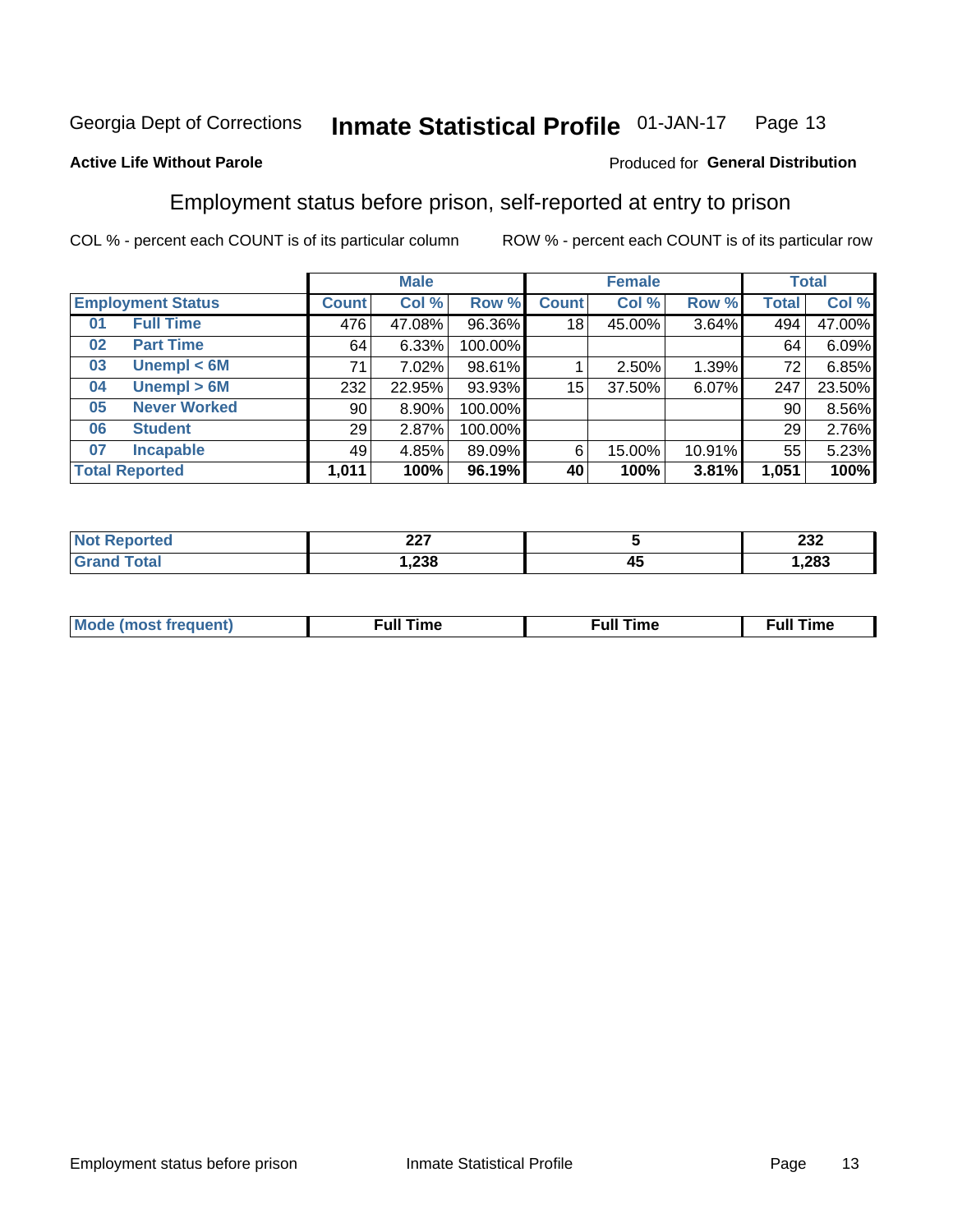Georgia Dept of Corrections **Inmate Statistical Profile** 01-JAN-17 Page 13

**Active Life Without Parole**

Produced for **General Distribution**

## Employment status before prison, self-reported at entry to prison

COL % - percent each COUNT is of its particular column ROW % - percent each COUNT is of its particular row

| Employment Status | | Male | | | Female | | | Total | |
|---|---|---|---|---|---|---|---|---|---|
| | | Count | Col % | Row % | Count | Col % | Row % | Total | Col % |
| 01 | Full Time | 476 | 47.08% | 96.36% | 18 | 45.00% | 3.64% | 494 | 47.00% |
| 02 | Part Time | 64 | 6.33% | 100.00% | | | | 64 | 6.09% |
| 03 | Unempl < 6M | 71 | 7.02% | 98.61% | 1 | 2.50% | 1.39% | 72 | 6.85% |
| 04 | Unempl > 6M | 232 | 22.95% | 93.93% | 15 | 37.50% | 6.07% | 247 | 23.50% |
| 05 | Never Worked | 90 | 8.90% | 100.00% | | | | 90 | 8.56% |
| 06 | Student | 29 | 2.87% | 100.00% | | | | 29 | 2.76% |
| 07 | Incapable | 49 | 4.85% | 89.09% | 6 | 15.00% | 10.91% | 55 | 5.23% |
| **Total Reported** | | **1,011** | **100%** | **96.19%** | **40** | **100%** | **3.81%** | **1,051** | **100%** |

| | Male | Female | Total |
|---|---|---|---|
| Not Reported | 227 | 5 | 232 |
| Grand Total | 1,238 | 45 | 1,283 |

| | Male | Female | Total |
|---|---|---|---|
| Mode (most frequent) | Full Time | Full Time | Full Time |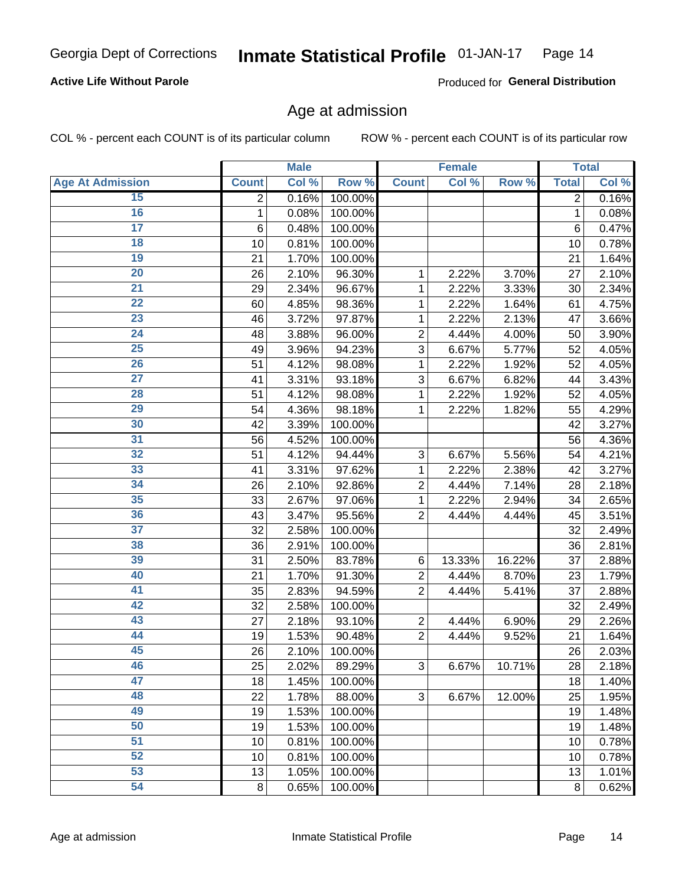Georgia Dept of Corrections **Inmate Statistical Profile** 01-JAN-17

**Active Life Without Parole**

Produced for **General Distribution**

## Age at admission

COL % - percent each COUNT is of its particular column

ROW % - percent each COUNT is of its particular row

| | Male | | | Female | | | Total | |
|---|---|---|---|---|---|---|---|---|
| Age At Admission | Count | Col % | Row % | Count | Col % | Row % | Total | Col % |
| 15 | 2 | 0.16% | 100.00% | | | | 2 | 0.16% |
| 16 | 1 | 0.08% | 100.00% | | | | 1 | 0.08% |
| 17 | 6 | 0.48% | 100.00% | | | | 6 | 0.47% |
| 18 | 10 | 0.81% | 100.00% | | | | 10 | 0.78% |
| 19 | 21 | 1.70% | 100.00% | | | | 21 | 1.64% |
| 20 | 26 | 2.10% | 96.30% | 1 | 2.22% | 3.70% | 27 | 2.10% |
| 21 | 29 | 2.34% | 96.67% | 1 | 2.22% | 3.33% | 30 | 2.34% |
| 22 | 60 | 4.85% | 98.36% | 1 | 2.22% | 1.64% | 61 | 4.75% |
| 23 | 46 | 3.72% | 97.87% | 1 | 2.22% | 2.13% | 47 | 3.66% |
| 24 | 48 | 3.88% | 96.00% | 2 | 4.44% | 4.00% | 50 | 3.90% |
| 25 | 49 | 3.96% | 94.23% | 3 | 6.67% | 5.77% | 52 | 4.05% |
| 26 | 51 | 4.12% | 98.08% | 1 | 2.22% | 1.92% | 52 | 4.05% |
| 27 | 41 | 3.31% | 93.18% | 3 | 6.67% | 6.82% | 44 | 3.43% |
| 28 | 51 | 4.12% | 98.08% | 1 | 2.22% | 1.92% | 52 | 4.05% |
| 29 | 54 | 4.36% | 98.18% | 1 | 2.22% | 1.82% | 55 | 4.29% |
| 30 | 42 | 3.39% | 100.00% | | | | 42 | 3.27% |
| 31 | 56 | 4.52% | 100.00% | | | | 56 | 4.36% |
| 32 | 51 | 4.12% | 94.44% | 3 | 6.67% | 5.56% | 54 | 4.21% |
| 33 | 41 | 3.31% | 97.62% | 1 | 2.22% | 2.38% | 42 | 3.27% |
| 34 | 26 | 2.10% | 92.86% | 2 | 4.44% | 7.14% | 28 | 2.18% |
| 35 | 33 | 2.67% | 97.06% | 1 | 2.22% | 2.94% | 34 | 2.65% |
| 36 | 43 | 3.47% | 95.56% | 2 | 4.44% | 4.44% | 45 | 3.51% |
| 37 | 32 | 2.58% | 100.00% | | | | 32 | 2.49% |
| 38 | 36 | 2.91% | 100.00% | | | | 36 | 2.81% |
| 39 | 31 | 2.50% | 83.78% | 6 | 13.33% | 16.22% | 37 | 2.88% |
| 40 | 21 | 1.70% | 91.30% | 2 | 4.44% | 8.70% | 23 | 1.79% |
| 41 | 35 | 2.83% | 94.59% | 2 | 4.44% | 5.41% | 37 | 2.88% |
| 42 | 32 | 2.58% | 100.00% | | | | 32 | 2.49% |
| 43 | 27 | 2.18% | 93.10% | 2 | 4.44% | 6.90% | 29 | 2.26% |
| 44 | 19 | 1.53% | 90.48% | 2 | 4.44% | 9.52% | 21 | 1.64% |
| 45 | 26 | 2.10% | 100.00% | | | | 26 | 2.03% |
| 46 | 25 | 2.02% | 89.29% | 3 | 6.67% | 10.71% | 28 | 2.18% |
| 47 | 18 | 1.45% | 100.00% | | | | 18 | 1.40% |
| 48 | 22 | 1.78% | 88.00% | 3 | 6.67% | 12.00% | 25 | 1.95% |
| 49 | 19 | 1.53% | 100.00% | | | | 19 | 1.48% |
| 50 | 19 | 1.53% | 100.00% | | | | 19 | 1.48% |
| 51 | 10 | 0.81% | 100.00% | | | | 10 | 0.78% |
| 52 | 10 | 0.81% | 100.00% | | | | 10 | 0.78% |
| 53 | 13 | 1.05% | 100.00% | | | | 13 | 1.01% |
| 54 | 8 | 0.65% | 100.00% | | | | 8 | 0.62% |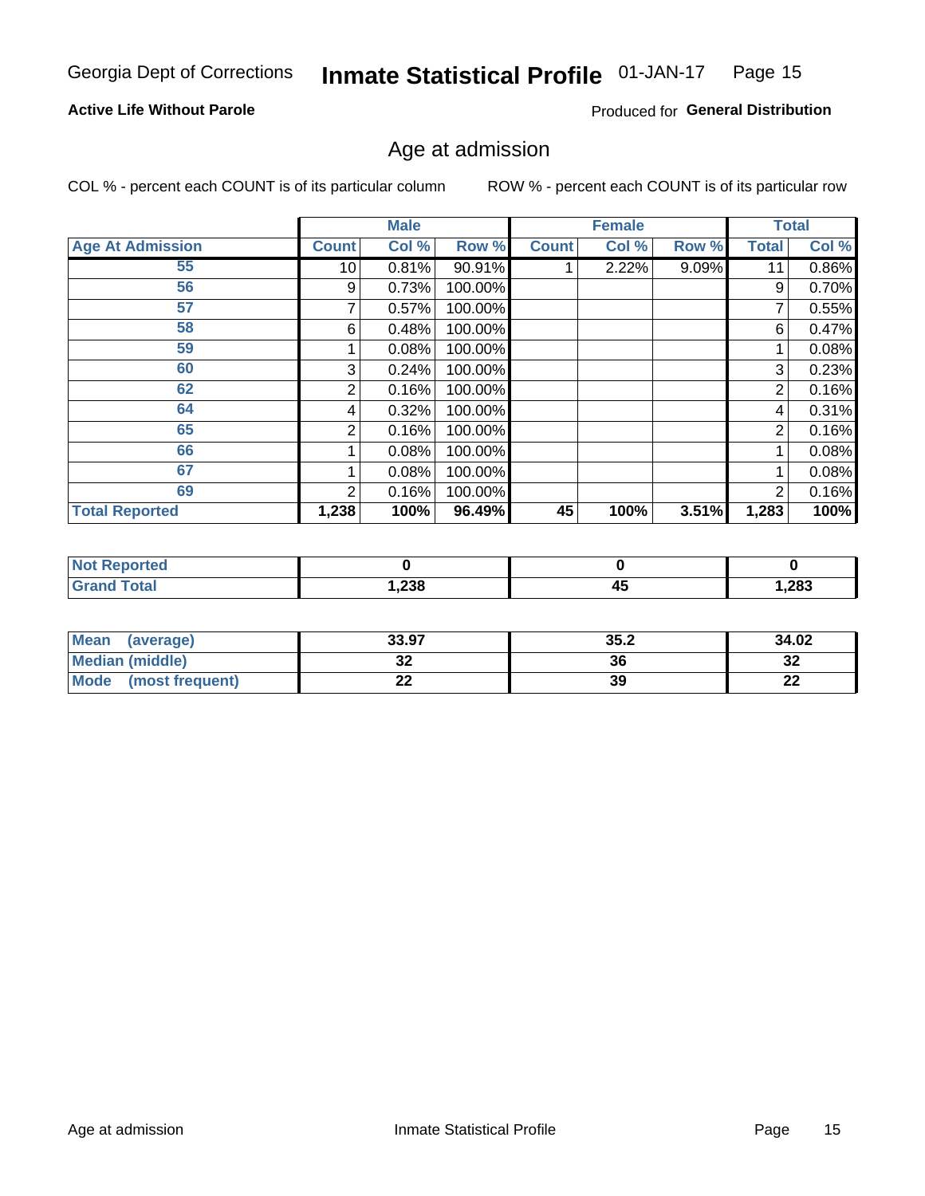Georgia Dept of Corrections **Inmate Statistical Profile** 01-JAN-17

**Active Life Without Parole**

Produced for **General Distribution**

## Age at admission

COL % - percent each COUNT is of its particular column

ROW % - percent each COUNT is of its particular row

| | Male | | | Female | | | Total | |
|---|---|---|---|---|---|---|---|---|
| **Age At Admission** | **Count** | **Col %** | **Row %** | **Count** | **Col %** | **Row %** | **Total** | **Col %** |
| 55 | 10 | 0.81% | 90.91% | 1 | 2.22% | 9.09% | 11 | 0.86% |
| 56 | 9 | 0.73% | 100.00% | | | | 9 | 0.70% |
| 57 | 7 | 0.57% | 100.00% | | | | 7 | 0.55% |
| 58 | 6 | 0.48% | 100.00% | | | | 6 | 0.47% |
| 59 | 1 | 0.08% | 100.00% | | | | 1 | 0.08% |
| 60 | 3 | 0.24% | 100.00% | | | | 3 | 0.23% |
| 62 | 2 | 0.16% | 100.00% | | | | 2 | 0.16% |
| 64 | 4 | 0.32% | 100.00% | | | | 4 | 0.31% |
| 65 | 2 | 0.16% | 100.00% | | | | 2 | 0.16% |
| 66 | 1 | 0.08% | 100.00% | | | | 1 | 0.08% |
| 67 | 1 | 0.08% | 100.00% | | | | 1 | 0.08% |
| 69 | 2 | 0.16% | 100.00% | | | | 2 | 0.16% |
| **Total Reported** | **1,238** | **100%** | **96.49%** | **45** | **100%** | **3.51%** | **1,283** | **100%** |

| | Male | Female | Total |
|---|---|---|---|
| **Not Reported** | **0** | **0** | **0** |
| **Grand Total** | **1,238** | **45** | **1,283** |

| | Male | Female | Total |
|---|---|---|---|
| **Mean (average)** | **33.97** | **35.2** | **34.02** |
| **Median (middle)** | **32** | **36** | **32** |
| **Mode (most frequent)** | **22** | **39** | **22** |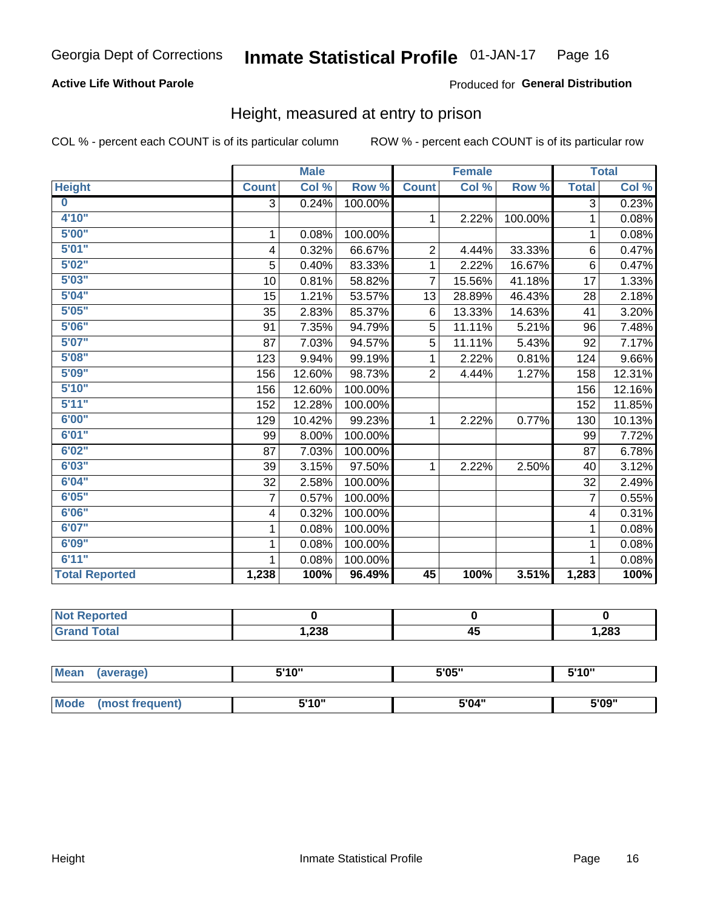Georgia Dept of Corrections **Inmate Statistical Profile** 01-JAN-17

**Active Life Without Parole**

Produced for **General Distribution**

## Height, measured at entry to prison

COL % - percent each COUNT is of its particular column ROW % - percent each COUNT is of its particular row

| | Male | | | Female | | | Total | |
|---|---|---|---|---|---|---|---|---|
| **Height** | **Count** | **Col %** | **Row %** | **Count** | **Col %** | **Row %** | **Total** | **Col %** |
| **0** | 3 | 0.24% | 100.00% | | | | 3 | 0.23% |
| **4'10"** | | | | 1 | 2.22% | 100.00% | 1 | 0.08% |
| **5'00"** | 1 | 0.08% | 100.00% | | | | 1 | 0.08% |
| **5'01"** | 4 | 0.32% | 66.67% | 2 | 4.44% | 33.33% | 6 | 0.47% |
| **5'02"** | 5 | 0.40% | 83.33% | 1 | 2.22% | 16.67% | 6 | 0.47% |
| **5'03"** | 10 | 0.81% | 58.82% | 7 | 15.56% | 41.18% | 17 | 1.33% |
| **5'04"** | 15 | 1.21% | 53.57% | 13 | 28.89% | 46.43% | 28 | 2.18% |
| **5'05"** | 35 | 2.83% | 85.37% | 6 | 13.33% | 14.63% | 41 | 3.20% |
| **5'06"** | 91 | 7.35% | 94.79% | 5 | 11.11% | 5.21% | 96 | 7.48% |
| **5'07"** | 87 | 7.03% | 94.57% | 5 | 11.11% | 5.43% | 92 | 7.17% |
| **5'08"** | 123 | 9.94% | 99.19% | 1 | 2.22% | 0.81% | 124 | 9.66% |
| **5'09"** | 156 | 12.60% | 98.73% | 2 | 4.44% | 1.27% | 158 | 12.31% |
| **5'10"** | 156 | 12.60% | 100.00% | | | | 156 | 12.16% |
| **5'11"** | 152 | 12.28% | 100.00% | | | | 152 | 11.85% |
| **6'00"** | 129 | 10.42% | 99.23% | 1 | 2.22% | 0.77% | 130 | 10.13% |
| **6'01"** | 99 | 8.00% | 100.00% | | | | 99 | 7.72% |
| **6'02"** | 87 | 7.03% | 100.00% | | | | 87 | 6.78% |
| **6'03"** | 39 | 3.15% | 97.50% | 1 | 2.22% | 2.50% | 40 | 3.12% |
| **6'04"** | 32 | 2.58% | 100.00% | | | | 32 | 2.49% |
| **6'05"** | 7 | 0.57% | 100.00% | | | | 7 | 0.55% |
| **6'06"** | 4 | 0.32% | 100.00% | | | | 4 | 0.31% |
| **6'07"** | 1 | 0.08% | 100.00% | | | | 1 | 0.08% |
| **6'09"** | 1 | 0.08% | 100.00% | | | | 1 | 0.08% |
| **6'11"** | 1 | 0.08% | 100.00% | | | | 1 | 0.08% |
| **Total Reported** | **1,238** | **100%** | **96.49%** | **45** | **100%** | **3.51%** | **1,283** | **100%** |

| | Male | Female | Total |
|---|---|---|---|
| **Not Reported** | **0** | **0** | **0** |
| **Grand Total** | **1,238** | **45** | **1,283** |

| | Male | Female | Total |
|---|---|---|---|
| **Mean (average)** | **5'10"** | **5'05"** | **5'10"** |
| **Mode (most frequent)** | **5'10"** | **5'04"** | **5'09"** |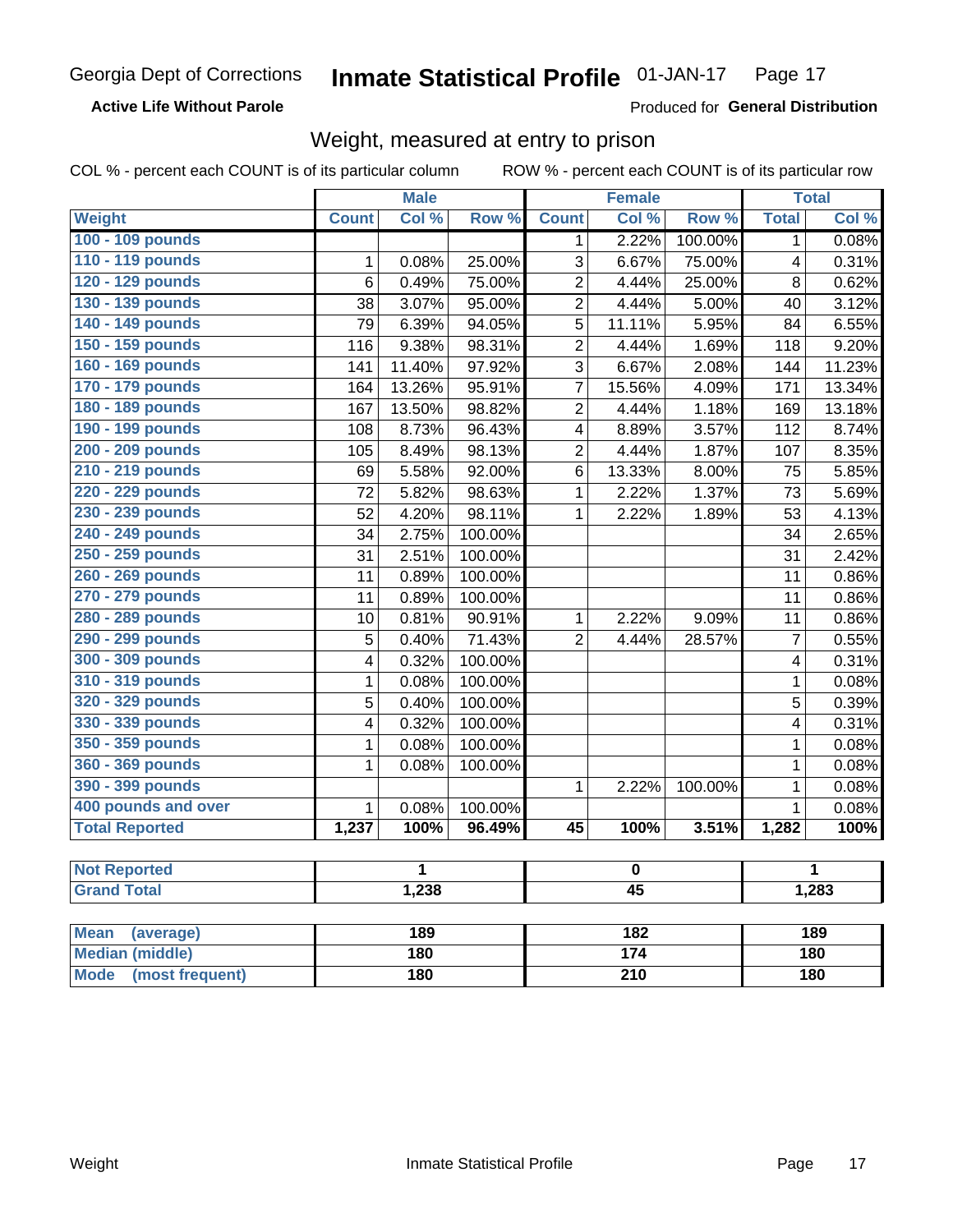Georgia Dept of Corrections **Inmate Statistical Profile** 01-JAN-17

**Active Life Without Parole**

Produced for **General Distribution**

## Weight, measured at entry to prison

COL % - percent each COUNT is of its particular column ROW % - percent each COUNT is of its particular row

| | Male | | | Female | | | Total | |
|---|---|---|---|---|---|---|---|---|
| **Weight** | **Count** | **Col %** | **Row %** | **Count** | **Col %** | **Row %** | **Total** | **Col %** |
| **100 - 109 pounds** | | | | 1 | 2.22% | 100.00% | 1 | 0.08% |
| **110 - 119 pounds** | 1 | 0.08% | 25.00% | 3 | 6.67% | 75.00% | 4 | 0.31% |
| **120 - 129 pounds** | 6 | 0.49% | 75.00% | 2 | 4.44% | 25.00% | 8 | 0.62% |
| **130 - 139 pounds** | 38 | 3.07% | 95.00% | 2 | 4.44% | 5.00% | 40 | 3.12% |
| **140 - 149 pounds** | 79 | 6.39% | 94.05% | 5 | 11.11% | 5.95% | 84 | 6.55% |
| **150 - 159 pounds** | 116 | 9.38% | 98.31% | 2 | 4.44% | 1.69% | 118 | 9.20% |
| **160 - 169 pounds** | 141 | 11.40% | 97.92% | 3 | 6.67% | 2.08% | 144 | 11.23% |
| **170 - 179 pounds** | 164 | 13.26% | 95.91% | 7 | 15.56% | 4.09% | 171 | 13.34% |
| **180 - 189 pounds** | 167 | 13.50% | 98.82% | 2 | 4.44% | 1.18% | 169 | 13.18% |
| **190 - 199 pounds** | 108 | 8.73% | 96.43% | 4 | 8.89% | 3.57% | 112 | 8.74% |
| **200 - 209 pounds** | 105 | 8.49% | 98.13% | 2 | 4.44% | 1.87% | 107 | 8.35% |
| **210 - 219 pounds** | 69 | 5.58% | 92.00% | 6 | 13.33% | 8.00% | 75 | 5.85% |
| **220 - 229 pounds** | 72 | 5.82% | 98.63% | 1 | 2.22% | 1.37% | 73 | 5.69% |
| **230 - 239 pounds** | 52 | 4.20% | 98.11% | 1 | 2.22% | 1.89% | 53 | 4.13% |
| **240 - 249 pounds** | 34 | 2.75% | 100.00% | | | | 34 | 2.65% |
| **250 - 259 pounds** | 31 | 2.51% | 100.00% | | | | 31 | 2.42% |
| **260 - 269 pounds** | 11 | 0.89% | 100.00% | | | | 11 | 0.86% |
| **270 - 279 pounds** | 11 | 0.89% | 100.00% | | | | 11 | 0.86% |
| **280 - 289 pounds** | 10 | 0.81% | 90.91% | 1 | 2.22% | 9.09% | 11 | 0.86% |
| **290 - 299 pounds** | 5 | 0.40% | 71.43% | 2 | 4.44% | 28.57% | 7 | 0.55% |
| **300 - 309 pounds** | 4 | 0.32% | 100.00% | | | | 4 | 0.31% |
| **310 - 319 pounds** | 1 | 0.08% | 100.00% | | | | 1 | 0.08% |
| **320 - 329 pounds** | 5 | 0.40% | 100.00% | | | | 5 | 0.39% |
| **330 - 339 pounds** | 4 | 0.32% | 100.00% | | | | 4 | 0.31% |
| **350 - 359 pounds** | 1 | 0.08% | 100.00% | | | | 1 | 0.08% |
| **360 - 369 pounds** | 1 | 0.08% | 100.00% | | | | 1 | 0.08% |
| **390 - 399 pounds** | | | | 1 | 2.22% | 100.00% | 1 | 0.08% |
| **400 pounds and over** | 1 | 0.08% | 100.00% | | | | 1 | 0.08% |
| **Total Reported** | **1,237** | **100%** | **96.49%** | **45** | **100%** | **3.51%** | **1,282** | **100%** |

| | Male | Female | Total |
|---|---|---|---|
| **Not Reported** | **1** | **0** | **1** |
| **Grand Total** | **1,238** | **45** | **1,283** |

| | Male | Female | Total |
|---|---|---|---|
| **Mean (average)** | **189** | **182** | **189** |
| **Median (middle)** | **180** | **174** | **180** |
| **Mode (most frequent)** | **180** | **210** | **180** |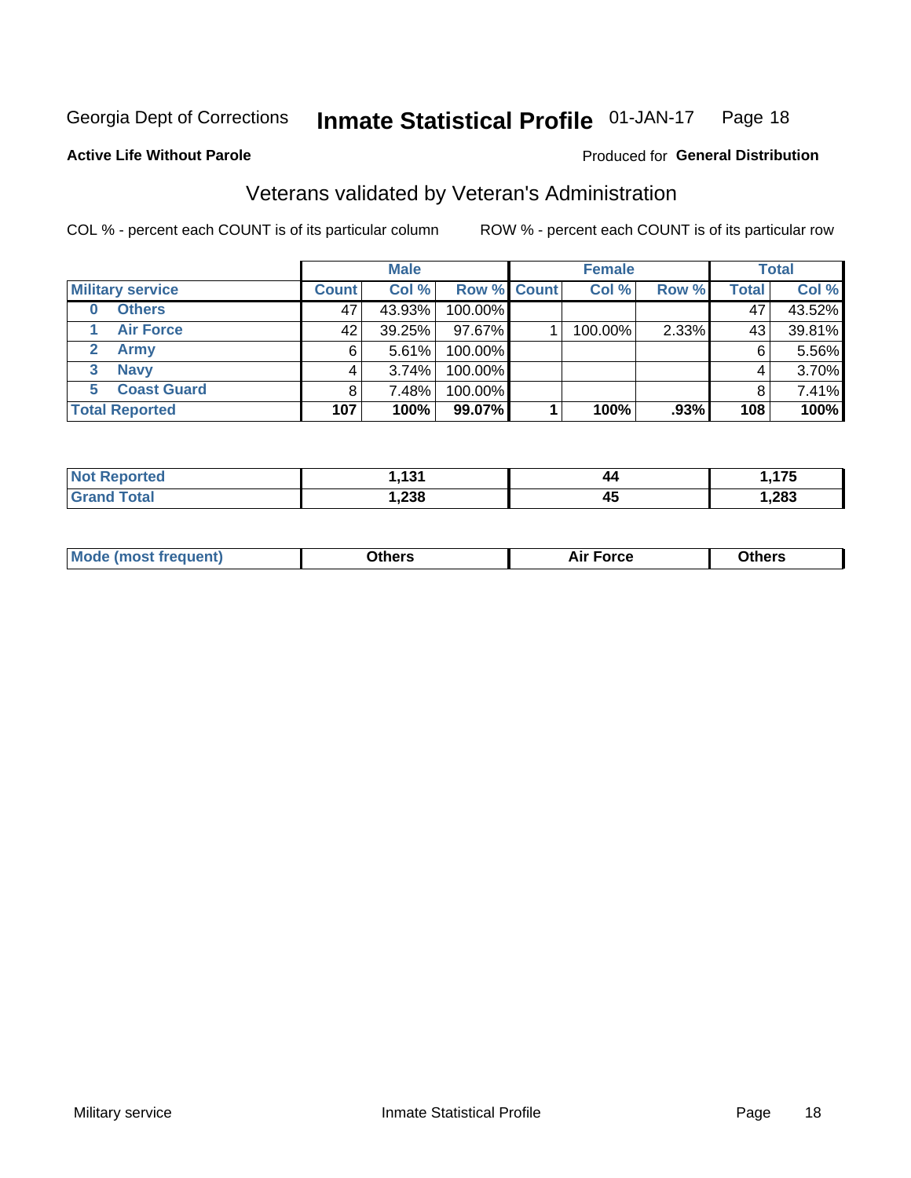Georgia Dept of Corrections **Inmate Statistical Profile** 01-JAN-17

**Active Life Without Parole**

Produced for **General Distribution**

## Veterans validated by Veteran's Administration

COL % - percent each COUNT is of its particular column ROW % - percent each COUNT is of its particular row

| | Male | | | Female | | | Total | |
|---|---|---|---|---|---|---|---|---|
| **Military service** | **Count** | **Col %** | **Row %** | **Count** | **Col %** | **Row %** | **Total** | **Col %** |
| 0 Others | 47 | 43.93% | 100.00% | | | | 47 | 43.52% |
| 1 Air Force | 42 | 39.25% | 97.67% | 1 | 100.00% | 2.33% | 43 | 39.81% |
| 2 Army | 6 | 5.61% | 100.00% | | | | 6 | 5.56% |
| 3 Navy | 4 | 3.74% | 100.00% | | | | 4 | 3.70% |
| 5 Coast Guard | 8 | 7.48% | 100.00% | | | | 8 | 7.41% |
| **Total Reported** | **107** | **100%** | **99.07%** | **1** | **100%** | **.93%** | **108** | **100%** |

| | Male | Female | Total |
|---|---|---|---|
| **Not Reported** | **1,131** | **44** | **1,175** |
| **Grand Total** | **1,238** | **45** | **1,283** |

| | Male | Female | Total |
|---|---|---|---|
| **Mode (most frequent)** | **Others** | **Air Force** | **Others** |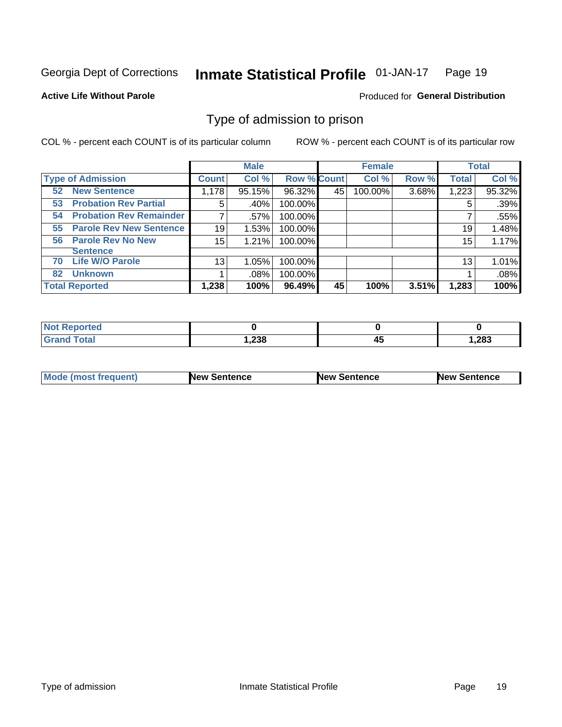Georgia Dept of Corrections **Inmate Statistical Profile** 01-JAN-17

**Active Life Without Parole**

Produced for **General Distribution**

## Type of admission to prison

COL % - percent each COUNT is of its particular column ROW % - percent each COUNT is of its particular row

| | Male | | | Female | | | Total | |
|---|---|---|---|---|---|---|---|---|
| **Type of Admission** | **Count** | **Col %** | **Row %** | **Count** | **Col %** | **Row %** | **Total** | **Col %** |
| **52 New Sentence** | 1,178 | 95.15% | 96.32% | 45 | 100.00% | 3.68% | 1,223 | 95.32% |
| **53 Probation Rev Partial** | 5 | .40% | 100.00% | | | | 5 | .39% |
| **54 Probation Rev Remainder** | 7 | .57% | 100.00% | | | | 7 | .55% |
| **55 Parole Rev New Sentence** | 19 | 1.53% | 100.00% | | | | 19 | 1.48% |
| **56 Parole Rev No New Sentence** | 15 | 1.21% | 100.00% | | | | 15 | 1.17% |
| **70 Life W/O Parole** | 13 | 1.05% | 100.00% | | | | 13 | 1.01% |
| **82 Unknown** | 1 | .08% | 100.00% | | | | 1 | .08% |
| **Total Reported** | **1,238** | **100%** | **96.49%** | **45** | **100%** | **3.51%** | **1,283** | **100%** |

| | Male | Female | Total |
|---|---|---|---|
| **Not Reported** | **0** | **0** | **0** |
| **Grand Total** | **1,238** | **45** | **1,283** |

| | Male | Female | Total |
|---|---|---|---|
| **Mode (most frequent)** | **New Sentence** | **New Sentence** | **New Sentence** |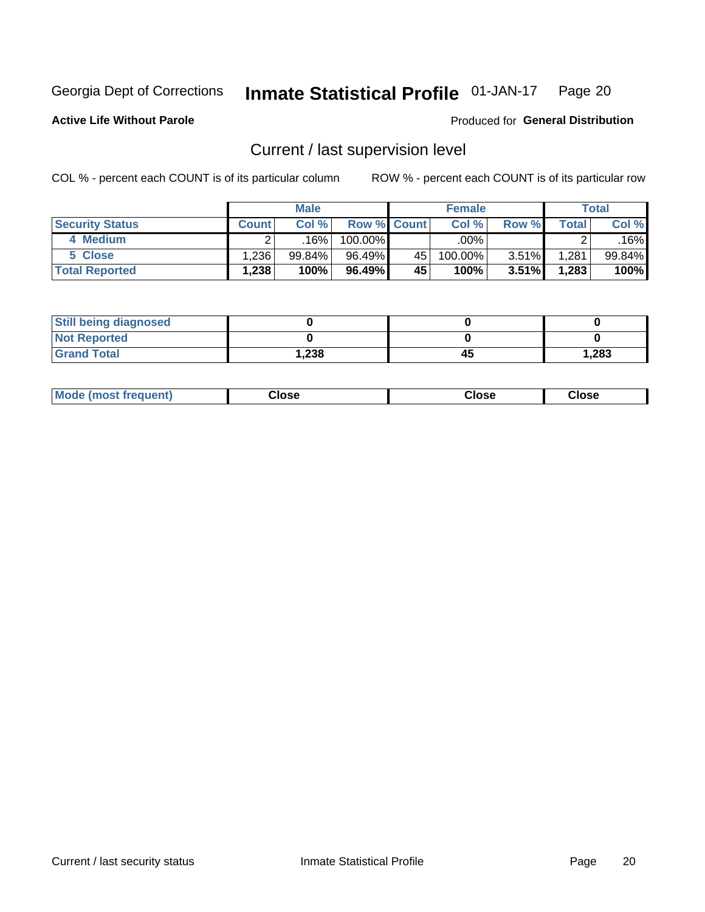Georgia Dept of Corrections **Inmate Statistical Profile** 01-JAN-17

**Active Life Without Parole**

Produced for **General Distribution**

## Current / last supervision level

COL % - percent each COUNT is of its particular column

ROW % - percent each COUNT is of its particular row

| | Male | | | Female | | | Total | |
|---|---|---|---|---|---|---|---|---|
| **Security Status** | **Count** | **Col %** | **Row %** | **Count** | **Col %** | **Row %** | **Total** | **Col %** |
| 4 Medium | 2 | .16% | 100.00% | | .00% | | 2 | .16% |
| 5 Close | 1,236 | 99.84% | 96.49% | 45 | 100.00% | 3.51% | 1,281 | 99.84% |
| **Total Reported** | **1,238** | **100%** | **96.49%** | **45** | **100%** | **3.51%** | **1,283** | **100%** |

| | Male | Female | Total |
|---|---|---|---|
| **Still being diagnosed** | **0** | **0** | **0** |
| **Not Reported** | **0** | **0** | **0** |
| **Grand Total** | **1,238** | **45** | **1,283** |

| | Male | Female | Total |
|---|---|---|---|
| **Mode (most frequent)** | **Close** | **Close** | **Close** |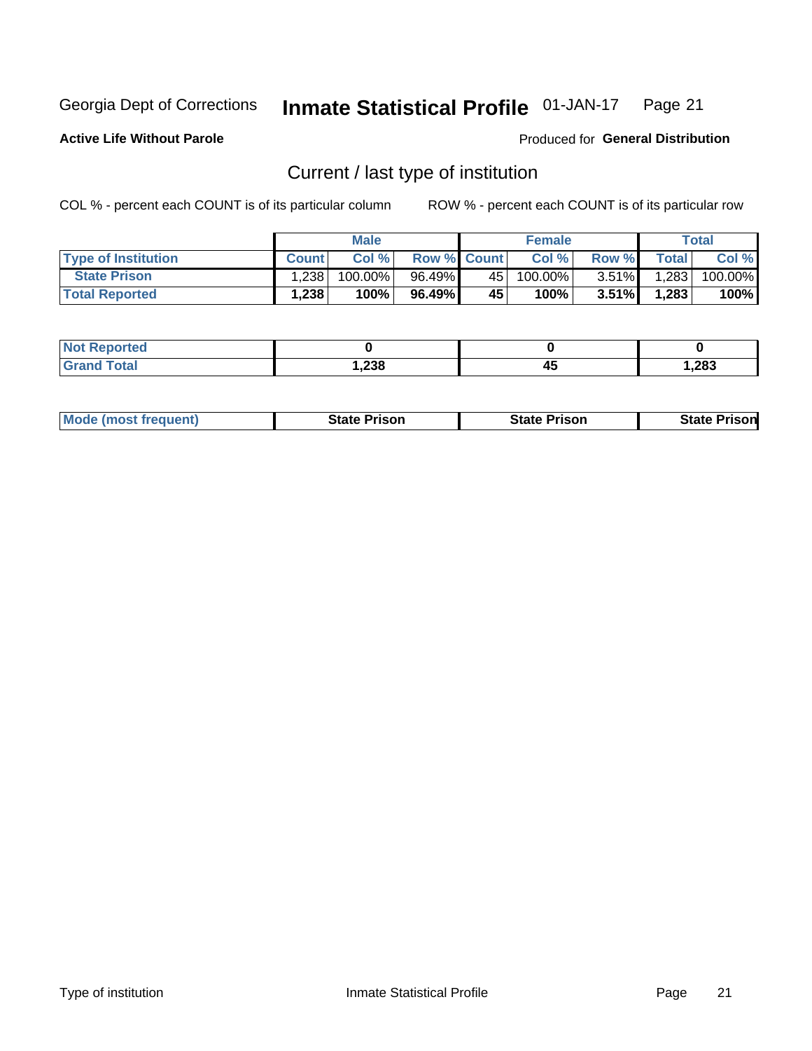Georgia Dept of Corrections **Inmate Statistical Profile** 01-JAN-17

**Active Life Without Parole**

Produced for **General Distribution**

## Current / last type of institution

COL % - percent each COUNT is of its particular column        ROW % - percent each COUNT is of its particular row

| | Male | | | Female | | | Total | |
|---|---|---|---|---|---|---|---|---|
| **Type of Institution** | **Count** | **Col %** | **Row %** | **Count** | **Col %** | **Row %** | **Total** | **Col %** |
| **State Prison** | 1,238 | 100.00% | 96.49% | 45 | 100.00% | 3.51% | 1,283 | 100.00% |
| **Total Reported** | **1,238** | **100%** | **96.49%** | **45** | **100%** | **3.51%** | **1,283** | **100%** |

| | Male | Female | Total |
|---|---|---|---|
| **Not Reported** | **0** | **0** | **0** |
| **Grand Total** | **1,238** | **45** | **1,283** |

| | Male | Female | Total |
|---|---|---|---|
| **Mode (most frequent)** | **State Prison** | **State Prison** | **State Prison** |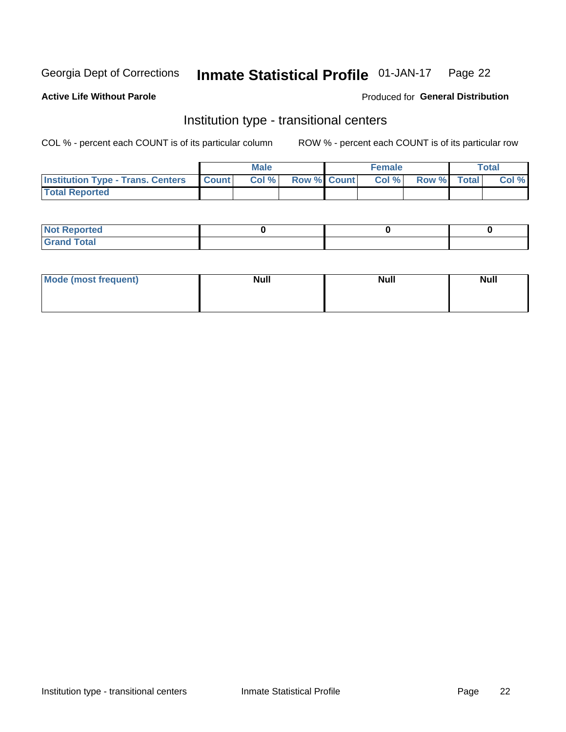Georgia Dept of Corrections **Inmate Statistical Profile** 01-JAN-17

**Active Life Without Parole**

Produced for **General Distribution**

## Institution type - transitional centers

COL % - percent each COUNT is of its particular column

ROW % - percent each COUNT is of its particular row

| | Male | | | Female | | | Total | |
|---|---|---|---|---|---|---|---|---|
| **Institution Type - Trans. Centers** | **Count** | **Col %** | **Row %** | **Count** | **Col %** | **Row %** | **Total** | **Col %** |
| **Total Reported** | | | | | | | | |

| | Male | Female | Total |
|---|---|---|---|
| **Not Reported** | **0** | **0** | **0** |
| **Grand Total** | | | |

| | Male | Female | Total |
|---|---|---|---|
| **Mode (most frequent)** | **Null** | **Null** | **Null** |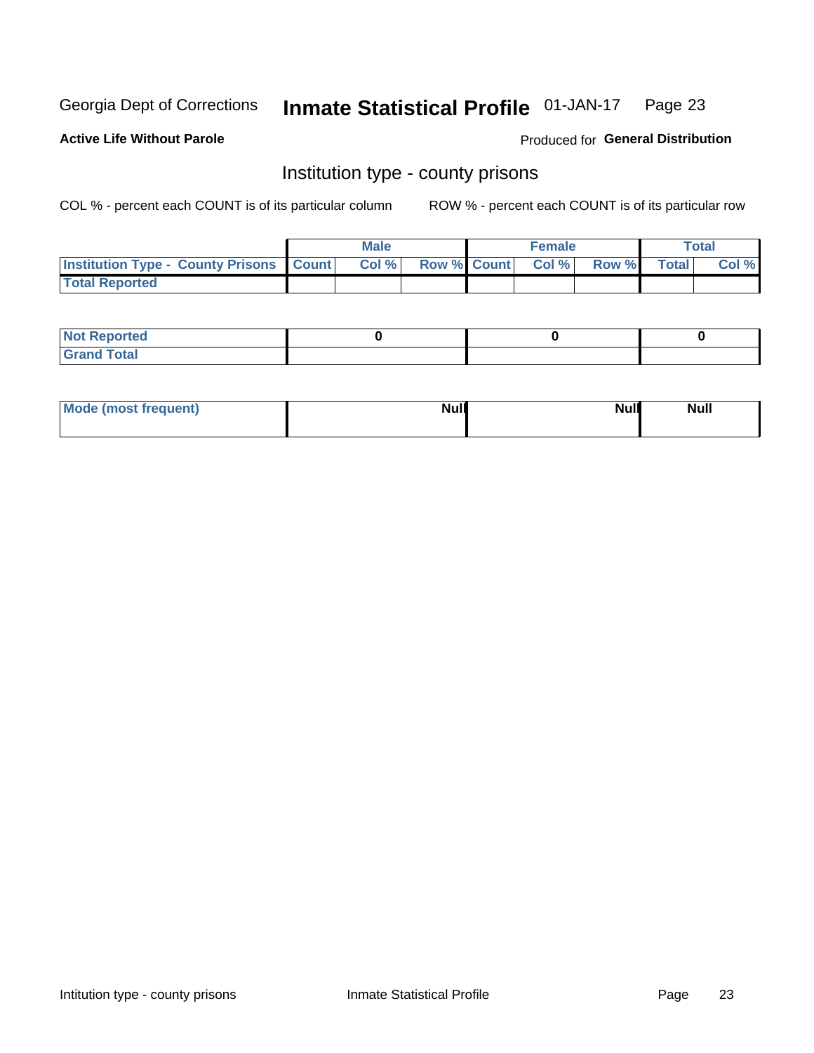Georgia Dept of Corrections **Inmate Statistical Profile** 01-JAN-17

**Active Life Without Parole**

Produced for **General Distribution**

## Institution type - county prisons

COL % - percent each COUNT is of its particular column

ROW % - percent each COUNT is of its particular row

| | Male | | | Female | | | Total | |
|---|---|---|---|---|---|---|---|---|
| **Institution Type - County Prisons** | **Count** | **Col %** | **Row %** | **Count** | **Col %** | **Row %** | **Total** | **Col %** |
| **Total Reported** | | | | | | | | |

| | Male | Female | Total |
|---|---|---|---|
| **Not Reported** | **0** | **0** | **0** |
| **Grand Total** | | | |

| | Male | Female | Total |
|---|---|---|---|
| **Mode (most frequent)** | **Null** | **Null** | **Null** |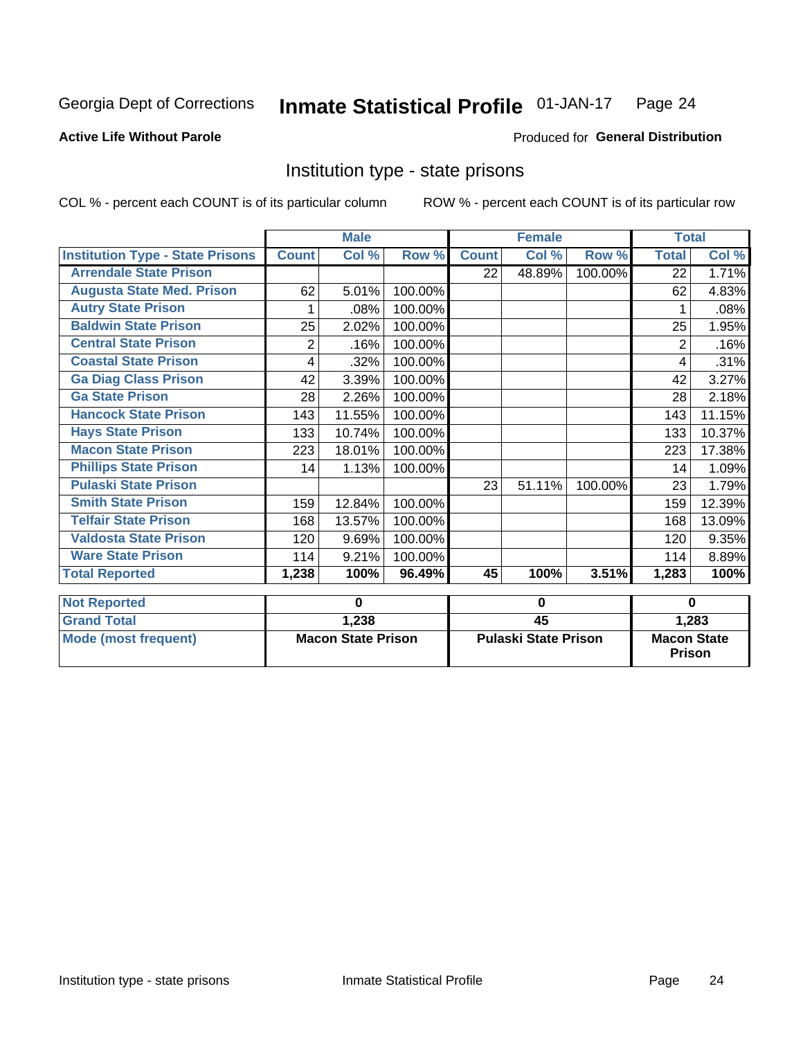Georgia Dept of Corrections **Inmate Statistical Profile** 01-JAN-17

**Active Life Without Parole**

Produced for **General Distribution**

## Institution type - state prisons

COL % - percent each COUNT is of its particular column    ROW % - percent each COUNT is of its particular row

| | Male | | | Female | | | Total | |
|---|---|---|---|---|---|---|---|---|
| **Institution Type - State Prisons** | **Count** | **Col %** | **Row %** | **Count** | **Col %** | **Row %** | **Total** | **Col %** |
| **Arrendale State Prison** | | | | 22 | 48.89% | 100.00% | 22 | 1.71% |
| **Augusta State Med. Prison** | 62 | 5.01% | 100.00% | | | | 62 | 4.83% |
| **Autry State Prison** | 1 | .08% | 100.00% | | | | 1 | .08% |
| **Baldwin State Prison** | 25 | 2.02% | 100.00% | | | | 25 | 1.95% |
| **Central State Prison** | 2 | .16% | 100.00% | | | | 2 | .16% |
| **Coastal State Prison** | 4 | .32% | 100.00% | | | | 4 | .31% |
| **Ga Diag Class Prison** | 42 | 3.39% | 100.00% | | | | 42 | 3.27% |
| **Ga State Prison** | 28 | 2.26% | 100.00% | | | | 28 | 2.18% |
| **Hancock State Prison** | 143 | 11.55% | 100.00% | | | | 143 | 11.15% |
| **Hays State Prison** | 133 | 10.74% | 100.00% | | | | 133 | 10.37% |
| **Macon State Prison** | 223 | 18.01% | 100.00% | | | | 223 | 17.38% |
| **Phillips State Prison** | 14 | 1.13% | 100.00% | | | | 14 | 1.09% |
| **Pulaski State Prison** | | | | 23 | 51.11% | 100.00% | 23 | 1.79% |
| **Smith State Prison** | 159 | 12.84% | 100.00% | | | | 159 | 12.39% |
| **Telfair State Prison** | 168 | 13.57% | 100.00% | | | | 168 | 13.09% |
| **Valdosta State Prison** | 120 | 9.69% | 100.00% | | | | 120 | 9.35% |
| **Ware State Prison** | 114 | 9.21% | 100.00% | | | | 114 | 8.89% |
| **Total Reported** | **1,238** | **100%** | **96.49%** | **45** | **100%** | **3.51%** | **1,283** | **100%** |

| | Male | Female | Total |
|---|---|---|---|
| **Not Reported** | **0** | **0** | **0** |
| **Grand Total** | **1,238** | **45** | **1,283** |
| **Mode (most frequent)** | **Macon State Prison** | **Pulaski State Prison** | **Macon State Prison** |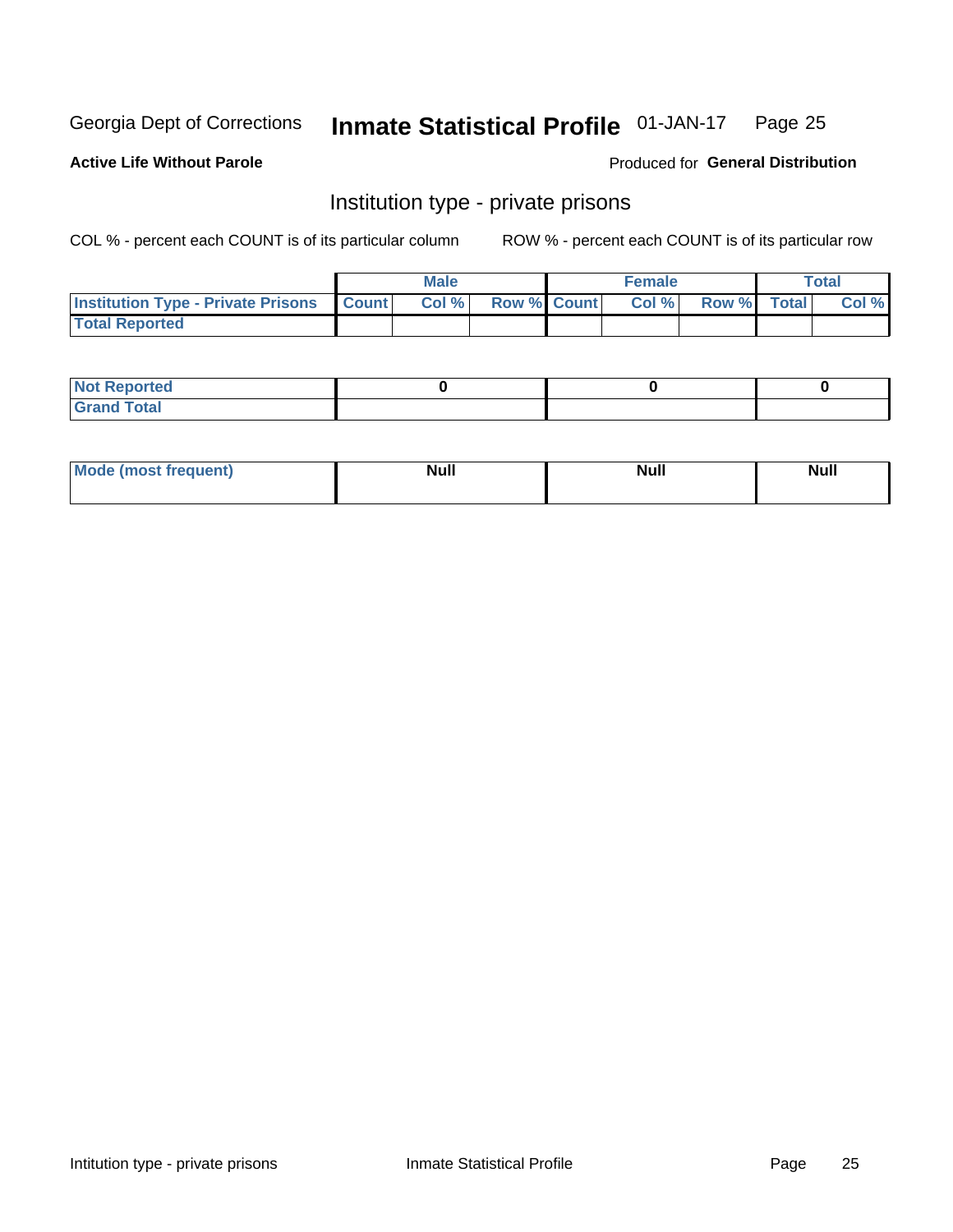Georgia Dept of Corrections **Inmate Statistical Profile** 01-JAN-17

**Active Life Without Parole**

Produced for **General Distribution**

## Institution type - private prisons

COL % - percent each COUNT is of its particular column ROW % - percent each COUNT is of its particular row

| | Male | | | Female | | | Total | |
|---|---|---|---|---|---|---|---|---|
| **Institution Type - Private Prisons** | **Count** | **Col %** | **Row %** | **Count** | **Col %** | **Row %** | **Total** | **Col %** |
| **Total Reported** | | | | | | | | |

| | Male | Female | Total |
|---|---|---|---|
| **Not Reported** | 0 | 0 | 0 |
| **Grand Total** | | | |

| | Male | Female | Total |
|---|---|---|---|
| **Mode (most frequent)** | Null | Null | Null |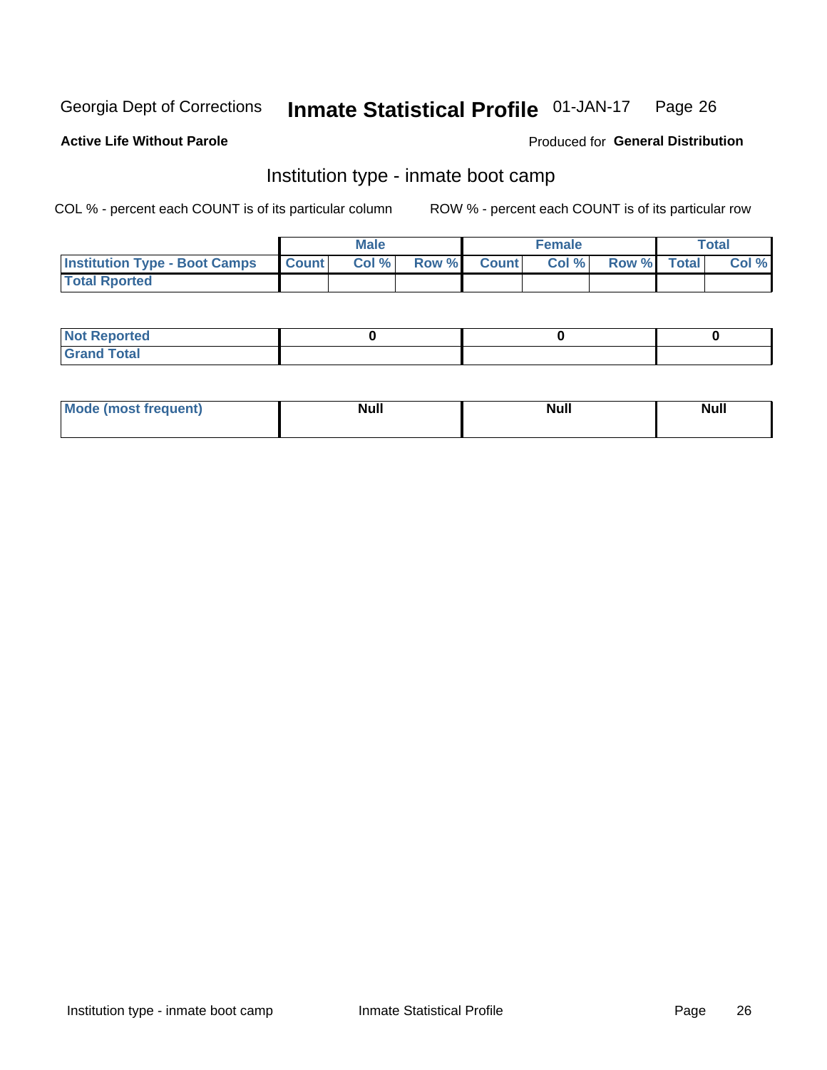Georgia Dept of Corrections **Inmate Statistical Profile** 01-JAN-17

**Active Life Without Parole** Produced for **General Distribution**

## Institution type - inmate boot camp

COL % - percent each COUNT is of its particular column ROW % - percent each COUNT is of its particular row

| | Male | | | Female | | | Total | |
|---|---|---|---|---|---|---|---|---|
| **Institution Type - Boot Camps** | **Count** | **Col %** | **Row %** | **Count** | **Col %** | **Row %** | **Total** | **Col %** |
| **Total Rported** | | | | | | | | |

| | Male | Female | Total |
|---|---|---|---|
| **Not Reported** | **0** | **0** | **0** |
| **Grand Total** | | | |

| | Male | Female | Total |
|---|---|---|---|
| **Mode (most frequent)** | **Null** | **Null** | **Null** |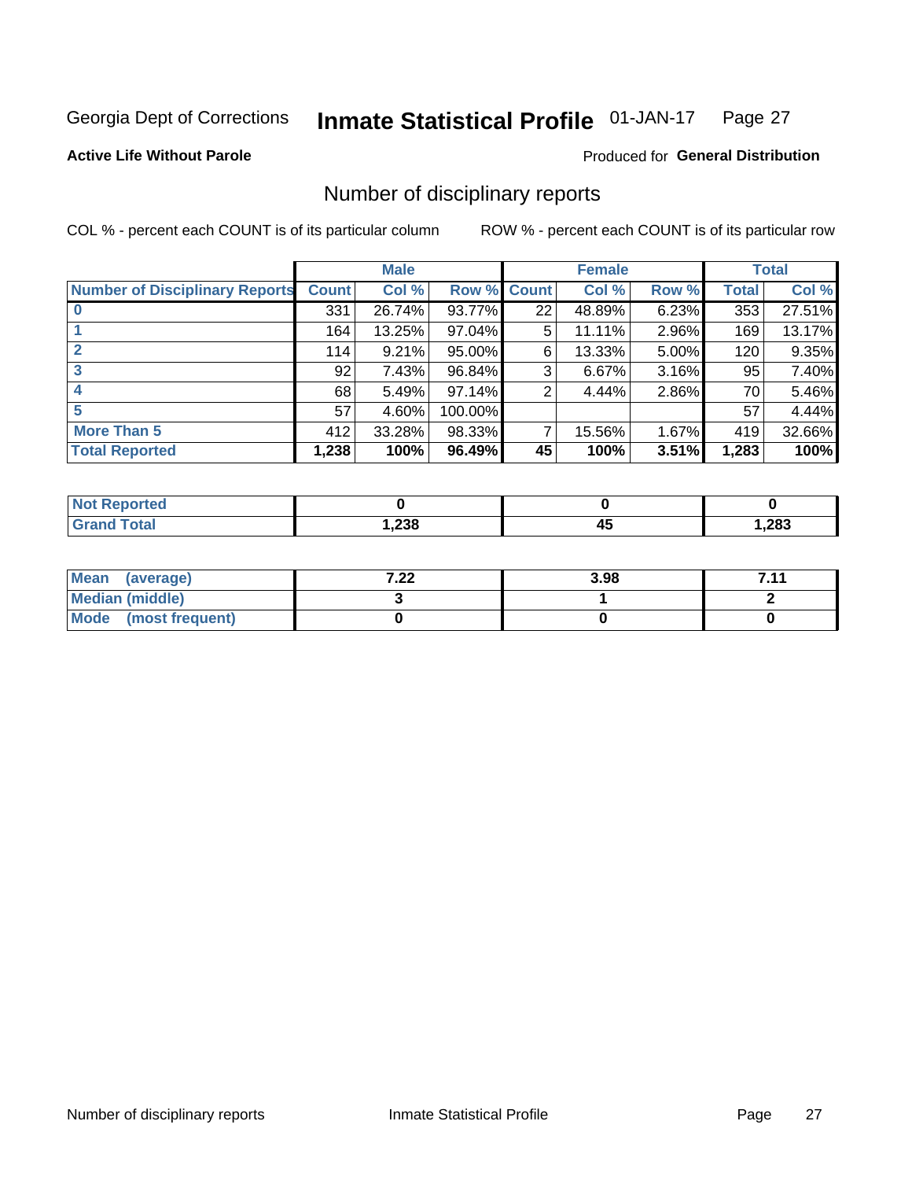Georgia Dept of Corrections **Inmate Statistical Profile** 01-JAN-17

**Active Life Without Parole**

Produced for **General Distribution**

## Number of disciplinary reports

COL % - percent each COUNT is of its particular column ROW % - percent each COUNT is of its particular row

| | Male | | | Female | | | Total | |
|---|---|---|---|---|---|---|---|---|
| **Number of Disciplinary Reports** | **Count** | **Col %** | **Row %** | **Count** | **Col %** | **Row %** | **Total** | **Col %** |
| **0** | 331 | 26.74% | 93.77% | 22 | 48.89% | 6.23% | 353 | 27.51% |
| **1** | 164 | 13.25% | 97.04% | 5 | 11.11% | 2.96% | 169 | 13.17% |
| **2** | 114 | 9.21% | 95.00% | 6 | 13.33% | 5.00% | 120 | 9.35% |
| **3** | 92 | 7.43% | 96.84% | 3 | 6.67% | 3.16% | 95 | 7.40% |
| **4** | 68 | 5.49% | 97.14% | 2 | 4.44% | 2.86% | 70 | 5.46% |
| **5** | 57 | 4.60% | 100.00% | | | | 57 | 4.44% |
| **More Than 5** | 412 | 33.28% | 98.33% | 7 | 15.56% | 1.67% | 419 | 32.66% |
| **Total Reported** | **1,238** | **100%** | **96.49%** | **45** | **100%** | **3.51%** | **1,283** | **100%** |

| | Male | Female | Total |
|---|---|---|---|
| **Not Reported** | **0** | **0** | **0** |
| **Grand Total** | **1,238** | **45** | **1,283** |

| | Male | Female | Total |
|---|---|---|---|
| **Mean (average)** | **7.22** | **3.98** | **7.11** |
| **Median (middle)** | **3** | **1** | **2** |
| **Mode (most frequent)** | **0** | **0** | **0** |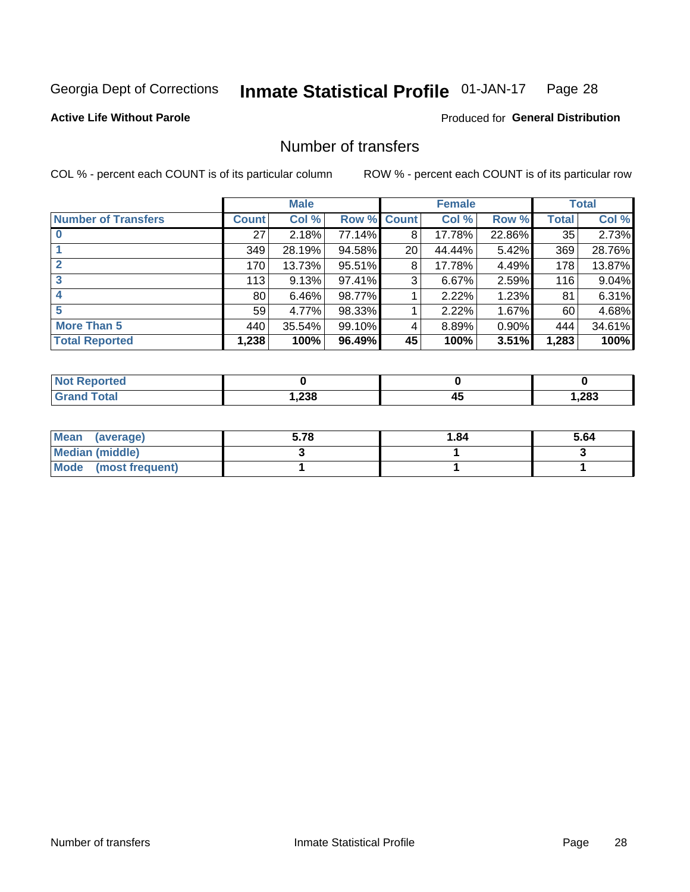Georgia Dept of Corrections **Inmate Statistical Profile** 01-JAN-17

**Active Life Without Parole**

Produced for **General Distribution**

## Number of transfers

COL % - percent each COUNT is of its particular column

ROW % - percent each COUNT is of its particular row

| | Male | | | Female | | | Total | |
|---|---|---|---|---|---|---|---|---|
| **Number of Transfers** | **Count** | **Col %** | **Row %** | **Count** | **Col %** | **Row %** | **Total** | **Col %** |
| **0** | 27 | 2.18% | 77.14% | 8 | 17.78% | 22.86% | 35 | 2.73% |
| **1** | 349 | 28.19% | 94.58% | 20 | 44.44% | 5.42% | 369 | 28.76% |
| **2** | 170 | 13.73% | 95.51% | 8 | 17.78% | 4.49% | 178 | 13.87% |
| **3** | 113 | 9.13% | 97.41% | 3 | 6.67% | 2.59% | 116 | 9.04% |
| **4** | 80 | 6.46% | 98.77% | 1 | 2.22% | 1.23% | 81 | 6.31% |
| **5** | 59 | 4.77% | 98.33% | 1 | 2.22% | 1.67% | 60 | 4.68% |
| **More Than 5** | 440 | 35.54% | 99.10% | 4 | 8.89% | 0.90% | 444 | 34.61% |
| **Total Reported** | **1,238** | **100%** | **96.49%** | **45** | **100%** | **3.51%** | **1,283** | **100%** |

| | Male | Female | Total |
|---|---|---|---|
| **Not Reported** | **0** | **0** | **0** |
| **Grand Total** | **1,238** | **45** | **1,283** |

| | Male | Female | Total |
|---|---|---|---|
| **Mean (average)** | **5.78** | **1.84** | **5.64** |
| **Median (middle)** | **3** | **1** | **3** |
| **Mode (most frequent)** | **1** | **1** | **1** |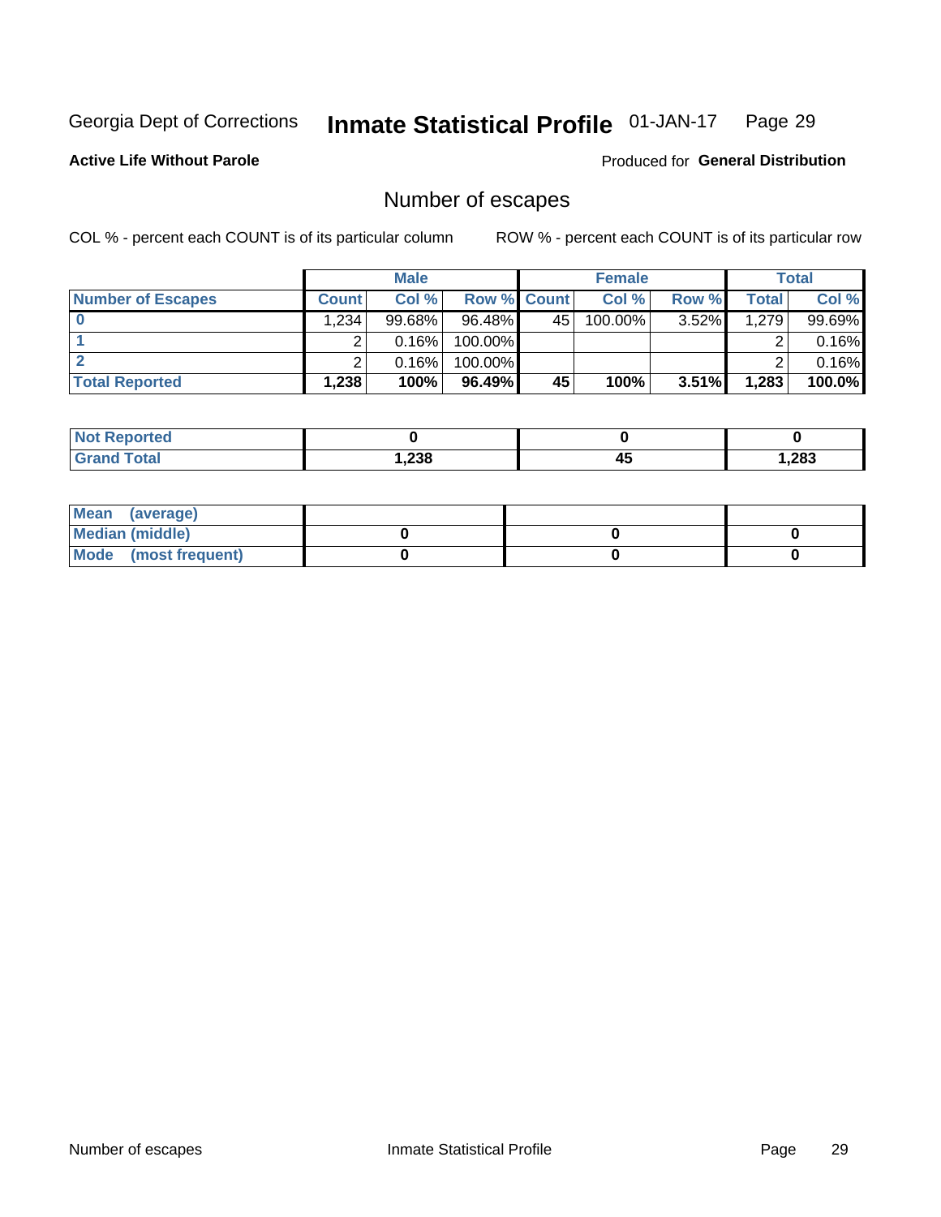Georgia Dept of Corrections **Inmate Statistical Profile** 01-JAN-17 Page 29

**Active Life Without Parole** Produced for **General Distribution**

## Number of escapes

COL % - percent each COUNT is of its particular column ROW % - percent each COUNT is of its particular row

| | Male | | | Female | | | Total | |
|---|---|---|---|---|---|---|---|---|
| **Number of Escapes** | **Count** | **Col %** | **Row %** | **Count** | **Col %** | **Row %** | **Total** | **Col %** |
| **0** | 1,234 | 99.68% | 96.48% | 45 | 100.00% | 3.52% | 1,279 | 99.69% |
| **1** | 2 | 0.16% | 100.00% | | | | 2 | 0.16% |
| **2** | 2 | 0.16% | 100.00% | | | | 2 | 0.16% |
| **Total Reported** | **1,238** | **100%** | **96.49%** | **45** | **100%** | **3.51%** | **1,283** | **100.0%** |

| | Male | Female | Total |
|---|---|---|---|
| **Not Reported** | **0** | **0** | **0** |
| **Grand Total** | **1,238** | **45** | **1,283** |

| | Male | Female | Total |
|---|---|---|---|
| **Mean (average)** | | | |
| **Median (middle)** | **0** | **0** | **0** |
| **Mode (most frequent)** | **0** | **0** | **0** |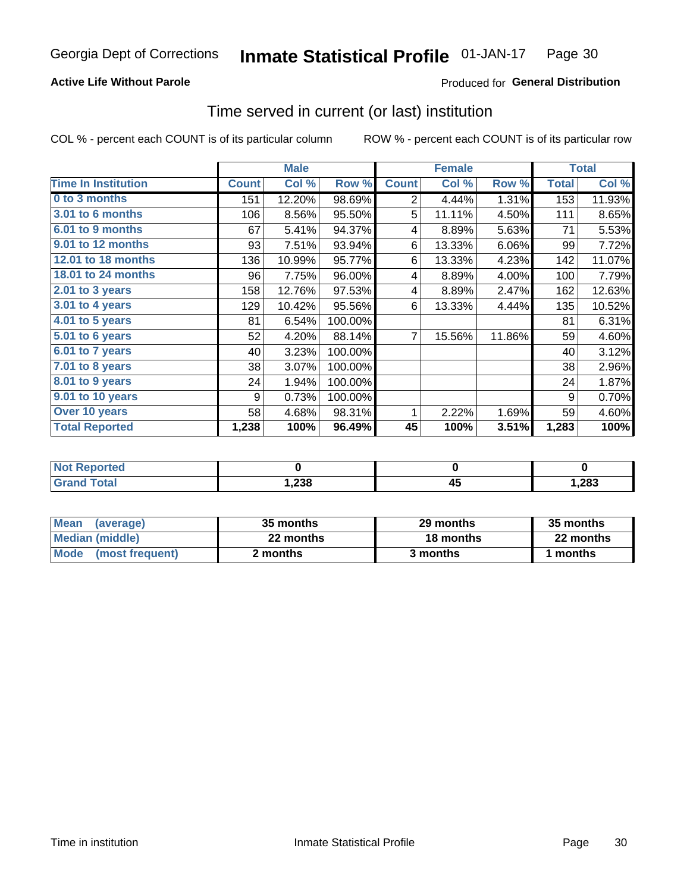Georgia Dept of Corrections **Inmate Statistical Profile** 01-JAN-17

**Active Life Without Parole**

Produced for **General Distribution**

## Time served in current (or last) institution

COL % - percent each COUNT is of its particular column

ROW % - percent each COUNT is of its particular row

| | Male | | | Female | | | Total | |
|---|---|---|---|---|---|---|---|---|
| **Time In Institution** | **Count** | **Col %** | **Row %** | **Count** | **Col %** | **Row %** | **Total** | **Col %** |
| 0 to 3 months | 151 | 12.20% | 98.69% | 2 | 4.44% | 1.31% | 153 | 11.93% |
| 3.01 to 6 months | 106 | 8.56% | 95.50% | 5 | 11.11% | 4.50% | 111 | 8.65% |
| 6.01 to 9 months | 67 | 5.41% | 94.37% | 4 | 8.89% | 5.63% | 71 | 5.53% |
| 9.01 to 12 months | 93 | 7.51% | 93.94% | 6 | 13.33% | 6.06% | 99 | 7.72% |
| 12.01 to 18 months | 136 | 10.99% | 95.77% | 6 | 13.33% | 4.23% | 142 | 11.07% |
| 18.01 to 24 months | 96 | 7.75% | 96.00% | 4 | 8.89% | 4.00% | 100 | 7.79% |
| 2.01 to 3 years | 158 | 12.76% | 97.53% | 4 | 8.89% | 2.47% | 162 | 12.63% |
| 3.01 to 4 years | 129 | 10.42% | 95.56% | 6 | 13.33% | 4.44% | 135 | 10.52% |
| 4.01 to 5 years | 81 | 6.54% | 100.00% | | | | 81 | 6.31% |
| 5.01 to 6 years | 52 | 4.20% | 88.14% | 7 | 15.56% | 11.86% | 59 | 4.60% |
| 6.01 to 7 years | 40 | 3.23% | 100.00% | | | | 40 | 3.12% |
| 7.01 to 8 years | 38 | 3.07% | 100.00% | | | | 38 | 2.96% |
| 8.01 to 9 years | 24 | 1.94% | 100.00% | | | | 24 | 1.87% |
| 9.01 to 10 years | 9 | 0.73% | 100.00% | | | | 9 | 0.70% |
| Over 10 years | 58 | 4.68% | 98.31% | 1 | 2.22% | 1.69% | 59 | 4.60% |
| **Total Reported** | **1,238** | **100%** | **96.49%** | **45** | **100%** | **3.51%** | **1,283** | **100%** |

| | Male | Female | Total |
|---|---|---|---|
| Not Reported | **0** | **0** | **0** |
| Grand Total | **1,238** | **45** | **1,283** |

| | Male | Female | Total |
|---|---|---|---|
| Mean (average) | **35 months** | **29 months** | **35 months** |
| Median (middle) | **22 months** | **18 months** | **22 months** |
| Mode (most frequent) | **2 months** | **3 months** | **1 months** |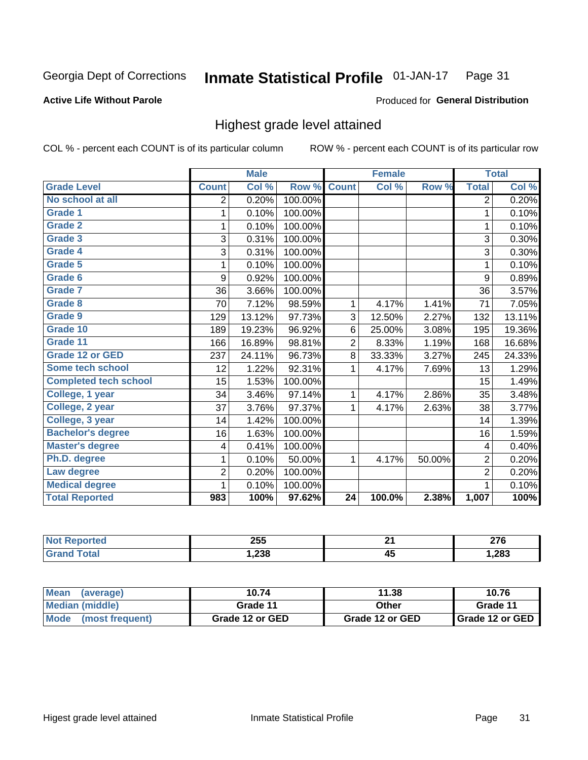Georgia Dept of Corrections **Inmate Statistical Profile** 01-JAN-17

**Active Life Without Parole**

Produced for **General Distribution**

## Highest grade level attained

COL % - percent each COUNT is of its particular column ROW % - percent each COUNT is of its particular row

| | Male | | | Female | | | Total | |
|---|---|---|---|---|---|---|---|---|
| **Grade Level** | **Count** | **Col %** | **Row %** | **Count** | **Col %** | **Row %** | **Total** | **Col %** |
| **No school at all** | 2 | 0.20% | 100.00% | | | | 2 | 0.20% |
| **Grade 1** | 1 | 0.10% | 100.00% | | | | 1 | 0.10% |
| **Grade 2** | 1 | 0.10% | 100.00% | | | | 1 | 0.10% |
| **Grade 3** | 3 | 0.31% | 100.00% | | | | 3 | 0.30% |
| **Grade 4** | 3 | 0.31% | 100.00% | | | | 3 | 0.30% |
| **Grade 5** | 1 | 0.10% | 100.00% | | | | 1 | 0.10% |
| **Grade 6** | 9 | 0.92% | 100.00% | | | | 9 | 0.89% |
| **Grade 7** | 36 | 3.66% | 100.00% | | | | 36 | 3.57% |
| **Grade 8** | 70 | 7.12% | 98.59% | 1 | 4.17% | 1.41% | 71 | 7.05% |
| **Grade 9** | 129 | 13.12% | 97.73% | 3 | 12.50% | 2.27% | 132 | 13.11% |
| **Grade 10** | 189 | 19.23% | 96.92% | 6 | 25.00% | 3.08% | 195 | 19.36% |
| **Grade 11** | 166 | 16.89% | 98.81% | 2 | 8.33% | 1.19% | 168 | 16.68% |
| **Grade 12 or GED** | 237 | 24.11% | 96.73% | 8 | 33.33% | 3.27% | 245 | 24.33% |
| **Some tech school** | 12 | 1.22% | 92.31% | 1 | 4.17% | 7.69% | 13 | 1.29% |
| **Completed tech school** | 15 | 1.53% | 100.00% | | | | 15 | 1.49% |
| **College, 1 year** | 34 | 3.46% | 97.14% | 1 | 4.17% | 2.86% | 35 | 3.48% |
| **College, 2 year** | 37 | 3.76% | 97.37% | 1 | 4.17% | 2.63% | 38 | 3.77% |
| **College, 3 year** | 14 | 1.42% | 100.00% | | | | 14 | 1.39% |
| **Bachelor's degree** | 16 | 1.63% | 100.00% | | | | 16 | 1.59% |
| **Master's degree** | 4 | 0.41% | 100.00% | | | | 4 | 0.40% |
| **Ph.D. degree** | 1 | 0.10% | 50.00% | 1 | 4.17% | 50.00% | 2 | 0.20% |
| **Law degree** | 2 | 0.20% | 100.00% | | | | 2 | 0.20% |
| **Medical degree** | 1 | 0.10% | 100.00% | | | | 1 | 0.10% |
| **Total Reported** | **983** | **100%** | **97.62%** | **24** | **100.0%** | **2.38%** | **1,007** | **100%** |

| | Male | Female | Total |
|---|---|---|---|
| **Not Reported** | **255** | **21** | **276** |
| **Grand Total** | **1,238** | **45** | **1,283** |

| | Male | Female | Total |
|---|---|---|---|
| **Mean (average)** | **10.74** | **11.38** | **10.76** |
| **Median (middle)** | **Grade 11** | **Other** | **Grade 11** |
| **Mode (most frequent)** | **Grade 12 or GED** | **Grade 12 or GED** | **Grade 12 or GED** |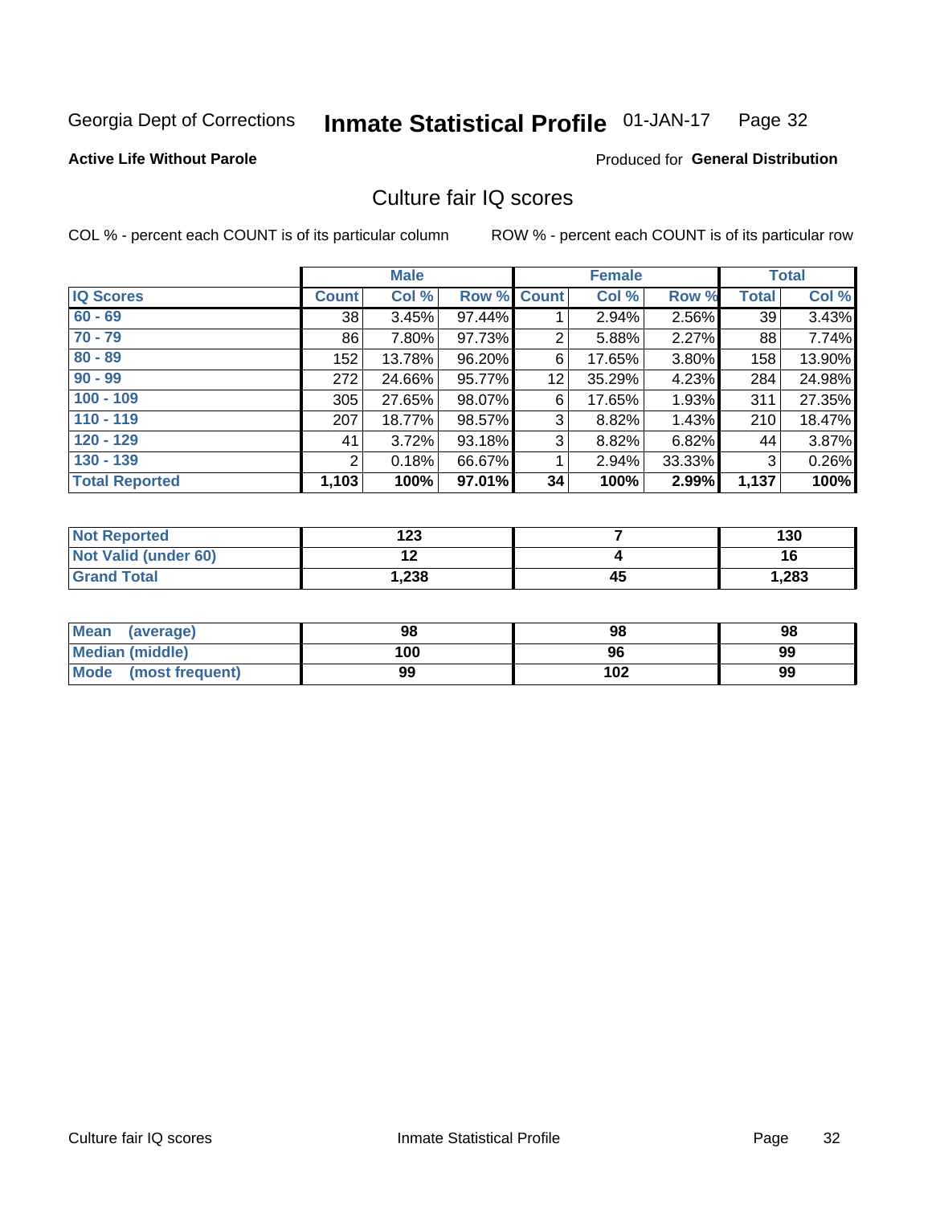Georgia Dept of Corrections **Inmate Statistical Profile** 01-JAN-17

**Active Life Without Parole**

Produced for **General Distribution**

## Culture fair IQ scores

COL % - percent each COUNT is of its particular column

ROW % - percent each COUNT is of its particular row

| | Male | | | Female | | | Total | |
|---|---|---|---|---|---|---|---|---|
| **IQ Scores** | **Count** | **Col %** | **Row %** | **Count** | **Col %** | **Row %** | **Total** | **Col %** |
| 60 - 69 | 38 | 3.45% | 97.44% | 1 | 2.94% | 2.56% | 39 | 3.43% |
| 70 - 79 | 86 | 7.80% | 97.73% | 2 | 5.88% | 2.27% | 88 | 7.74% |
| 80 - 89 | 152 | 13.78% | 96.20% | 6 | 17.65% | 3.80% | 158 | 13.90% |
| 90 - 99 | 272 | 24.66% | 95.77% | 12 | 35.29% | 4.23% | 284 | 24.98% |
| 100 - 109 | 305 | 27.65% | 98.07% | 6 | 17.65% | 1.93% | 311 | 27.35% |
| 110 - 119 | 207 | 18.77% | 98.57% | 3 | 8.82% | 1.43% | 210 | 18.47% |
| 120 - 129 | 41 | 3.72% | 93.18% | 3 | 8.82% | 6.82% | 44 | 3.87% |
| 130 - 139 | 2 | 0.18% | 66.67% | 1 | 2.94% | 33.33% | 3 | 0.26% |
| **Total Reported** | **1,103** | **100%** | **97.01%** | **34** | **100%** | **2.99%** | **1,137** | **100%** |

| | Male | Female | Total |
|---|---|---|---|
| Not Reported | 123 | 7 | 130 |
| Not Valid (under 60) | 12 | 4 | 16 |
| Grand Total | 1,238 | 45 | 1,283 |

| | Male | Female | Total |
|---|---|---|---|
| Mean (average) | 98 | 98 | 98 |
| Median (middle) | 100 | 96 | 99 |
| Mode (most frequent) | 99 | 102 | 99 |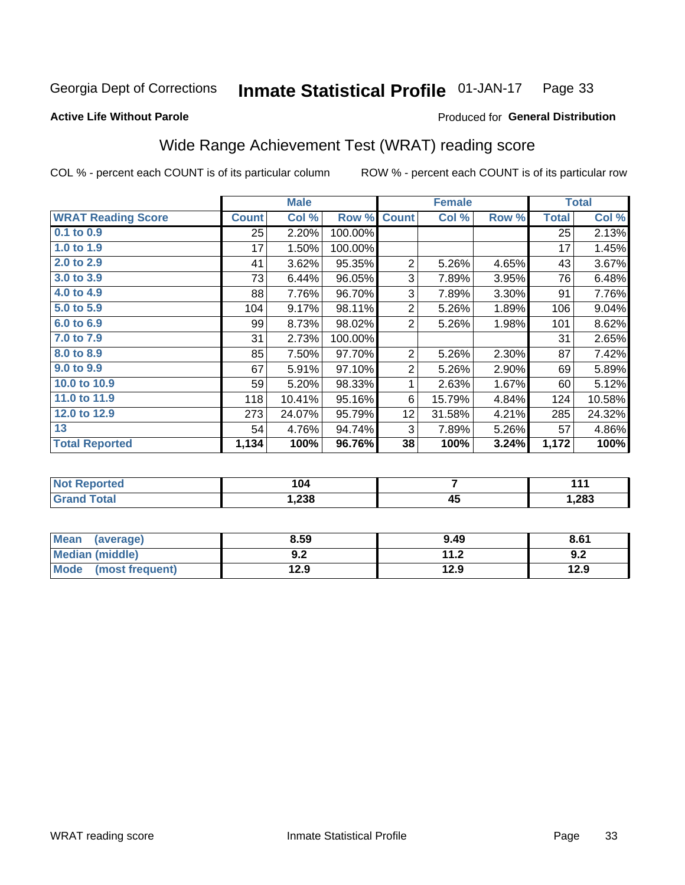Georgia Dept of Corrections **Inmate Statistical Profile** 01-JAN-17

**Active Life Without Parole**

Produced for **General Distribution**

## Wide Range Achievement Test (WRAT) reading score

COL % - percent each COUNT is of its particular column

ROW % - percent each COUNT is of its particular row

| | Male | | | Female | | | Total | |
|---|---|---|---|---|---|---|---|---|
| **WRAT Reading Score** | **Count** | **Col %** | **Row %** | **Count** | **Col %** | **Row %** | **Total** | **Col %** |
| 0.1 to 0.9 | 25 | 2.20% | 100.00% | | | | 25 | 2.13% |
| 1.0 to 1.9 | 17 | 1.50% | 100.00% | | | | 17 | 1.45% |
| 2.0 to 2.9 | 41 | 3.62% | 95.35% | 2 | 5.26% | 4.65% | 43 | 3.67% |
| 3.0 to 3.9 | 73 | 6.44% | 96.05% | 3 | 7.89% | 3.95% | 76 | 6.48% |
| 4.0 to 4.9 | 88 | 7.76% | 96.70% | 3 | 7.89% | 3.30% | 91 | 7.76% |
| 5.0 to 5.9 | 104 | 9.17% | 98.11% | 2 | 5.26% | 1.89% | 106 | 9.04% |
| 6.0 to 6.9 | 99 | 8.73% | 98.02% | 2 | 5.26% | 1.98% | 101 | 8.62% |
| 7.0 to 7.9 | 31 | 2.73% | 100.00% | | | | 31 | 2.65% |
| 8.0 to 8.9 | 85 | 7.50% | 97.70% | 2 | 5.26% | 2.30% | 87 | 7.42% |
| 9.0 to 9.9 | 67 | 5.91% | 97.10% | 2 | 5.26% | 2.90% | 69 | 5.89% |
| 10.0 to 10.9 | 59 | 5.20% | 98.33% | 1 | 2.63% | 1.67% | 60 | 5.12% |
| 11.0 to 11.9 | 118 | 10.41% | 95.16% | 6 | 15.79% | 4.84% | 124 | 10.58% |
| 12.0 to 12.9 | 273 | 24.07% | 95.79% | 12 | 31.58% | 4.21% | 285 | 24.32% |
| 13 | 54 | 4.76% | 94.74% | 3 | 7.89% | 5.26% | 57 | 4.86% |
| **Total Reported** | **1,134** | **100%** | **96.76%** | **38** | **100%** | **3.24%** | **1,172** | **100%** |

| | Male | Female | Total |
|---|---|---|---|
| **Not Reported** | **104** | **7** | **111** |
| **Grand Total** | **1,238** | **45** | **1,283** |

| | Male | Female | Total |
|---|---|---|---|
| **Mean (average)** | **8.59** | **9.49** | **8.61** |
| **Median (middle)** | **9.2** | **11.2** | **9.2** |
| **Mode (most frequent)** | **12.9** | **12.9** | **12.9** |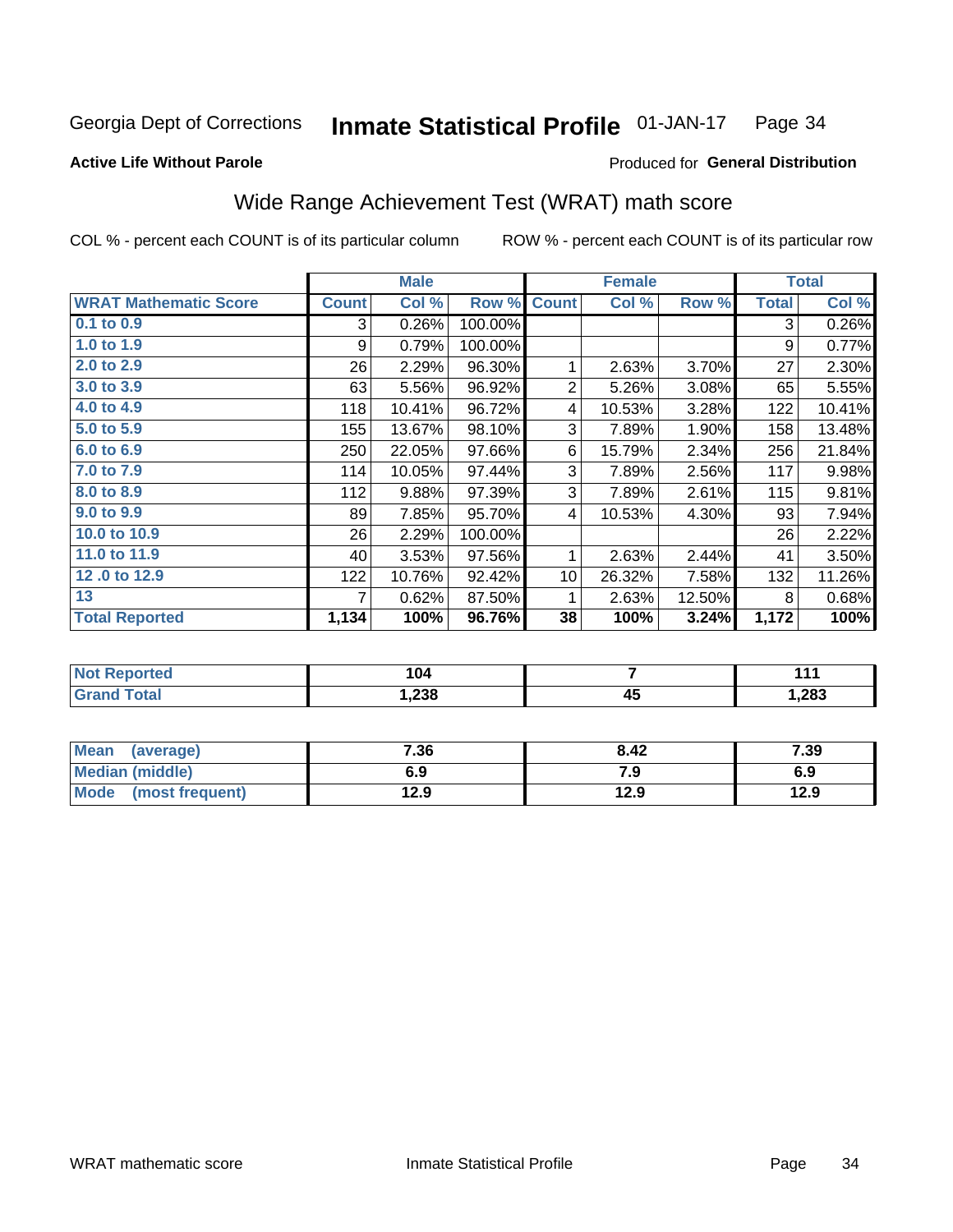Georgia Dept of Corrections **Inmate Statistical Profile** 01-JAN-17 Page 34

**Active Life Without Parole**

Produced for **General Distribution**

## Wide Range Achievement Test (WRAT) math score

COL % - percent each COUNT is of its particular column ROW % - percent each COUNT is of its particular row

| | Male | | | Female | | | Total | |
|---|---|---|---|---|---|---|---|---|
| **WRAT Mathematic Score** | **Count** | **Col %** | **Row %** | **Count** | **Col %** | **Row %** | **Total** | **Col %** |
| 0.1 to 0.9 | 3 | 0.26% | 100.00% | | | | 3 | 0.26% |
| 1.0 to 1.9 | 9 | 0.79% | 100.00% | | | | 9 | 0.77% |
| 2.0 to 2.9 | 26 | 2.29% | 96.30% | 1 | 2.63% | 3.70% | 27 | 2.30% |
| 3.0 to 3.9 | 63 | 5.56% | 96.92% | 2 | 5.26% | 3.08% | 65 | 5.55% |
| 4.0 to 4.9 | 118 | 10.41% | 96.72% | 4 | 10.53% | 3.28% | 122 | 10.41% |
| 5.0 to 5.9 | 155 | 13.67% | 98.10% | 3 | 7.89% | 1.90% | 158 | 13.48% |
| 6.0 to 6.9 | 250 | 22.05% | 97.66% | 6 | 15.79% | 2.34% | 256 | 21.84% |
| 7.0 to 7.9 | 114 | 10.05% | 97.44% | 3 | 7.89% | 2.56% | 117 | 9.98% |
| 8.0 to 8.9 | 112 | 9.88% | 97.39% | 3 | 7.89% | 2.61% | 115 | 9.81% |
| 9.0 to 9.9 | 89 | 7.85% | 95.70% | 4 | 10.53% | 4.30% | 93 | 7.94% |
| 10.0 to 10.9 | 26 | 2.29% | 100.00% | | | | 26 | 2.22% |
| 11.0 to 11.9 | 40 | 3.53% | 97.56% | 1 | 2.63% | 2.44% | 41 | 3.50% |
| 12 .0 to 12.9 | 122 | 10.76% | 92.42% | 10 | 26.32% | 7.58% | 132 | 11.26% |
| 13 | 7 | 0.62% | 87.50% | 1 | 2.63% | 12.50% | 8 | 0.68% |
| **Total Reported** | **1,134** | **100%** | **96.76%** | **38** | **100%** | **3.24%** | **1,172** | **100%** |

| | Male | Female | Total |
|---|---|---|---|
| **Not Reported** | **104** | **7** | **111** |
| **Grand Total** | **1,238** | **45** | **1,283** |

| | Male | Female | Total |
|---|---|---|---|
| **Mean (average)** | **7.36** | **8.42** | **7.39** |
| **Median (middle)** | **6.9** | **7.9** | **6.9** |
| **Mode (most frequent)** | **12.9** | **12.9** | **12.9** |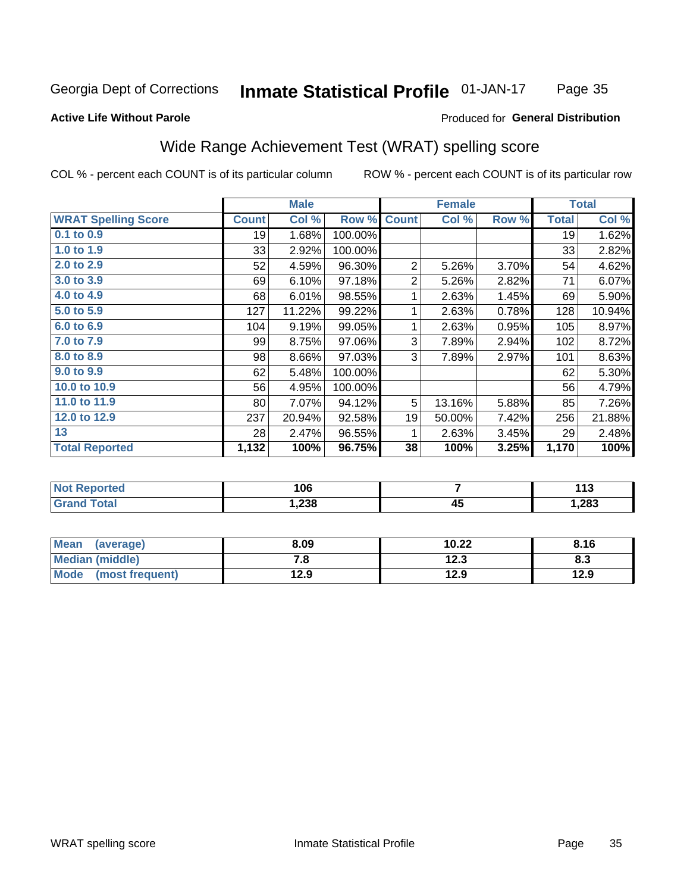Georgia Dept of Corrections **Inmate Statistical Profile** 01-JAN-17

**Active Life Without Parole**

Produced for **General Distribution**

## Wide Range Achievement Test (WRAT) spelling score

COL % - percent each COUNT is of its particular column

ROW % - percent each COUNT is of its particular row

| | Male | | | Female | | | Total | |
|---|---|---|---|---|---|---|---|---|
| **WRAT Spelling Score** | **Count** | **Col %** | **Row %** | **Count** | **Col %** | **Row %** | **Total** | **Col %** |
| 0.1 to 0.9 | 19 | 1.68% | 100.00% | | | | 19 | 1.62% |
| 1.0 to 1.9 | 33 | 2.92% | 100.00% | | | | 33 | 2.82% |
| 2.0 to 2.9 | 52 | 4.59% | 96.30% | 2 | 5.26% | 3.70% | 54 | 4.62% |
| 3.0 to 3.9 | 69 | 6.10% | 97.18% | 2 | 5.26% | 2.82% | 71 | 6.07% |
| 4.0 to 4.9 | 68 | 6.01% | 98.55% | 1 | 2.63% | 1.45% | 69 | 5.90% |
| 5.0 to 5.9 | 127 | 11.22% | 99.22% | 1 | 2.63% | 0.78% | 128 | 10.94% |
| 6.0 to 6.9 | 104 | 9.19% | 99.05% | 1 | 2.63% | 0.95% | 105 | 8.97% |
| 7.0 to 7.9 | 99 | 8.75% | 97.06% | 3 | 7.89% | 2.94% | 102 | 8.72% |
| 8.0 to 8.9 | 98 | 8.66% | 97.03% | 3 | 7.89% | 2.97% | 101 | 8.63% |
| 9.0 to 9.9 | 62 | 5.48% | 100.00% | | | | 62 | 5.30% |
| 10.0 to 10.9 | 56 | 4.95% | 100.00% | | | | 56 | 4.79% |
| 11.0 to 11.9 | 80 | 7.07% | 94.12% | 5 | 13.16% | 5.88% | 85 | 7.26% |
| 12.0 to 12.9 | 237 | 20.94% | 92.58% | 19 | 50.00% | 7.42% | 256 | 21.88% |
| 13 | 28 | 2.47% | 96.55% | 1 | 2.63% | 3.45% | 29 | 2.48% |
| **Total Reported** | **1,132** | **100%** | **96.75%** | **38** | **100%** | **3.25%** | **1,170** | **100%** |

| | Male | Female | Total |
|---|---|---|---|
| Not Reported | **106** | **7** | **113** |
| Grand Total | **1,238** | **45** | **1,283** |

| | Male | Female | Total |
|---|---|---|---|
| Mean (average) | **8.09** | **10.22** | **8.16** |
| Median (middle) | **7.8** | **12.3** | **8.3** |
| Mode (most frequent) | **12.9** | **12.9** | **12.9** |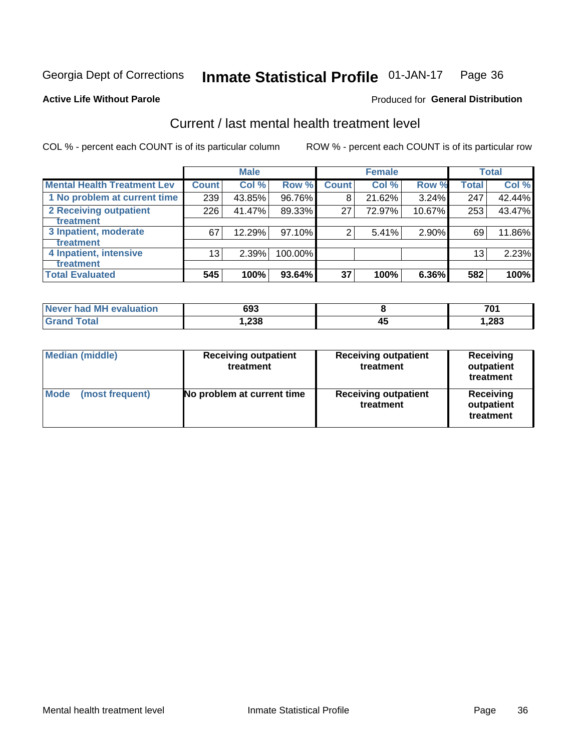Georgia Dept of Corrections **Inmate Statistical Profile** 01-JAN-17

**Active Life Without Parole**

Produced for **General Distribution**

## Current / last mental health treatment level

COL % - percent each COUNT is of its particular column

ROW % - percent each COUNT is of its particular row

| | Male | | | Female | | | Total | |
|---|---|---|---|---|---|---|---|---|
| **Mental Health Treatment Lev** | **Count** | **Col %** | **Row %** | **Count** | **Col %** | **Row %** | **Total** | **Col %** |
| 1 No problem at current time | 239 | 43.85% | 96.76% | 8 | 21.62% | 3.24% | 247 | 42.44% |
| 2 Receiving outpatient treatment | 226 | 41.47% | 89.33% | 27 | 72.97% | 10.67% | 253 | 43.47% |
| 3 Inpatient, moderate treatment | 67 | 12.29% | 97.10% | 2 | 5.41% | 2.90% | 69 | 11.86% |
| 4 Inpatient, intensive treatment | 13 | 2.39% | 100.00% | | | | 13 | 2.23% |
| **Total Evaluated** | **545** | **100%** | **93.64%** | **37** | **100%** | **6.36%** | **582** | **100%** |

| | Male | Female | Total |
|---|---|---|---|
| Never had MH evaluation | 693 | 8 | 701 |
| Grand Total | 1,238 | 45 | 1,283 |

| | Male | Female | Total |
|---|---|---|---|
| Median (middle) | Receiving outpatient treatment | Receiving outpatient treatment | Receiving outpatient treatment |
| Mode (most frequent) | No problem at current time | Receiving outpatient treatment | Receiving outpatient treatment |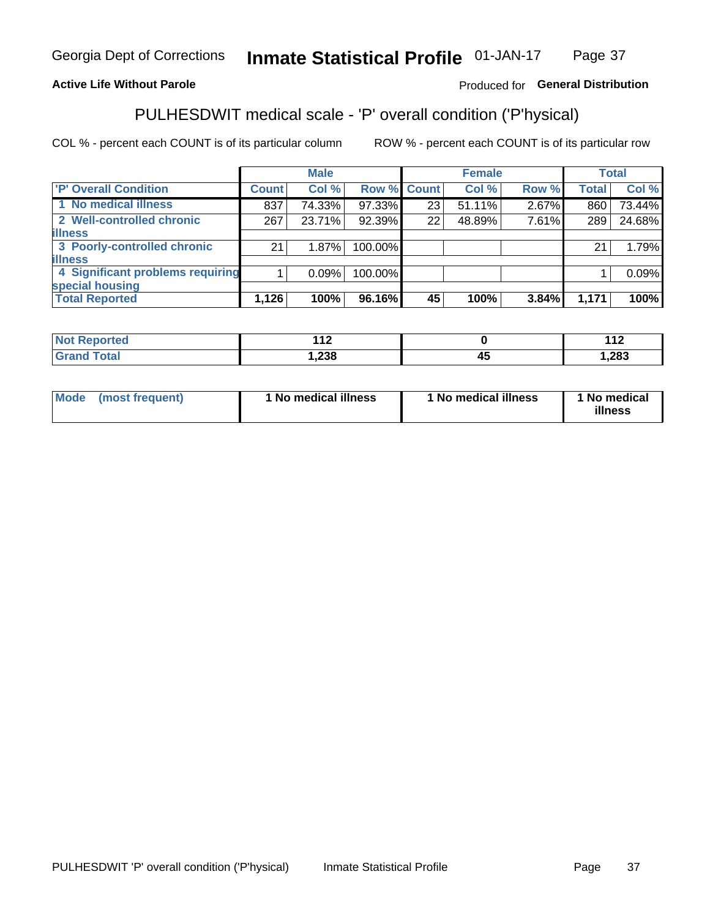Georgia Dept of Corrections **Inmate Statistical Profile** 01-JAN-17

**Active Life Without Parole**

Produced for **General Distribution**

## PULHESDWIT medical scale - 'P' overall condition ('P'hysical)

COL % - percent each COUNT is of its particular column    ROW % - percent each COUNT is of its particular row

| | Male | | | Female | | | Total | |
|---|---|---|---|---|---|---|---|---|
| 'P' Overall Condition | Count | Col % | Row % | Count | Col % | Row % | Total | Col % |
| 1 No medical illness | 837 | 74.33% | 97.33% | 23 | 51.11% | 2.67% | 860 | 73.44% |
| 2 Well-controlled chronic illness | 267 | 23.71% | 92.39% | 22 | 48.89% | 7.61% | 289 | 24.68% |
| 3 Poorly-controlled chronic illness | 21 | 1.87% | 100.00% | | | | 21 | 1.79% |
| 4 Significant problems requiring special housing | 1 | 0.09% | 100.00% | | | | 1 | 0.09% |
| **Total Reported** | **1,126** | **100%** | **96.16%** | **45** | **100%** | **3.84%** | **1,171** | **100%** |

| | Male | Female | Total |
|---|---|---|---|
| Not Reported | **112** | **0** | **112** |
| Grand Total | **1,238** | **45** | **1,283** |

| | Male | Female | Total |
|---|---|---|---|
| Mode (most frequent) | **1 No medical illness** | **1 No medical illness** | **1 No medical illness** |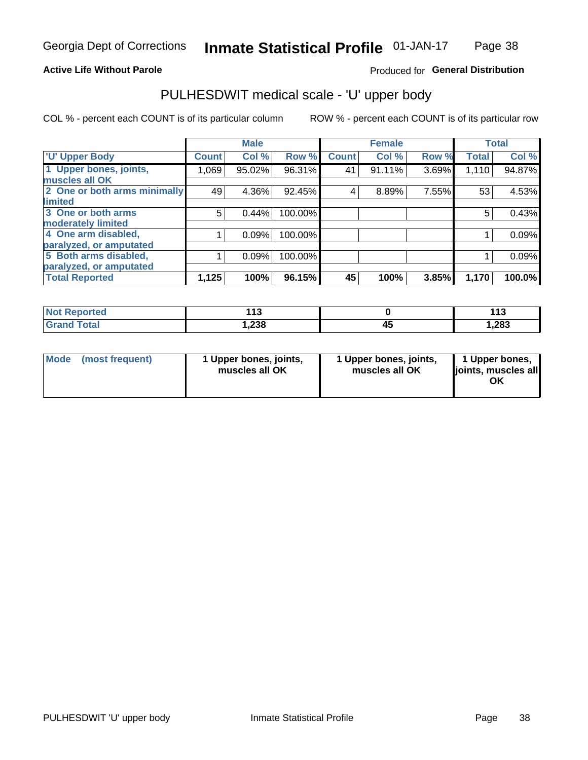**Active Life Without Parole**

Produced for **General Distribution**

# PULHESDWIT medical scale - 'U' upper body

COL % - percent each COUNT is of its particular column

ROW % - percent each COUNT is of its particular row

| | Male | | | Female | | | Total | |
|---|---|---|---|---|---|---|---|---|
| 'U' Upper Body | Count | Col % | Row % | Count | Col % | Row % | Total | Col % |
| 1 Upper bones, joints, muscles all OK | 1,069 | 95.02% | 96.31% | 41 | 91.11% | 3.69% | 1,110 | 94.87% |
| 2 One or both arms minimally limited | 49 | 4.36% | 92.45% | 4 | 8.89% | 7.55% | 53 | 4.53% |
| 3 One or both arms moderately limited | 5 | 0.44% | 100.00% | | | | 5 | 0.43% |
| 4 One arm disabled, paralyzed, or amputated | 1 | 0.09% | 100.00% | | | | 1 | 0.09% |
| 5 Both arms disabled, paralyzed, or amputated | 1 | 0.09% | 100.00% | | | | 1 | 0.09% |
| **Total Reported** | **1,125** | **100%** | **96.15%** | **45** | **100%** | **3.85%** | **1,170** | **100.0%** |

| | Male | Female | Total |
|---|---|---|---|
| Not Reported | 113 | 0 | 113 |
| Grand Total | 1,238 | 45 | 1,283 |

| | Male | Female | Total |
|---|---|---|---|
| Mode (most frequent) | 1 Upper bones, joints, muscles all OK | 1 Upper bones, joints, muscles all OK | 1 Upper bones, joints, muscles all OK |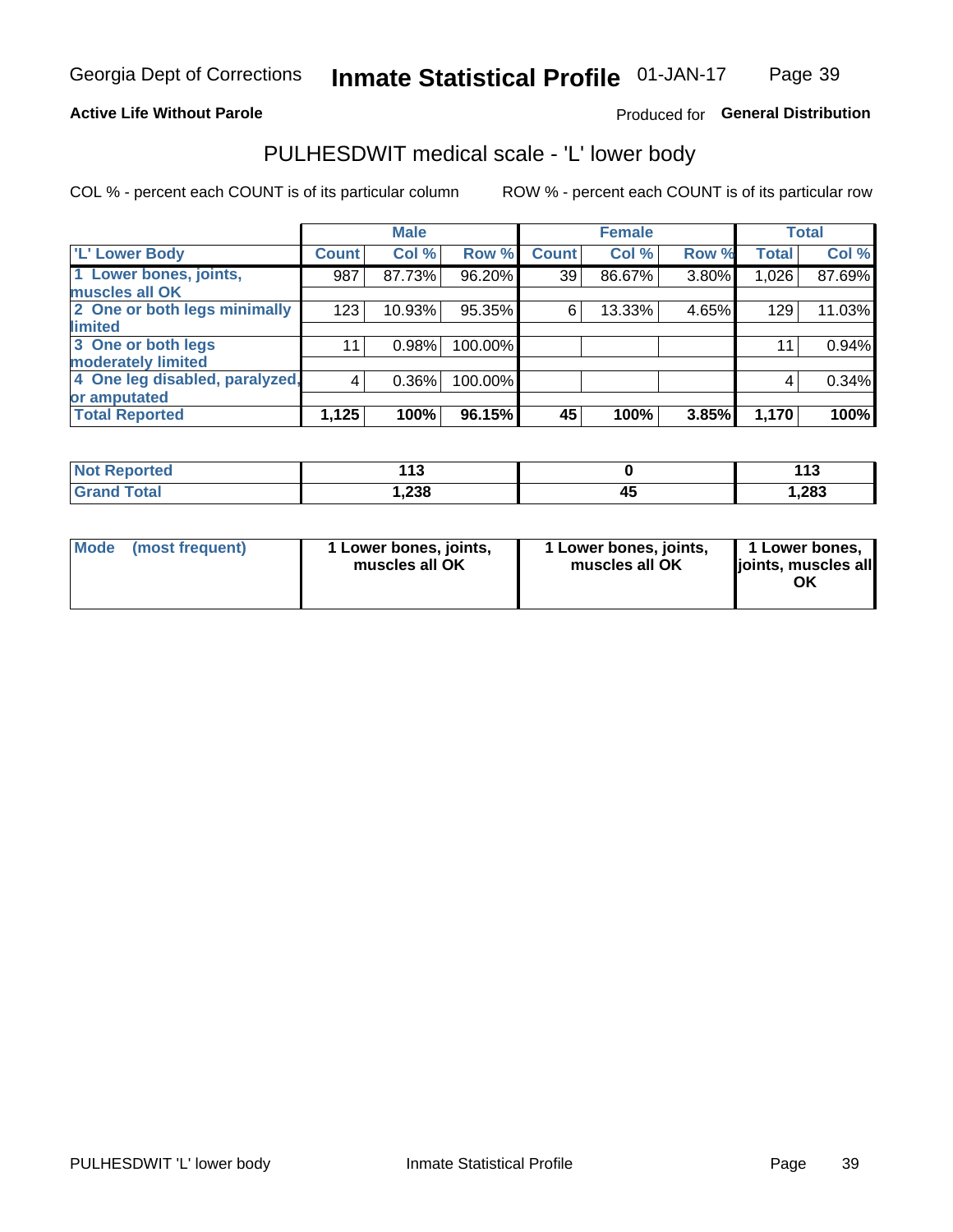Georgia Dept of Corrections **Inmate Statistical Profile** 01-JAN-17

**Active Life Without Parole**

Produced for **General Distribution**

## PULHESDWIT medical scale - 'L' lower body

COL % - percent each COUNT is of its particular column    ROW % - percent each COUNT is of its particular row

| 'L' Lower Body | Male | | | Female | | | Total | |
|---|---|---|---|---|---|---|---|---|
| | Count | Col % | Row % | Count | Col % | Row % | Total | Col % |
| 1 Lower bones, joints, muscles all OK | 987 | 87.73% | 96.20% | 39 | 86.67% | 3.80% | 1,026 | 87.69% |
| 2 One or both legs minimally limited | 123 | 10.93% | 95.35% | 6 | 13.33% | 4.65% | 129 | 11.03% |
| 3 One or both legs moderately limited | 11 | 0.98% | 100.00% | | | | 11 | 0.94% |
| 4 One leg disabled, paralyzed, or amputated | 4 | 0.36% | 100.00% | | | | 4 | 0.34% |
| **Total Reported** | **1,125** | **100%** | **96.15%** | **45** | **100%** | **3.85%** | **1,170** | **100%** |

| | Male | Female | Total |
|---|---|---|---|
| Not Reported | 113 | 0 | 113 |
| Grand Total | 1,238 | 45 | 1,283 |

| | Male | Female | Total |
|---|---|---|---|
| Mode (most frequent) | 1 Lower bones, joints, muscles all OK | 1 Lower bones, joints, muscles all OK | 1 Lower bones, joints, muscles all OK |

PULHESDWIT 'L' lower body    Inmate Statistical Profile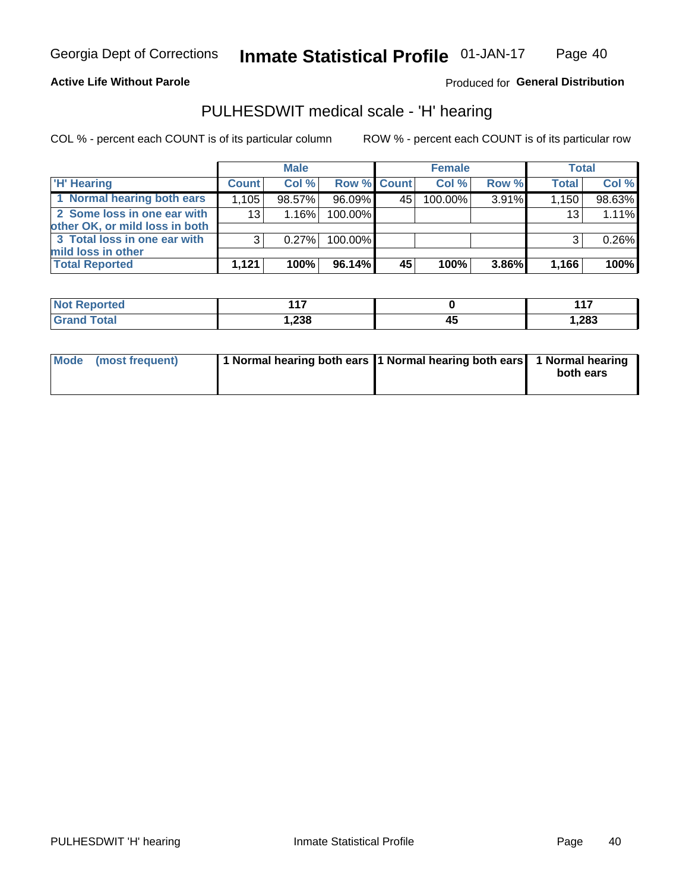# Georgia Dept of Corrections — Inmate Statistical Profile — 01-JAN-17

**Active Life Without Parole**

Produced for **General Distribution**

## PULHESDWIT medical scale - 'H' hearing

COL % - percent each COUNT is of its particular column

ROW % - percent each COUNT is of its particular row

| 'H' Hearing | Male | | | Female | | | Total | |
|---|---|---|---|---|---|---|---|---|
| | Count | Col % | Row % | Count | Col % | Row % | Total | Col % |
| 1 Normal hearing both ears | 1,105 | 98.57% | 96.09% | 45 | 100.00% | 3.91% | 1,150 | 98.63% |
| 2 Some loss in one ear with other OK, or mild loss in both | 13 | 1.16% | 100.00% | | | | 13 | 1.11% |
| 3 Total loss in one ear with mild loss in other | 3 | 0.27% | 100.00% | | | | 3 | 0.26% |
| **Total Reported** | **1,121** | **100%** | **96.14%** | **45** | **100%** | **3.86%** | **1,166** | **100%** |

| | Male | Female | Total |
|---|---|---|---|
| Not Reported | 117 | 0 | 117 |
| Grand Total | 1,238 | 45 | 1,283 |

| | Male | Female | Total |
|---|---|---|---|
| Mode (most frequent) | 1 Normal hearing both ears | 1 Normal hearing both ears | 1 Normal hearing both ears |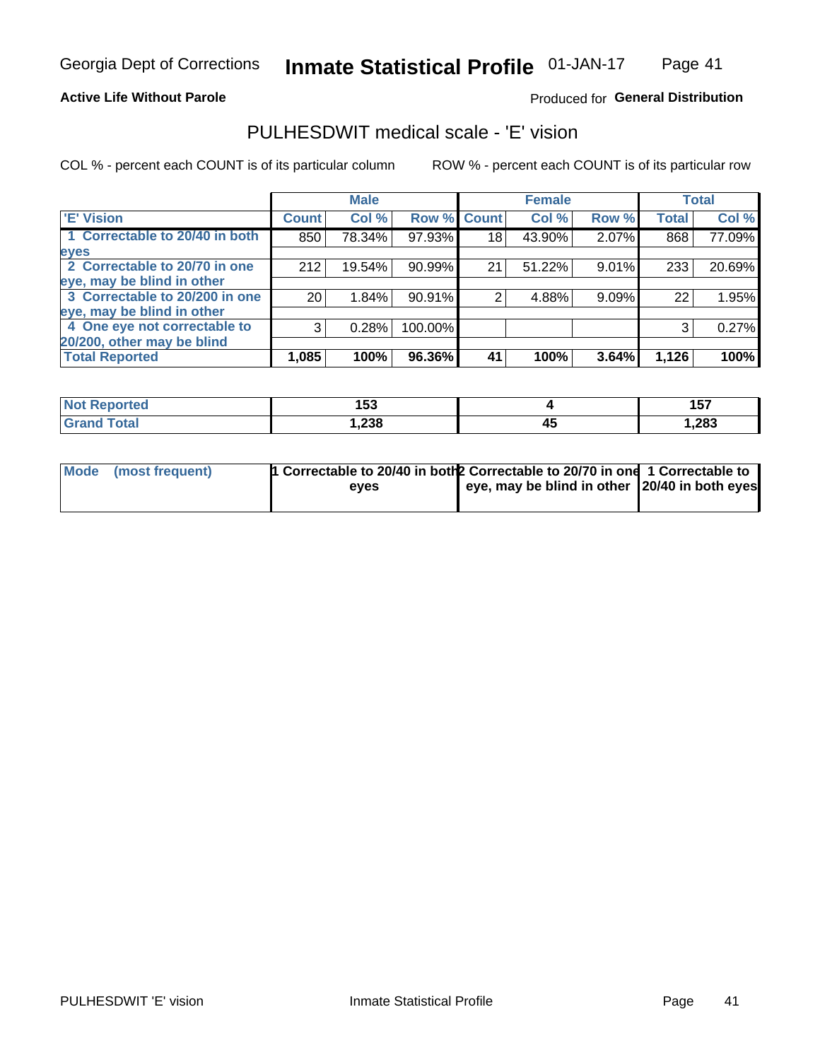Georgia Dept of Corrections **Inmate Statistical Profile** 01-JAN-17

**Active Life Without Parole**

Produced for **General Distribution**

## PULHESDWIT medical scale - 'E' vision

COL % - percent each COUNT is of its particular column

ROW % - percent each COUNT is of its particular row

| | Male | | | Female | | | Total | |
|---|---|---|---|---|---|---|---|---|
| **'E' Vision** | **Count** | **Col %** | **Row %** | **Count** | **Col %** | **Row %** | **Total** | **Col %** |
| **1 Correctable to 20/40 in both eyes** | 850 | 78.34% | 97.93% | 18 | 43.90% | 2.07% | 868 | 77.09% |
| **2 Correctable to 20/70 in one eye, may be blind in other** | 212 | 19.54% | 90.99% | 21 | 51.22% | 9.01% | 233 | 20.69% |
| **3 Correctable to 20/200 in one eye, may be blind in other** | 20 | 1.84% | 90.91% | 2 | 4.88% | 9.09% | 22 | 1.95% |
| **4 One eye not correctable to 20/200, other may be blind** | 3 | 0.28% | 100.00% | | | | 3 | 0.27% |
| **Total Reported** | **1,085** | **100%** | **96.36%** | **41** | **100%** | **3.64%** | **1,126** | **100%** |

| | Male | Female | Total |
|---|---|---|---|
| **Not Reported** | **153** | **4** | **157** |
| **Grand Total** | **1,238** | **45** | **1,283** |

| | Male | Female | Total |
|---|---|---|---|
| **Mode (most frequent)** | **1 Correctable to 20/40 in both eyes** | **2 Correctable to 20/70 in one eye, may be blind in other** | **1 Correctable to 20/40 in both eyes** |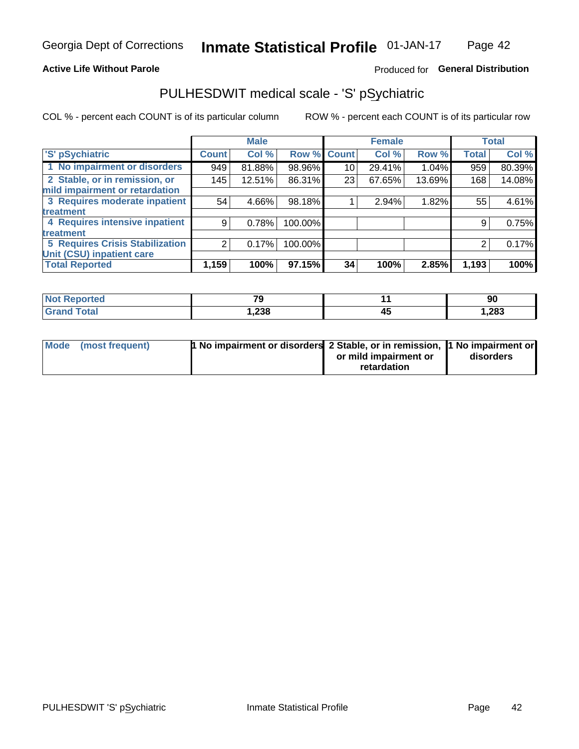Georgia Dept of Corrections **Inmate Statistical Profile** 01-JAN-17

**Active Life Without Parole**

Produced for **General Distribution**

## PULHESDWIT medical scale - 'S' pSychiatric

COL % - percent each COUNT is of its particular column

ROW % - percent each COUNT is of its particular row

| | Male | | | Female | | | Total | |
|---|---|---|---|---|---|---|---|---|
| 'S' pSychiatric | Count | Col % | Row % | Count | Col % | Row % | Total | Col % |
| 1 No impairment or disorders | 949 | 81.88% | 98.96% | 10 | 29.41% | 1.04% | 959 | 80.39% |
| 2 Stable, or in remission, or mild impairment or retardation | 145 | 12.51% | 86.31% | 23 | 67.65% | 13.69% | 168 | 14.08% |
| 3 Requires moderate inpatient treatment | 54 | 4.66% | 98.18% | 1 | 2.94% | 1.82% | 55 | 4.61% |
| 4 Requires intensive inpatient treatment | 9 | 0.78% | 100.00% | | | | 9 | 0.75% |
| 5 Requires Crisis Stabilization Unit (CSU) inpatient care | 2 | 0.17% | 100.00% | | | | 2 | 0.17% |
| **Total Reported** | **1,159** | **100%** | **97.15%** | **34** | **100%** | **2.85%** | **1,193** | **100%** |

| | Male | Female | Total |
|---|---|---|---|
| Not Reported | **79** | **11** | **90** |
| Grand Total | **1,238** | **45** | **1,283** |

| | Male | Female | Total |
|---|---|---|---|
| Mode (most frequent) | **1 No impairment or disorders** | **2 Stable, or in remission, or mild impairment or retardation** | **1 No impairment or disorders** |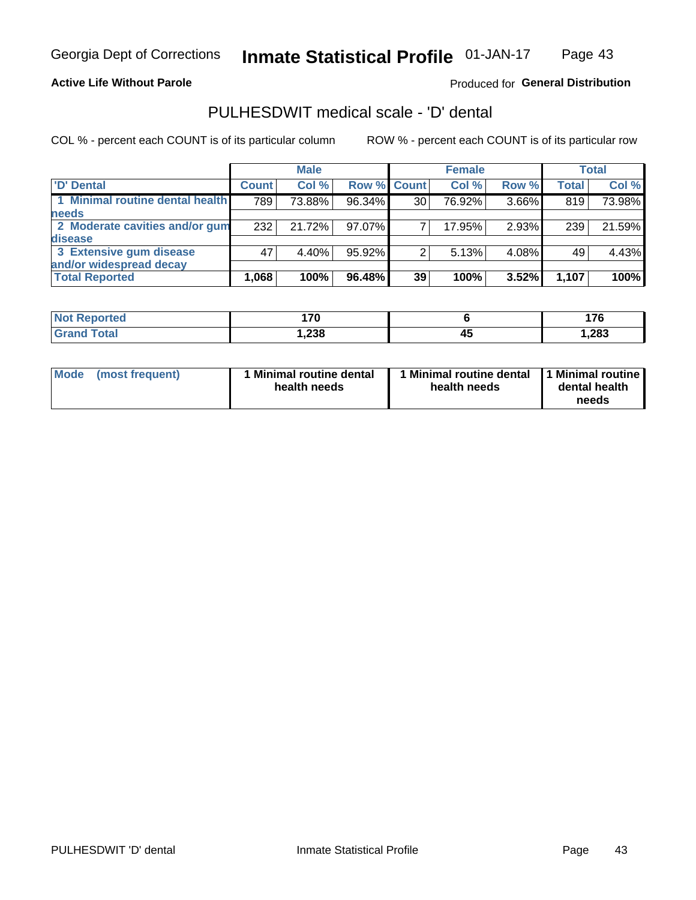**Active Life Without Parole**

Produced for **General Distribution**

## PULHESDWIT medical scale - 'D' dental

COL % - percent each COUNT is of its particular column

ROW % - percent each COUNT is of its particular row

| | Male | | | Female | | | Total | |
|---|---|---|---|---|---|---|---|---|
| 'D' Dental | Count | Col % | Row % | Count | Col % | Row % | Total | Col % |
| 1 Minimal routine dental health needs | 789 | 73.88% | 96.34% | 30 | 76.92% | 3.66% | 819 | 73.98% |
| 2 Moderate cavities and/or gum disease | 232 | 21.72% | 97.07% | 7 | 17.95% | 2.93% | 239 | 21.59% |
| 3 Extensive gum disease and/or widespread decay | 47 | 4.40% | 95.92% | 2 | 5.13% | 4.08% | 49 | 4.43% |
| **Total Reported** | **1,068** | **100%** | **96.48%** | **39** | **100%** | **3.52%** | **1,107** | **100%** |

| | Male | Female | Total |
|---|---|---|---|
| Not Reported | 170 | 6 | 176 |
| Grand Total | 1,238 | 45 | 1,283 |

| | Male | Female | Total |
|---|---|---|---|
| Mode (most frequent) | 1 Minimal routine dental health needs | 1 Minimal routine dental health needs | 1 Minimal routine dental health needs |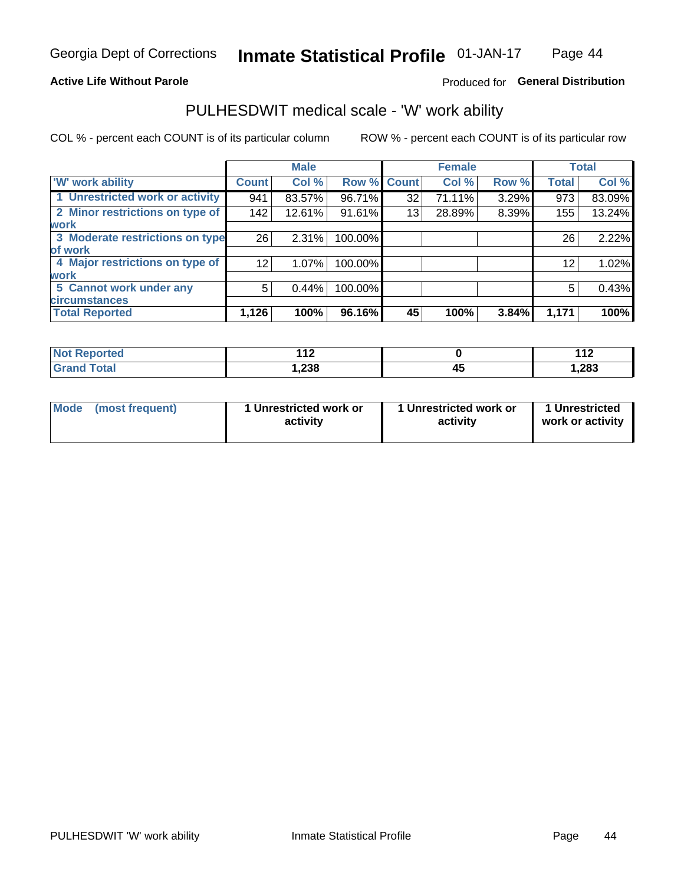Georgia Dept of Corrections **Inmate Statistical Profile** 01-JAN-17

**Active Life Without Parole**

Produced for **General Distribution**

## PULHESDWIT medical scale - 'W' work ability

COL % - percent each COUNT is of its particular column

ROW % - percent each COUNT is of its particular row

| 'W' work ability | Male | | | Female | | | Total | |
|---|---|---|---|---|---|---|---|---|
| | Count | Col % | Row % | Count | Col % | Row % | Total | Col % |
| 1 Unrestricted work or activity | 941 | 83.57% | 96.71% | 32 | 71.11% | 3.29% | 973 | 83.09% |
| 2 Minor restrictions on type of work | 142 | 12.61% | 91.61% | 13 | 28.89% | 8.39% | 155 | 13.24% |
| 3 Moderate restrictions on type of work | 26 | 2.31% | 100.00% | | | | 26 | 2.22% |
| 4 Major restrictions on type of work | 12 | 1.07% | 100.00% | | | | 12 | 1.02% |
| 5 Cannot work under any circumstances | 5 | 0.44% | 100.00% | | | | 5 | 0.43% |
| **Total Reported** | **1,126** | **100%** | **96.16%** | **45** | **100%** | **3.84%** | **1,171** | **100%** |

| | Male | Female | Total |
|---|---|---|---|
| Not Reported | 112 | 0 | 112 |
| Grand Total | 1,238 | 45 | 1,283 |

| | Male | Female | Total |
|---|---|---|---|
| Mode (most frequent) | 1 Unrestricted work or activity | 1 Unrestricted work or activity | 1 Unrestricted work or activity |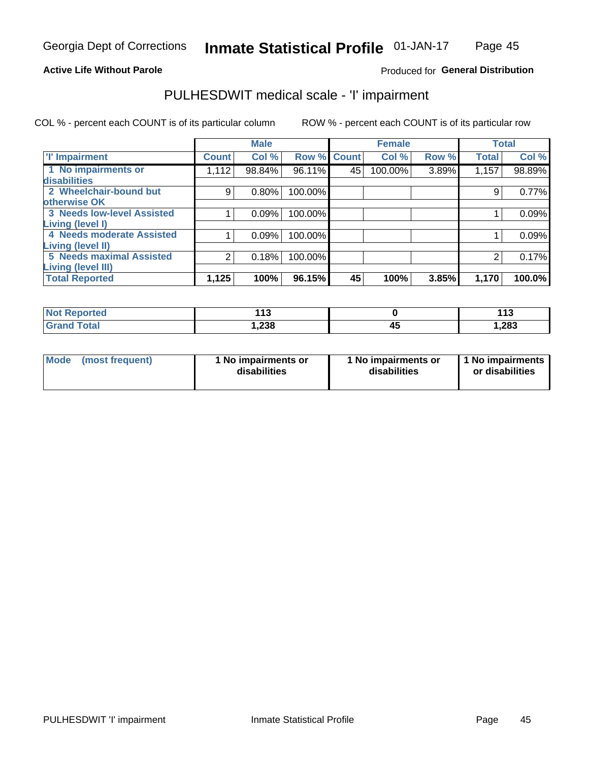Georgia Dept of Corrections **Inmate Statistical Profile** 01-JAN-17

**Active Life Without Parole**

Produced for **General Distribution**

## PULHESDWIT medical scale - 'I' impairment

COL % - percent each COUNT is of its particular column ROW % - percent each COUNT is of its particular row

| | Male | | | Female | | | Total | |
|---|---|---|---|---|---|---|---|---|
| **'I' Impairment** | **Count** | **Col %** | **Row %** | **Count** | **Col %** | **Row %** | **Total** | **Col %** |
| **1 No impairments or disabilities** | 1,112 | 98.84% | 96.11% | 45 | 100.00% | 3.89% | 1,157 | 98.89% |
| **2 Wheelchair-bound but otherwise OK** | 9 | 0.80% | 100.00% | | | | 9 | 0.77% |
| **3 Needs low-level Assisted Living (level I)** | 1 | 0.09% | 100.00% | | | | 1 | 0.09% |
| **4 Needs moderate Assisted Living (level II)** | 1 | 0.09% | 100.00% | | | | 1 | 0.09% |
| **5 Needs maximal Assisted Living (level III)** | 2 | 0.18% | 100.00% | | | | 2 | 0.17% |
| **Total Reported** | **1,125** | **100%** | **96.15%** | **45** | **100%** | **3.85%** | **1,170** | **100.0%** |

| | Male | Female | Total |
|---|---|---|---|
| **Not Reported** | **113** | **0** | **113** |
| **Grand Total** | **1,238** | **45** | **1,283** |

| | Male | Female | Total |
|---|---|---|---|
| **Mode (most frequent)** | **1 No impairments or disabilities** | **1 No impairments or disabilities** | **1 No impairments or disabilities** |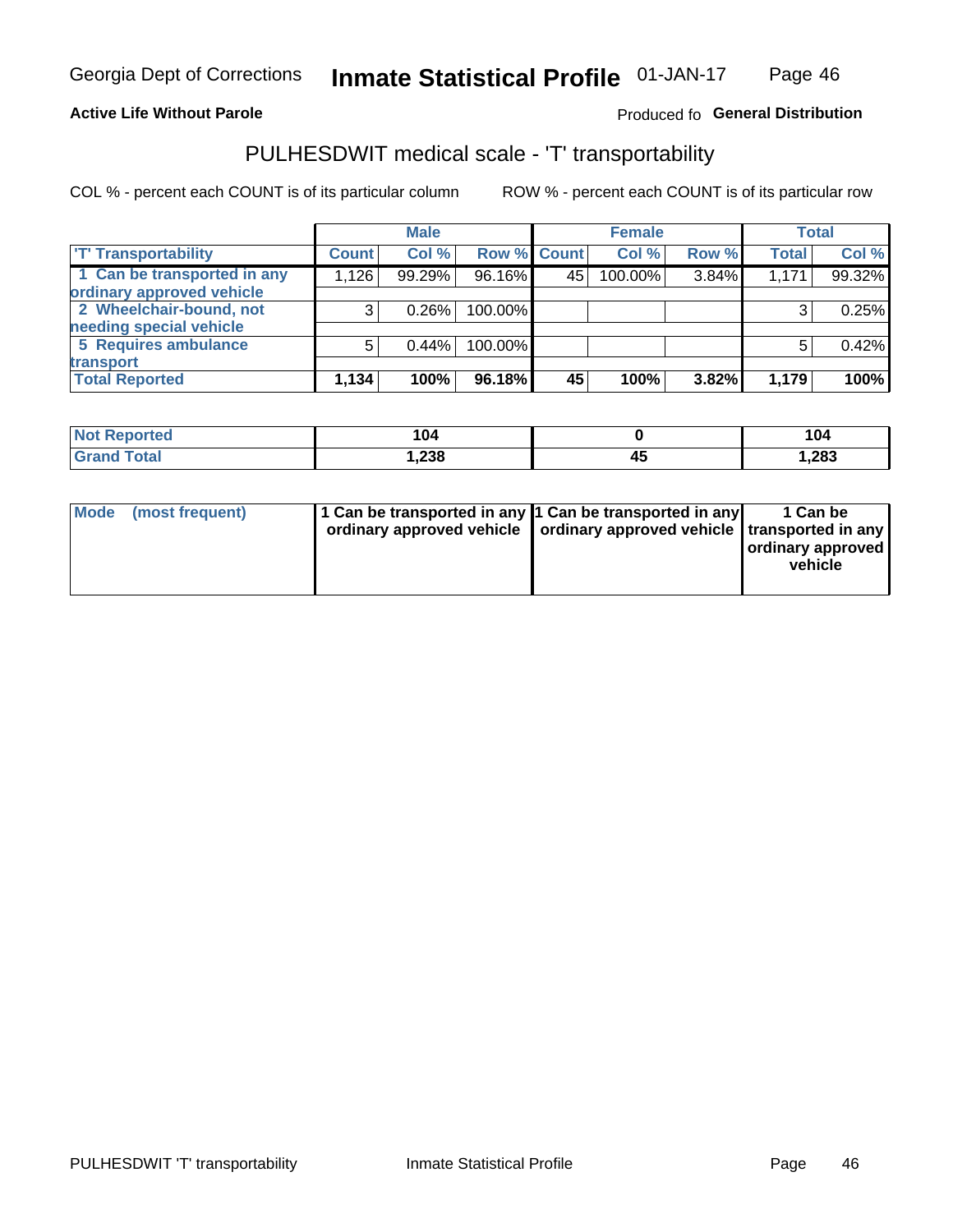Georgia Dept of Corrections **Inmate Statistical Profile** 01-JAN-17

**Active Life Without Parole**

Produced fo **General Distribution**

## PULHESDWIT medical scale - 'T' transportability

COL % - percent each COUNT is of its particular column

ROW % - percent each COUNT is of its particular row

| | Male | | | Female | | | Total | |
|---|---|---|---|---|---|---|---|---|
| 'T' Transportability | Count | Col % | Row % | Count | Col % | Row % | Total | Col % |
| 1 Can be transported in any ordinary approved vehicle | 1,126 | 99.29% | 96.16% | 45 | 100.00% | 3.84% | 1,171 | 99.32% |
| 2 Wheelchair-bound, not needing special vehicle | 3 | 0.26% | 100.00% | | | | 3 | 0.25% |
| 5 Requires ambulance transport | 5 | 0.44% | 100.00% | | | | 5 | 0.42% |
| **Total Reported** | **1,134** | **100%** | **96.18%** | **45** | **100%** | **3.82%** | **1,179** | **100%** |

| | Male | Female | Total |
|---|---|---|---|
| Not Reported | 104 | 0 | 104 |
| Grand Total | 1,238 | 45 | 1,283 |

| | Male | Female | Total |
|---|---|---|---|
| Mode (most frequent) | 1 Can be transported in any ordinary approved vehicle | 1 Can be transported in any ordinary approved vehicle | 1 Can be transported in any ordinary approved vehicle |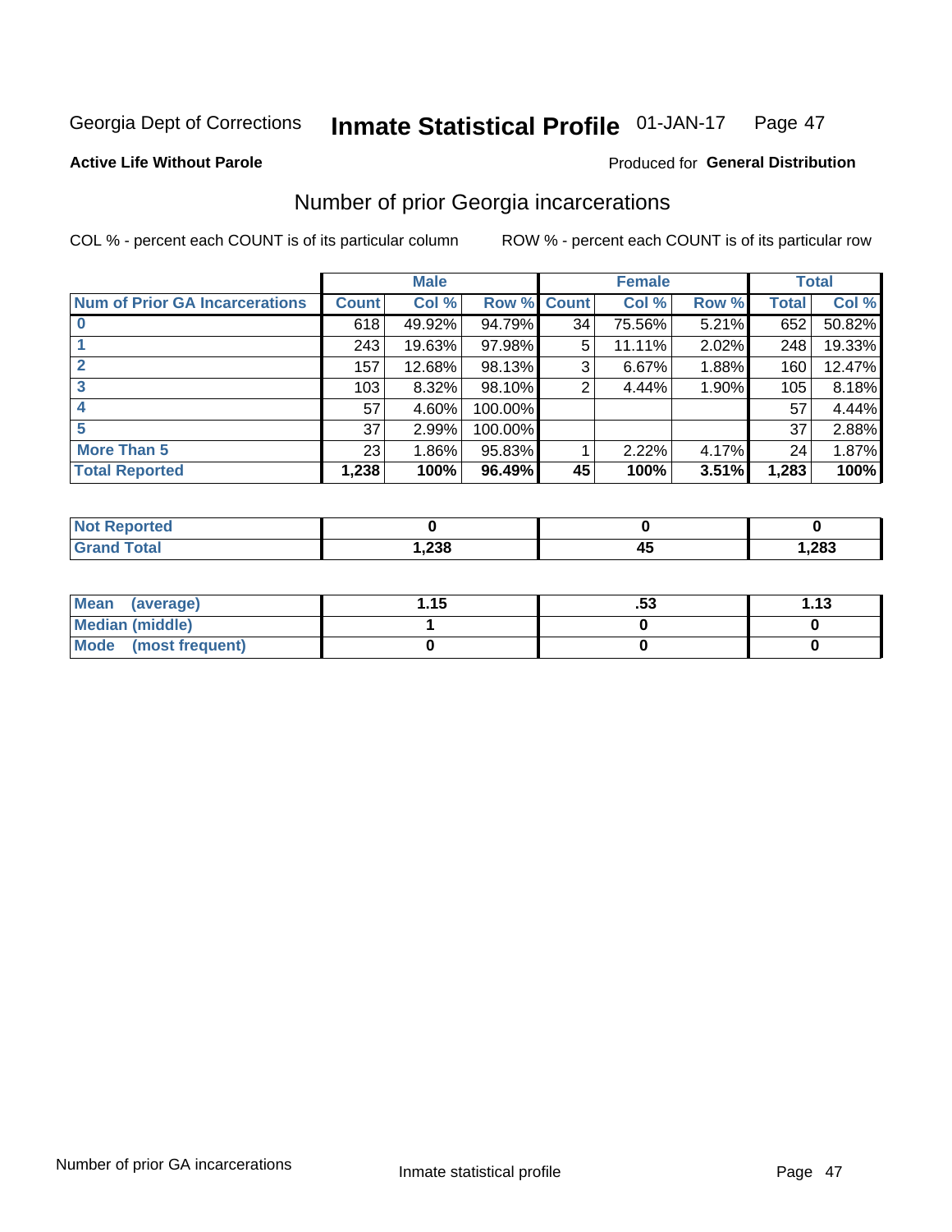Georgia Dept of Corrections **Inmate Statistical Profile** 01-JAN-17 Page 47

**Active Life Without Parole**

Produced for **General Distribution**

## Number of prior Georgia incarcerations

COL % - percent each COUNT is of its particular column

ROW % - percent each COUNT is of its particular row

| | Male | | | Female | | | Total | |
|---|---|---|---|---|---|---|---|---|
| **Num of Prior GA Incarcerations** | **Count** | **Col %** | **Row %** | **Count** | **Col %** | **Row %** | **Total** | **Col %** |
| **0** | 618 | 49.92% | 94.79% | 34 | 75.56% | 5.21% | 652 | 50.82% |
| **1** | 243 | 19.63% | 97.98% | 5 | 11.11% | 2.02% | 248 | 19.33% |
| **2** | 157 | 12.68% | 98.13% | 3 | 6.67% | 1.88% | 160 | 12.47% |
| **3** | 103 | 8.32% | 98.10% | 2 | 4.44% | 1.90% | 105 | 8.18% |
| **4** | 57 | 4.60% | 100.00% | | | | 57 | 4.44% |
| **5** | 37 | 2.99% | 100.00% | | | | 37 | 2.88% |
| **More Than 5** | 23 | 1.86% | 95.83% | 1 | 2.22% | 4.17% | 24 | 1.87% |
| **Total Reported** | **1,238** | **100%** | **96.49%** | **45** | **100%** | **3.51%** | **1,283** | **100%** |

| | Male | Female | Total |
|---|---|---|---|
| **Not Reported** | **0** | **0** | **0** |
| **Grand Total** | **1,238** | **45** | **1,283** |

| | Male | Female | Total |
|---|---|---|---|
| **Mean (average)** | **1.15** | **.53** | **1.13** |
| **Median (middle)** | **1** | **0** | **0** |
| **Mode (most frequent)** | **0** | **0** | **0** |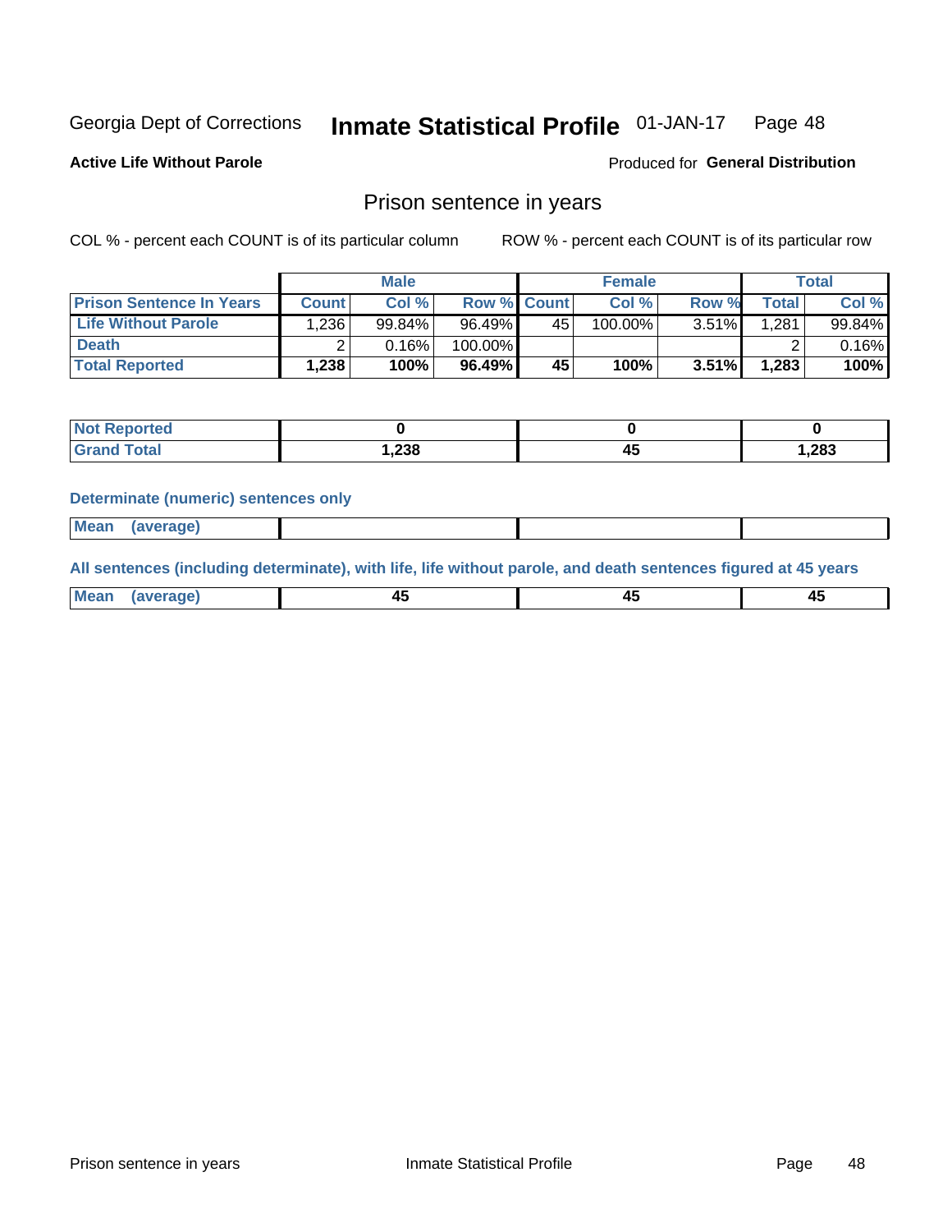Georgia Dept of Corrections **Inmate Statistical Profile** 01-JAN-17

**Active Life Without Parole**

Produced for **General Distribution**

## Prison sentence in years

COL % - percent each COUNT is of its particular column

ROW % - percent each COUNT is of its particular row

| | Male | | | Female | | | Total | |
|---|---|---|---|---|---|---|---|---|
| **Prison Sentence In Years** | **Count** | **Col %** | **Row %** | **Count** | **Col %** | **Row %** | **Total** | **Col %** |
| **Life Without Parole** | 1,236 | 99.84% | 96.49% | 45 | 100.00% | 3.51% | 1,281 | 99.84% |
| **Death** | 2 | 0.16% | 100.00% | | | | 2 | 0.16% |
| **Total Reported** | **1,238** | **100%** | **96.49%** | **45** | **100%** | **3.51%** | **1,283** | **100%** |

| | Male | Female | Total |
|---|---|---|---|
| **Not Reported** | **0** | **0** | **0** |
| **Grand Total** | **1,238** | **45** | **1,283** |

**Determinate (numeric) sentences only**

| | | | |
|---|---|---|---|
| **Mean (average)** | | | |

**All sentences (including determinate), with life, life without parole, and death sentences figured at 45 years**

| | | | |
|---|---|---|---|
| **Mean (average)** | **45** | **45** | **45** |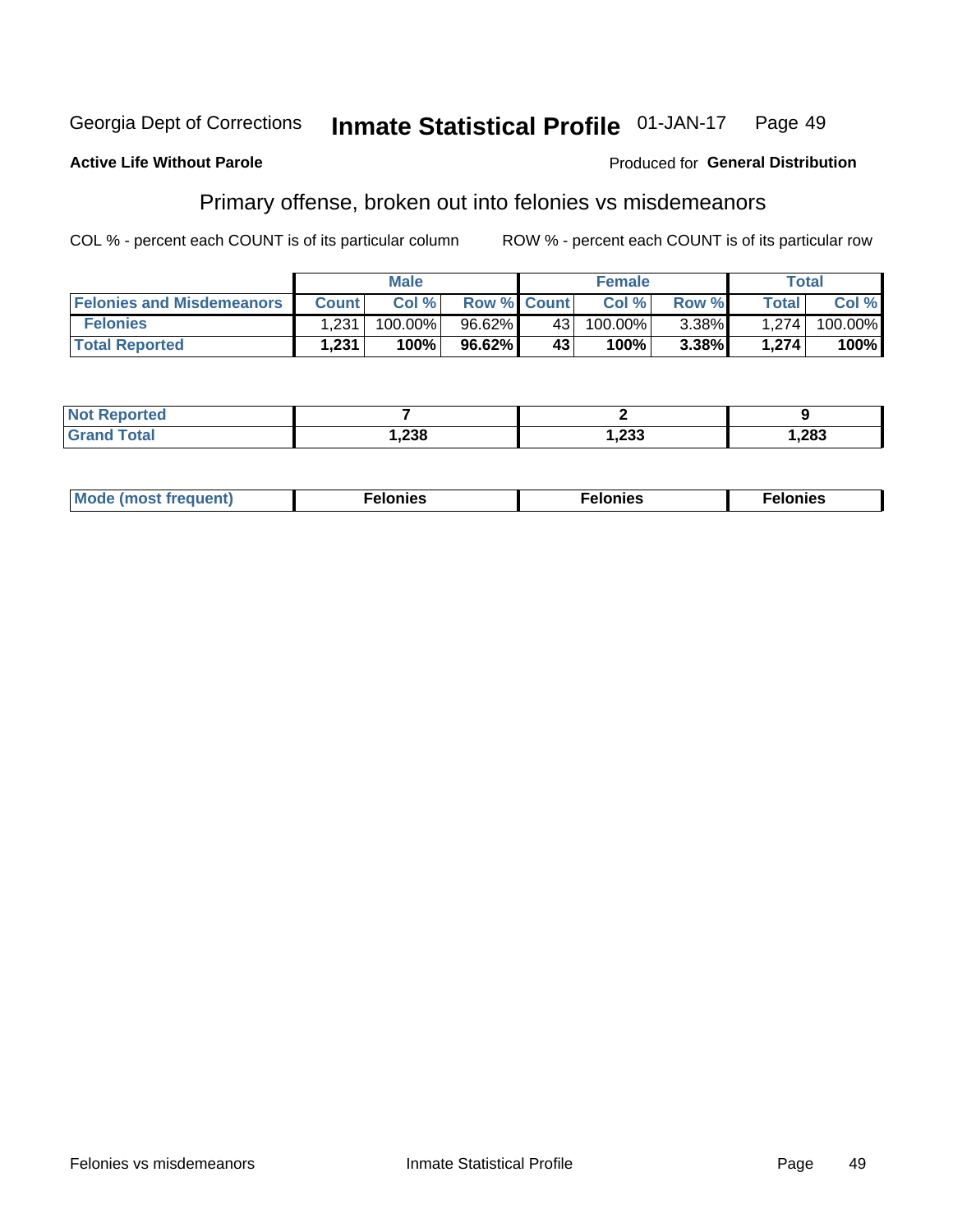Georgia Dept of Corrections **Inmate Statistical Profile** 01-JAN-17

**Active Life Without Parole**

Produced for **General Distribution**

## Primary offense, broken out into felonies vs misdemeanors

COL % - percent each COUNT is of its particular column

ROW % - percent each COUNT is of its particular row

| | Male | | | Female | | | Total | |
|---|---|---|---|---|---|---|---|---|
| **Felonies and Misdemeanors** | **Count** | **Col %** | **Row %** | **Count** | **Col %** | **Row %** | **Total** | **Col %** |
| **Felonies** | 1,231 | 100.00% | 96.62% | 43 | 100.00% | 3.38% | 1,274 | 100.00% |
| **Total Reported** | **1,231** | **100%** | **96.62%** | **43** | **100%** | **3.38%** | **1,274** | **100%** |

| | Male | Female | Total |
|---|---|---|---|
| **Not Reported** | **7** | **2** | **9** |
| **Grand Total** | **1,238** | **1,233** | **1,283** |

| | Male | Female | Total |
|---|---|---|---|
| **Mode (most frequent)** | **Felonies** | **Felonies** | **Felonies** |

Felonies vs misdemeanors

Inmate Statistical Profile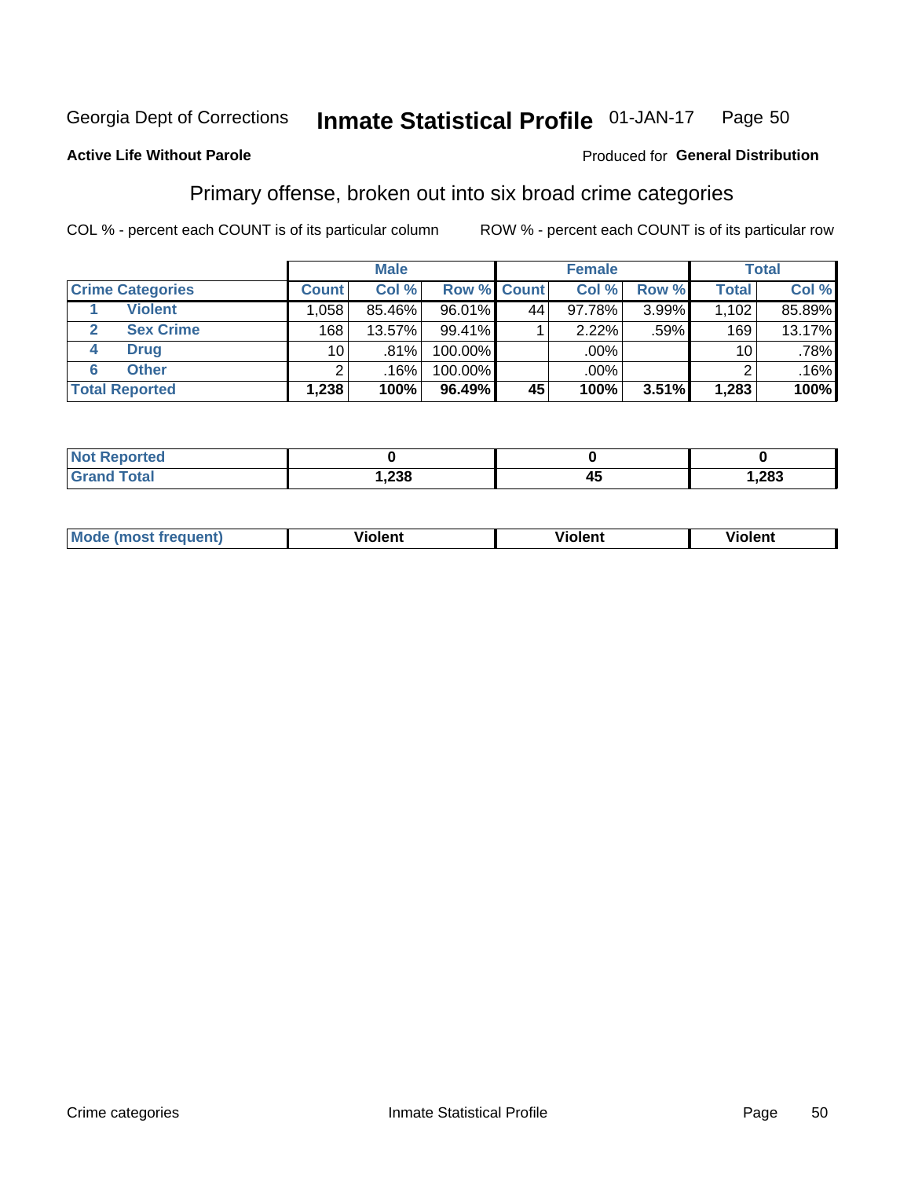Georgia Dept of Corrections **Inmate Statistical Profile** 01-JAN-17

**Active Life Without Parole**

Produced for **General Distribution**

## Primary offense, broken out into six broad crime categories

COL % - percent each COUNT is of its particular column

ROW % - percent each COUNT is of its particular row

| | | Male | | | Female | | | Total | |
|---|---|---|---|---|---|---|---|---|---|
| **Crime Categories** | | **Count** | **Col %** | **Row %** | **Count** | **Col %** | **Row %** | **Total** | **Col %** |
| 1 | **Violent** | 1,058 | 85.46% | 96.01% | 44 | 97.78% | 3.99% | 1,102 | 85.89% |
| 2 | **Sex Crime** | 168 | 13.57% | 99.41% | 1 | 2.22% | .59% | 169 | 13.17% |
| 4 | **Drug** | 10 | .81% | 100.00% | | .00% | | 10 | .78% |
| 6 | **Other** | 2 | .16% | 100.00% | | .00% | | 2 | .16% |
| **Total Reported** | | **1,238** | **100%** | **96.49%** | **45** | **100%** | **3.51%** | **1,283** | **100%** |

| | Male | Female | Total |
|---|---|---|---|
| **Not Reported** | **0** | **0** | **0** |
| **Grand Total** | **1,238** | **45** | **1,283** |

| | Male | Female | Total |
|---|---|---|---|
| **Mode (most frequent)** | **Violent** | **Violent** | **Violent** |

Crime categories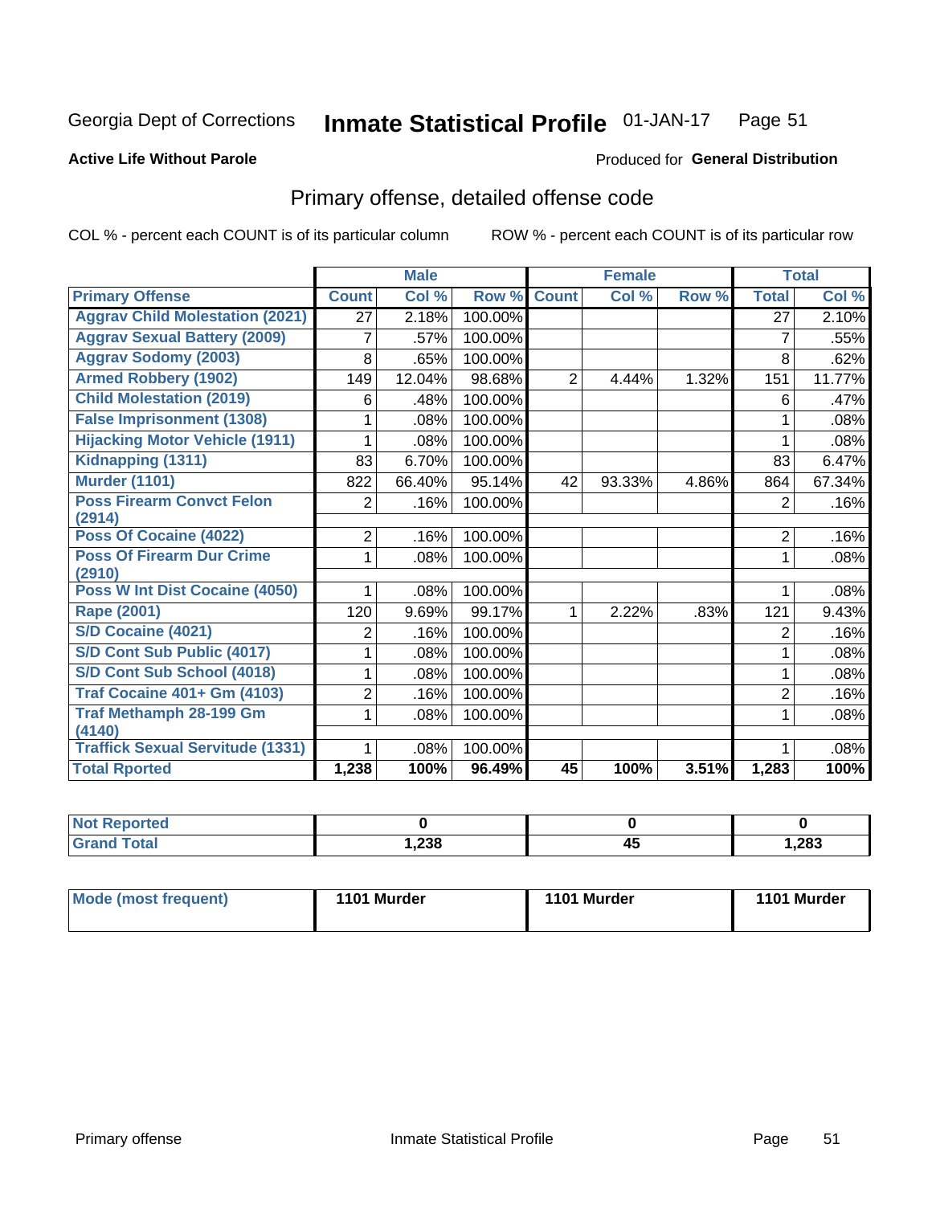Georgia Dept of Corrections **Inmate Statistical Profile** 01-JAN-17 Page 51

**Active Life Without Parole**

Produced for **General Distribution**

## Primary offense, detailed offense code

COL % - percent each COUNT is of its particular column ROW % - percent each COUNT is of its particular row

| | Male | | | Female | | | Total | |
|---|---|---|---|---|---|---|---|---|
| **Primary Offense** | **Count** | **Col %** | **Row %** | **Count** | **Col %** | **Row %** | **Total** | **Col %** |
| Aggrav Child Molestation (2021) | 27 | 2.18% | 100.00% | | | | 27 | 2.10% |
| Aggrav Sexual Battery (2009) | 7 | .57% | 100.00% | | | | 7 | .55% |
| Aggrav Sodomy (2003) | 8 | .65% | 100.00% | | | | 8 | .62% |
| Armed Robbery (1902) | 149 | 12.04% | 98.68% | 2 | 4.44% | 1.32% | 151 | 11.77% |
| Child Molestation (2019) | 6 | .48% | 100.00% | | | | 6 | .47% |
| False Imprisonment (1308) | 1 | .08% | 100.00% | | | | 1 | .08% |
| Hijacking Motor Vehicle (1911) | 1 | .08% | 100.00% | | | | 1 | .08% |
| Kidnapping (1311) | 83 | 6.70% | 100.00% | | | | 83 | 6.47% |
| Murder (1101) | 822 | 66.40% | 95.14% | 42 | 93.33% | 4.86% | 864 | 67.34% |
| Poss Firearm Convct Felon (2914) | 2 | .16% | 100.00% | | | | 2 | .16% |
| Poss Of Cocaine (4022) | 2 | .16% | 100.00% | | | | 2 | .16% |
| Poss Of Firearm Dur Crime (2910) | 1 | .08% | 100.00% | | | | 1 | .08% |
| Poss W Int Dist Cocaine (4050) | 1 | .08% | 100.00% | | | | 1 | .08% |
| Rape (2001) | 120 | 9.69% | 99.17% | 1 | 2.22% | .83% | 121 | 9.43% |
| S/D Cocaine (4021) | 2 | .16% | 100.00% | | | | 2 | .16% |
| S/D Cont Sub Public (4017) | 1 | .08% | 100.00% | | | | 1 | .08% |
| S/D Cont Sub School (4018) | 1 | .08% | 100.00% | | | | 1 | .08% |
| Traf Cocaine 401+ Gm (4103) | 2 | .16% | 100.00% | | | | 2 | .16% |
| Traf Methamph 28-199 Gm (4140) | 1 | .08% | 100.00% | | | | 1 | .08% |
| Traffick Sexual Servitude (1331) | 1 | .08% | 100.00% | | | | 1 | .08% |
| **Total Rported** | **1,238** | **100%** | **96.49%** | **45** | **100%** | **3.51%** | **1,283** | **100%** |

| | Male | Female | Total |
|---|---|---|---|
| Not Reported | 0 | 0 | 0 |
| Grand Total | 1,238 | 45 | 1,283 |

| | Male | Female | Total |
|---|---|---|---|
| Mode (most frequent) | 1101 Murder | 1101 Murder | 1101 Murder |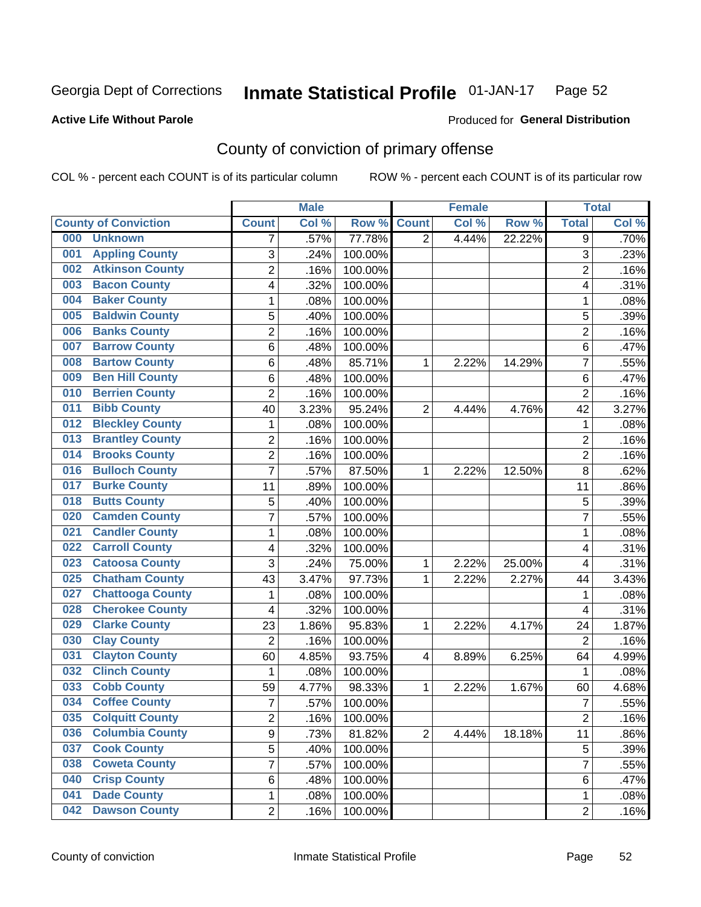Georgia Dept of Corrections **Inmate Statistical Profile** 01-JAN-17 Page 52

**Active Life Without Parole**

Produced for **General Distribution**

# County of conviction of primary offense

COL % - percent each COUNT is of its particular column ROW % - percent each COUNT is of its particular row

| County of Conviction | Male | | | Female | | | Total | |
|---|---|---|---|---|---|---|---|---|
| | Count | Col % | Row % | Count | Col % | Row % | Total | Col % |
| 000 Unknown | 7 | .57% | 77.78% | 2 | 4.44% | 22.22% | 9 | .70% |
| 001 Appling County | 3 | .24% | 100.00% | | | | 3 | .23% |
| 002 Atkinson County | 2 | .16% | 100.00% | | | | 2 | .16% |
| 003 Bacon County | 4 | .32% | 100.00% | | | | 4 | .31% |
| 004 Baker County | 1 | .08% | 100.00% | | | | 1 | .08% |
| 005 Baldwin County | 5 | .40% | 100.00% | | | | 5 | .39% |
| 006 Banks County | 2 | .16% | 100.00% | | | | 2 | .16% |
| 007 Barrow County | 6 | .48% | 100.00% | | | | 6 | .47% |
| 008 Bartow County | 6 | .48% | 85.71% | 1 | 2.22% | 14.29% | 7 | .55% |
| 009 Ben Hill County | 6 | .48% | 100.00% | | | | 6 | .47% |
| 010 Berrien County | 2 | .16% | 100.00% | | | | 2 | .16% |
| 011 Bibb County | 40 | 3.23% | 95.24% | 2 | 4.44% | 4.76% | 42 | 3.27% |
| 012 Bleckley County | 1 | .08% | 100.00% | | | | 1 | .08% |
| 013 Brantley County | 2 | .16% | 100.00% | | | | 2 | .16% |
| 014 Brooks County | 2 | .16% | 100.00% | | | | 2 | .16% |
| 016 Bulloch County | 7 | .57% | 87.50% | 1 | 2.22% | 12.50% | 8 | .62% |
| 017 Burke County | 11 | .89% | 100.00% | | | | 11 | .86% |
| 018 Butts County | 5 | .40% | 100.00% | | | | 5 | .39% |
| 020 Camden County | 7 | .57% | 100.00% | | | | 7 | .55% |
| 021 Candler County | 1 | .08% | 100.00% | | | | 1 | .08% |
| 022 Carroll County | 4 | .32% | 100.00% | | | | 4 | .31% |
| 023 Catoosa County | 3 | .24% | 75.00% | 1 | 2.22% | 25.00% | 4 | .31% |
| 025 Chatham County | 43 | 3.47% | 97.73% | 1 | 2.22% | 2.27% | 44 | 3.43% |
| 027 Chattooga County | 1 | .08% | 100.00% | | | | 1 | .08% |
| 028 Cherokee County | 4 | .32% | 100.00% | | | | 4 | .31% |
| 029 Clarke County | 23 | 1.86% | 95.83% | 1 | 2.22% | 4.17% | 24 | 1.87% |
| 030 Clay County | 2 | .16% | 100.00% | | | | 2 | .16% |
| 031 Clayton County | 60 | 4.85% | 93.75% | 4 | 8.89% | 6.25% | 64 | 4.99% |
| 032 Clinch County | 1 | .08% | 100.00% | | | | 1 | .08% |
| 033 Cobb County | 59 | 4.77% | 98.33% | 1 | 2.22% | 1.67% | 60 | 4.68% |
| 034 Coffee County | 7 | .57% | 100.00% | | | | 7 | .55% |
| 035 Colquitt County | 2 | .16% | 100.00% | | | | 2 | .16% |
| 036 Columbia County | 9 | .73% | 81.82% | 2 | 4.44% | 18.18% | 11 | .86% |
| 037 Cook County | 5 | .40% | 100.00% | | | | 5 | .39% |
| 038 Coweta County | 7 | .57% | 100.00% | | | | 7 | .55% |
| 040 Crisp County | 6 | .48% | 100.00% | | | | 6 | .47% |
| 041 Dade County | 1 | .08% | 100.00% | | | | 1 | .08% |
| 042 Dawson County | 2 | .16% | 100.00% | | | | 2 | .16% |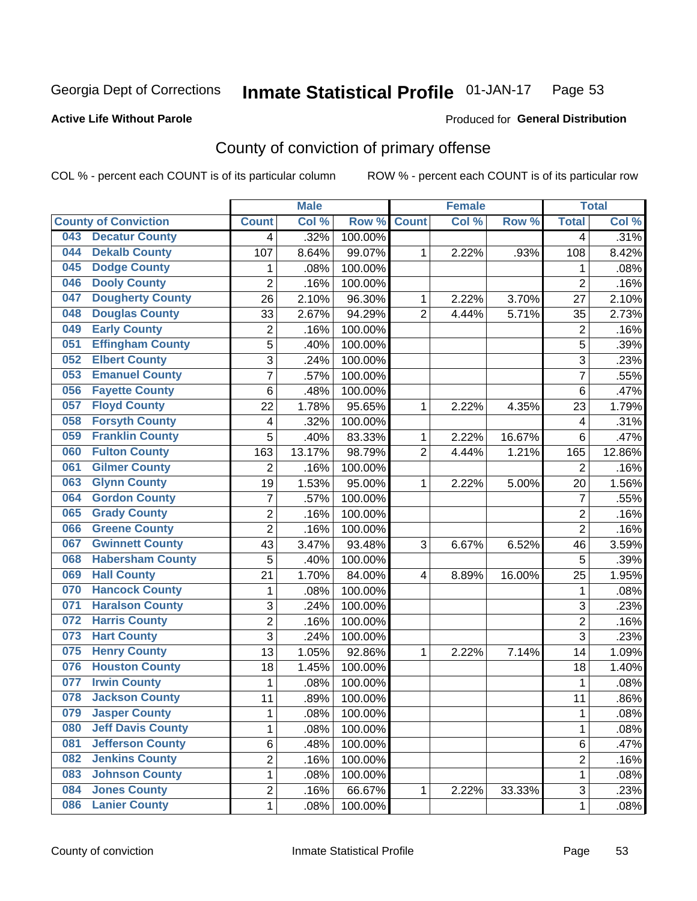Georgia Dept of Corrections **Inmate Statistical Profile** 01-JAN-17

**Active Life Without Parole**

Produced for **General Distribution**

## County of conviction of primary offense

COL % - percent each COUNT is of its particular column    ROW % - percent each COUNT is of its particular row

| County of Conviction | Male | | | Female | | | Total | |
|---|---|---|---|---|---|---|---|---|
| | Count | Col % | Row % | Count | Col % | Row % | Total | Col % |
| 043 Decatur County | 4 | .32% | 100.00% | | | | 4 | .31% |
| 044 Dekalb County | 107 | 8.64% | 99.07% | 1 | 2.22% | .93% | 108 | 8.42% |
| 045 Dodge County | 1 | .08% | 100.00% | | | | 1 | .08% |
| 046 Dooly County | 2 | .16% | 100.00% | | | | 2 | .16% |
| 047 Dougherty County | 26 | 2.10% | 96.30% | 1 | 2.22% | 3.70% | 27 | 2.10% |
| 048 Douglas County | 33 | 2.67% | 94.29% | 2 | 4.44% | 5.71% | 35 | 2.73% |
| 049 Early County | 2 | .16% | 100.00% | | | | 2 | .16% |
| 051 Effingham County | 5 | .40% | 100.00% | | | | 5 | .39% |
| 052 Elbert County | 3 | .24% | 100.00% | | | | 3 | .23% |
| 053 Emanuel County | 7 | .57% | 100.00% | | | | 7 | .55% |
| 056 Fayette County | 6 | .48% | 100.00% | | | | 6 | .47% |
| 057 Floyd County | 22 | 1.78% | 95.65% | 1 | 2.22% | 4.35% | 23 | 1.79% |
| 058 Forsyth County | 4 | .32% | 100.00% | | | | 4 | .31% |
| 059 Franklin County | 5 | .40% | 83.33% | 1 | 2.22% | 16.67% | 6 | .47% |
| 060 Fulton County | 163 | 13.17% | 98.79% | 2 | 4.44% | 1.21% | 165 | 12.86% |
| 061 Gilmer County | 2 | .16% | 100.00% | | | | 2 | .16% |
| 063 Glynn County | 19 | 1.53% | 95.00% | 1 | 2.22% | 5.00% | 20 | 1.56% |
| 064 Gordon County | 7 | .57% | 100.00% | | | | 7 | .55% |
| 065 Grady County | 2 | .16% | 100.00% | | | | 2 | .16% |
| 066 Greene County | 2 | .16% | 100.00% | | | | 2 | .16% |
| 067 Gwinnett County | 43 | 3.47% | 93.48% | 3 | 6.67% | 6.52% | 46 | 3.59% |
| 068 Habersham County | 5 | .40% | 100.00% | | | | 5 | .39% |
| 069 Hall County | 21 | 1.70% | 84.00% | 4 | 8.89% | 16.00% | 25 | 1.95% |
| 070 Hancock County | 1 | .08% | 100.00% | | | | 1 | .08% |
| 071 Haralson County | 3 | .24% | 100.00% | | | | 3 | .23% |
| 072 Harris County | 2 | .16% | 100.00% | | | | 2 | .16% |
| 073 Hart County | 3 | .24% | 100.00% | | | | 3 | .23% |
| 075 Henry County | 13 | 1.05% | 92.86% | 1 | 2.22% | 7.14% | 14 | 1.09% |
| 076 Houston County | 18 | 1.45% | 100.00% | | | | 18 | 1.40% |
| 077 Irwin County | 1 | .08% | 100.00% | | | | 1 | .08% |
| 078 Jackson County | 11 | .89% | 100.00% | | | | 11 | .86% |
| 079 Jasper County | 1 | .08% | 100.00% | | | | 1 | .08% |
| 080 Jeff Davis County | 1 | .08% | 100.00% | | | | 1 | .08% |
| 081 Jefferson County | 6 | .48% | 100.00% | | | | 6 | .47% |
| 082 Jenkins County | 2 | .16% | 100.00% | | | | 2 | .16% |
| 083 Johnson County | 1 | .08% | 100.00% | | | | 1 | .08% |
| 084 Jones County | 2 | .16% | 66.67% | 1 | 2.22% | 33.33% | 3 | .23% |
| 086 Lanier County | 1 | .08% | 100.00% | | | | 1 | .08% |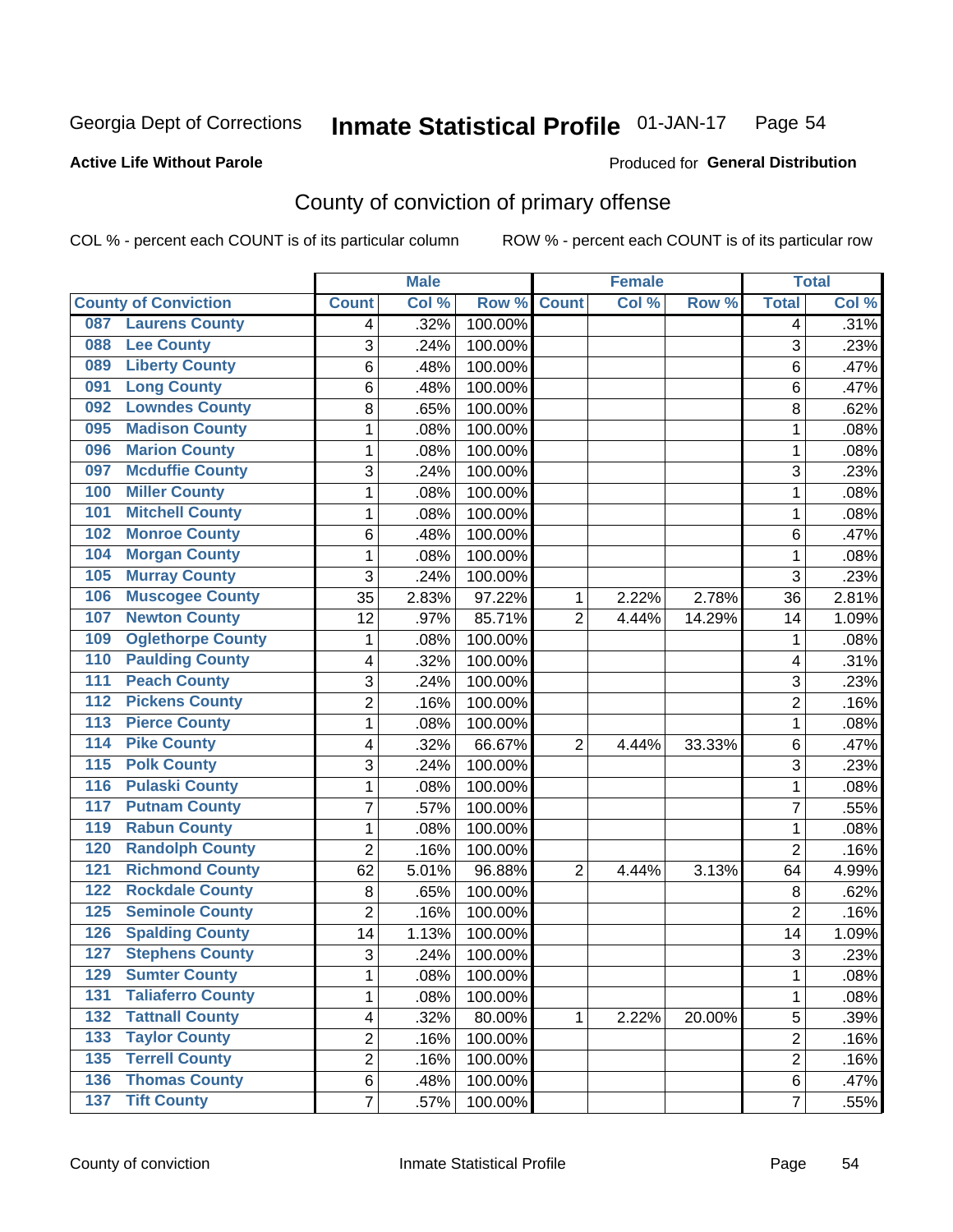Georgia Dept of Corrections **Inmate Statistical Profile** 01-JAN-17

**Active Life Without Parole**

Produced for **General Distribution**

## County of conviction of primary offense

COL % - percent each COUNT is of its particular column ROW % - percent each COUNT is of its particular row

| | Male | | | Female | | | Total | |
|---|---|---|---|---|---|---|---|---|
| County of Conviction | Count | Col % | Row % | Count | Col % | Row % | Total | Col % |
| 087 Laurens County | 4 | .32% | 100.00% | | | | 4 | .31% |
| 088 Lee County | 3 | .24% | 100.00% | | | | 3 | .23% |
| 089 Liberty County | 6 | .48% | 100.00% | | | | 6 | .47% |
| 091 Long County | 6 | .48% | 100.00% | | | | 6 | .47% |
| 092 Lowndes County | 8 | .65% | 100.00% | | | | 8 | .62% |
| 095 Madison County | 1 | .08% | 100.00% | | | | 1 | .08% |
| 096 Marion County | 1 | .08% | 100.00% | | | | 1 | .08% |
| 097 Mcduffie County | 3 | .24% | 100.00% | | | | 3 | .23% |
| 100 Miller County | 1 | .08% | 100.00% | | | | 1 | .08% |
| 101 Mitchell County | 1 | .08% | 100.00% | | | | 1 | .08% |
| 102 Monroe County | 6 | .48% | 100.00% | | | | 6 | .47% |
| 104 Morgan County | 1 | .08% | 100.00% | | | | 1 | .08% |
| 105 Murray County | 3 | .24% | 100.00% | | | | 3 | .23% |
| 106 Muscogee County | 35 | 2.83% | 97.22% | 1 | 2.22% | 2.78% | 36 | 2.81% |
| 107 Newton County | 12 | .97% | 85.71% | 2 | 4.44% | 14.29% | 14 | 1.09% |
| 109 Oglethorpe County | 1 | .08% | 100.00% | | | | 1 | .08% |
| 110 Paulding County | 4 | .32% | 100.00% | | | | 4 | .31% |
| 111 Peach County | 3 | .24% | 100.00% | | | | 3 | .23% |
| 112 Pickens County | 2 | .16% | 100.00% | | | | 2 | .16% |
| 113 Pierce County | 1 | .08% | 100.00% | | | | 1 | .08% |
| 114 Pike County | 4 | .32% | 66.67% | 2 | 4.44% | 33.33% | 6 | .47% |
| 115 Polk County | 3 | .24% | 100.00% | | | | 3 | .23% |
| 116 Pulaski County | 1 | .08% | 100.00% | | | | 1 | .08% |
| 117 Putnam County | 7 | .57% | 100.00% | | | | 7 | .55% |
| 119 Rabun County | 1 | .08% | 100.00% | | | | 1 | .08% |
| 120 Randolph County | 2 | .16% | 100.00% | | | | 2 | .16% |
| 121 Richmond County | 62 | 5.01% | 96.88% | 2 | 4.44% | 3.13% | 64 | 4.99% |
| 122 Rockdale County | 8 | .65% | 100.00% | | | | 8 | .62% |
| 125 Seminole County | 2 | .16% | 100.00% | | | | 2 | .16% |
| 126 Spalding County | 14 | 1.13% | 100.00% | | | | 14 | 1.09% |
| 127 Stephens County | 3 | .24% | 100.00% | | | | 3 | .23% |
| 129 Sumter County | 1 | .08% | 100.00% | | | | 1 | .08% |
| 131 Taliaferro County | 1 | .08% | 100.00% | | | | 1 | .08% |
| 132 Tattnall County | 4 | .32% | 80.00% | 1 | 2.22% | 20.00% | 5 | .39% |
| 133 Taylor County | 2 | .16% | 100.00% | | | | 2 | .16% |
| 135 Terrell County | 2 | .16% | 100.00% | | | | 2 | .16% |
| 136 Thomas County | 6 | .48% | 100.00% | | | | 6 | .47% |
| 137 Tift County | 7 | .57% | 100.00% | | | | 7 | .55% |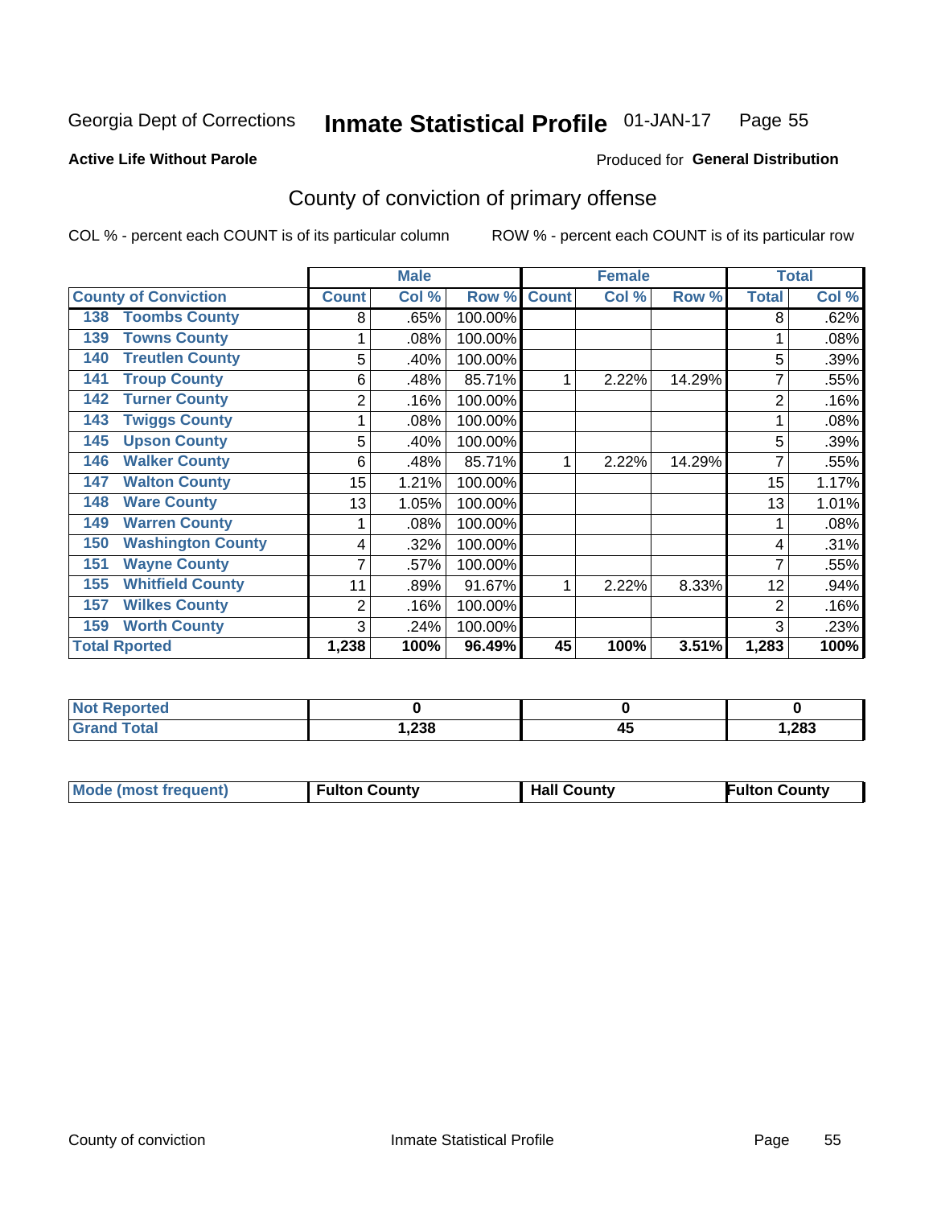Georgia Dept of Corrections **Inmate Statistical Profile** 01-JAN-17

**Active Life Without Parole**

Produced for **General Distribution**

## County of conviction of primary offense

COL % - percent each COUNT is of its particular column ROW % - percent each COUNT is of its particular row

| | Male | | | Female | | | Total | |
|---|---|---|---|---|---|---|---|---|
| **County of Conviction** | **Count** | **Col %** | **Row %** | **Count** | **Col %** | **Row %** | **Total** | **Col %** |
| 138 Toombs County | 8 | .65% | 100.00% | | | | 8 | .62% |
| 139 Towns County | 1 | .08% | 100.00% | | | | 1 | .08% |
| 140 Treutlen County | 5 | .40% | 100.00% | | | | 5 | .39% |
| 141 Troup County | 6 | .48% | 85.71% | 1 | 2.22% | 14.29% | 7 | .55% |
| 142 Turner County | 2 | .16% | 100.00% | | | | 2 | .16% |
| 143 Twiggs County | 1 | .08% | 100.00% | | | | 1 | .08% |
| 145 Upson County | 5 | .40% | 100.00% | | | | 5 | .39% |
| 146 Walker County | 6 | .48% | 85.71% | 1 | 2.22% | 14.29% | 7 | .55% |
| 147 Walton County | 15 | 1.21% | 100.00% | | | | 15 | 1.17% |
| 148 Ware County | 13 | 1.05% | 100.00% | | | | 13 | 1.01% |
| 149 Warren County | 1 | .08% | 100.00% | | | | 1 | .08% |
| 150 Washington County | 4 | .32% | 100.00% | | | | 4 | .31% |
| 151 Wayne County | 7 | .57% | 100.00% | | | | 7 | .55% |
| 155 Whitfield County | 11 | .89% | 91.67% | 1 | 2.22% | 8.33% | 12 | .94% |
| 157 Wilkes County | 2 | .16% | 100.00% | | | | 2 | .16% |
| 159 Worth County | 3 | .24% | 100.00% | | | | 3 | .23% |
| **Total Rported** | **1,238** | **100%** | **96.49%** | **45** | **100%** | **3.51%** | **1,283** | **100%** |

| | Male | Female | Total |
|---|---|---|---|
| **Not Reported** | **0** | **0** | **0** |
| **Grand Total** | **1,238** | **45** | **1,283** |

| | Male | Female | Total |
|---|---|---|---|
| **Mode (most frequent)** | **Fulton County** | **Hall County** | **Fulton County** |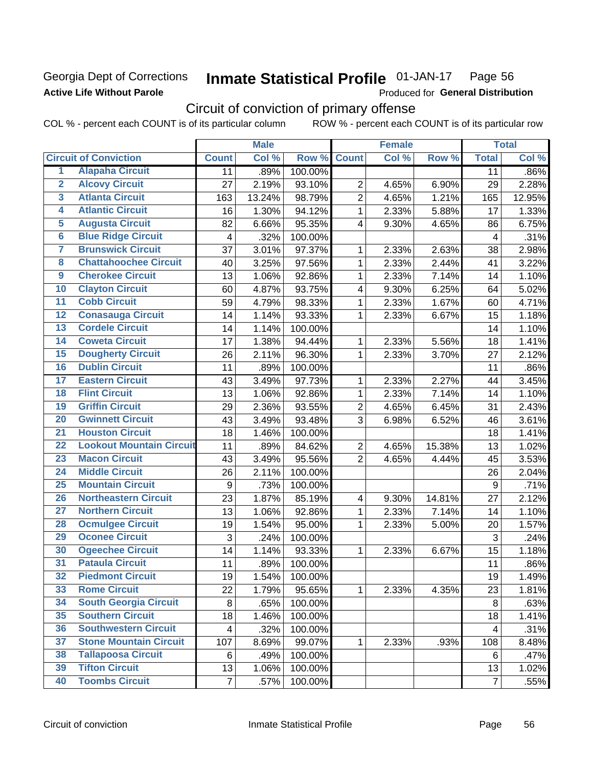Georgia Dept of Corrections
**Active Life Without Parole**

# Inmate Statistical Profile 01-JAN-17

Produced for **General Distribution**

## Circuit of conviction of primary offense

COL % - percent each COUNT is of its particular column ROW % - percent each COUNT is of its particular row

| | Circuit of Conviction | Male | | | Female | | | Total | |
|---|---|---|---|---|---|---|---|---|---|
| | | Count | Col % | Row % | Count | Col % | Row % | Total | Col % |
| 1 | Alapaha Circuit | 11 | .89% | 100.00% | | | | 11 | .86% |
| 2 | Alcovy Circuit | 27 | 2.19% | 93.10% | 2 | 4.65% | 6.90% | 29 | 2.28% |
| 3 | Atlanta Circuit | 163 | 13.24% | 98.79% | 2 | 4.65% | 1.21% | 165 | 12.95% |
| 4 | Atlantic Circuit | 16 | 1.30% | 94.12% | 1 | 2.33% | 5.88% | 17 | 1.33% |
| 5 | Augusta Circuit | 82 | 6.66% | 95.35% | 4 | 9.30% | 4.65% | 86 | 6.75% |
| 6 | Blue Ridge Circuit | 4 | .32% | 100.00% | | | | 4 | .31% |
| 7 | Brunswick Circuit | 37 | 3.01% | 97.37% | 1 | 2.33% | 2.63% | 38 | 2.98% |
| 8 | Chattahoochee Circuit | 40 | 3.25% | 97.56% | 1 | 2.33% | 2.44% | 41 | 3.22% |
| 9 | Cherokee Circuit | 13 | 1.06% | 92.86% | 1 | 2.33% | 7.14% | 14 | 1.10% |
| 10 | Clayton Circuit | 60 | 4.87% | 93.75% | 4 | 9.30% | 6.25% | 64 | 5.02% |
| 11 | Cobb Circuit | 59 | 4.79% | 98.33% | 1 | 2.33% | 1.67% | 60 | 4.71% |
| 12 | Conasauga Circuit | 14 | 1.14% | 93.33% | 1 | 2.33% | 6.67% | 15 | 1.18% |
| 13 | Cordele Circuit | 14 | 1.14% | 100.00% | | | | 14 | 1.10% |
| 14 | Coweta Circuit | 17 | 1.38% | 94.44% | 1 | 2.33% | 5.56% | 18 | 1.41% |
| 15 | Dougherty Circuit | 26 | 2.11% | 96.30% | 1 | 2.33% | 3.70% | 27 | 2.12% |
| 16 | Dublin Circuit | 11 | .89% | 100.00% | | | | 11 | .86% |
| 17 | Eastern Circuit | 43 | 3.49% | 97.73% | 1 | 2.33% | 2.27% | 44 | 3.45% |
| 18 | Flint Circuit | 13 | 1.06% | 92.86% | 1 | 2.33% | 7.14% | 14 | 1.10% |
| 19 | Griffin Circuit | 29 | 2.36% | 93.55% | 2 | 4.65% | 6.45% | 31 | 2.43% |
| 20 | Gwinnett Circuit | 43 | 3.49% | 93.48% | 3 | 6.98% | 6.52% | 46 | 3.61% |
| 21 | Houston Circuit | 18 | 1.46% | 100.00% | | | | 18 | 1.41% |
| 22 | Lookout Mountain Circuit | 11 | .89% | 84.62% | 2 | 4.65% | 15.38% | 13 | 1.02% |
| 23 | Macon Circuit | 43 | 3.49% | 95.56% | 2 | 4.65% | 4.44% | 45 | 3.53% |
| 24 | Middle Circuit | 26 | 2.11% | 100.00% | | | | 26 | 2.04% |
| 25 | Mountain Circuit | 9 | .73% | 100.00% | | | | 9 | .71% |
| 26 | Northeastern Circuit | 23 | 1.87% | 85.19% | 4 | 9.30% | 14.81% | 27 | 2.12% |
| 27 | Northern Circuit | 13 | 1.06% | 92.86% | 1 | 2.33% | 7.14% | 14 | 1.10% |
| 28 | Ocmulgee Circuit | 19 | 1.54% | 95.00% | 1 | 2.33% | 5.00% | 20 | 1.57% |
| 29 | Oconee Circuit | 3 | .24% | 100.00% | | | | 3 | .24% |
| 30 | Ogeechee Circuit | 14 | 1.14% | 93.33% | 1 | 2.33% | 6.67% | 15 | 1.18% |
| 31 | Pataula Circuit | 11 | .89% | 100.00% | | | | 11 | .86% |
| 32 | Piedmont Circuit | 19 | 1.54% | 100.00% | | | | 19 | 1.49% |
| 33 | Rome Circuit | 22 | 1.79% | 95.65% | 1 | 2.33% | 4.35% | 23 | 1.81% |
| 34 | South Georgia Circuit | 8 | .65% | 100.00% | | | | 8 | .63% |
| 35 | Southern Circuit | 18 | 1.46% | 100.00% | | | | 18 | 1.41% |
| 36 | Southwestern Circuit | 4 | .32% | 100.00% | | | | 4 | .31% |
| 37 | Stone Mountain Circuit | 107 | 8.69% | 99.07% | 1 | 2.33% | .93% | 108 | 8.48% |
| 38 | Tallapoosa Circuit | 6 | .49% | 100.00% | | | | 6 | .47% |
| 39 | Tifton Circuit | 13 | 1.06% | 100.00% | | | | 13 | 1.02% |
| 40 | Toombs Circuit | 7 | .57% | 100.00% | | | | 7 | .55% |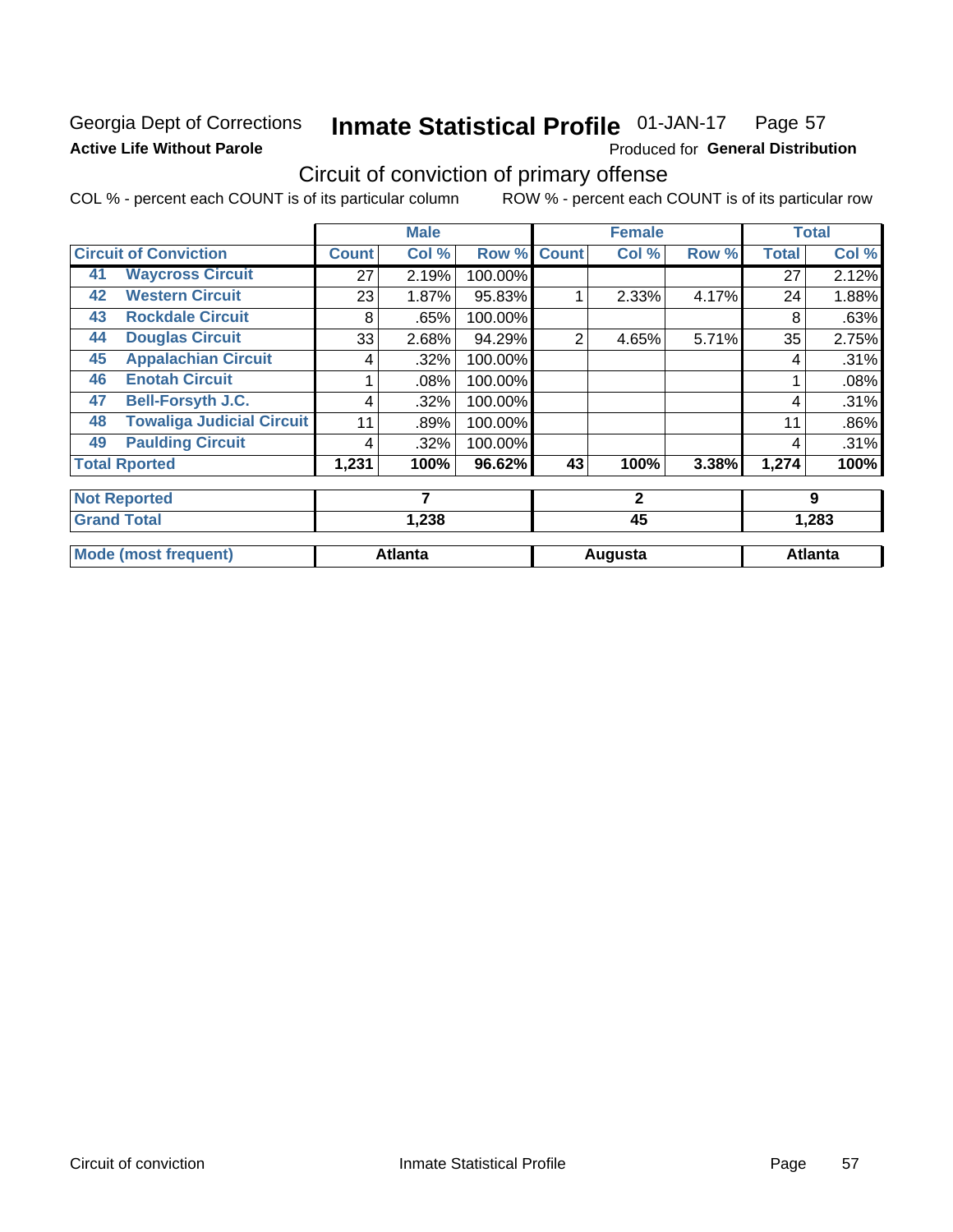Georgia Dept of Corrections
**Active Life Without Parole**

# Inmate Statistical Profile 01-JAN-17 Page 57

Produced for **General Distribution**

## Circuit of conviction of primary offense

COL % - percent each COUNT is of its particular column ROW % - percent each COUNT is of its particular row

| Circuit of Conviction | | Male | | | Female | | | Total | |
|---|---|---|---|---|---|---|---|---|---|
| | | Count | Col % | Row % | Count | Col % | Row % | Total | Col % |
| 41 | Waycross Circuit | 27 | 2.19% | 100.00% | | | | 27 | 2.12% |
| 42 | Western Circuit | 23 | 1.87% | 95.83% | 1 | 2.33% | 4.17% | 24 | 1.88% |
| 43 | Rockdale Circuit | 8 | .65% | 100.00% | | | | 8 | .63% |
| 44 | Douglas Circuit | 33 | 2.68% | 94.29% | 2 | 4.65% | 5.71% | 35 | 2.75% |
| 45 | Appalachian Circuit | 4 | .32% | 100.00% | | | | 4 | .31% |
| 46 | Enotah Circuit | 1 | .08% | 100.00% | | | | 1 | .08% |
| 47 | Bell-Forsyth J.C. | 4 | .32% | 100.00% | | | | 4 | .31% |
| 48 | Towaliga Judicial Circuit | 11 | .89% | 100.00% | | | | 11 | .86% |
| 49 | Paulding Circuit | 4 | .32% | 100.00% | | | | 4 | .31% |
| Total Rported | | 1,231 | 100% | 96.62% | 43 | 100% | 3.38% | 1,274 | 100% |
| Not Reported | | 7 | | | 2 | | | 9 | |
| Grand Total | | 1,238 | | | 45 | | | 1,283 | |
| Mode (most frequent) | | Atlanta | | | Augusta | | | Atlanta | |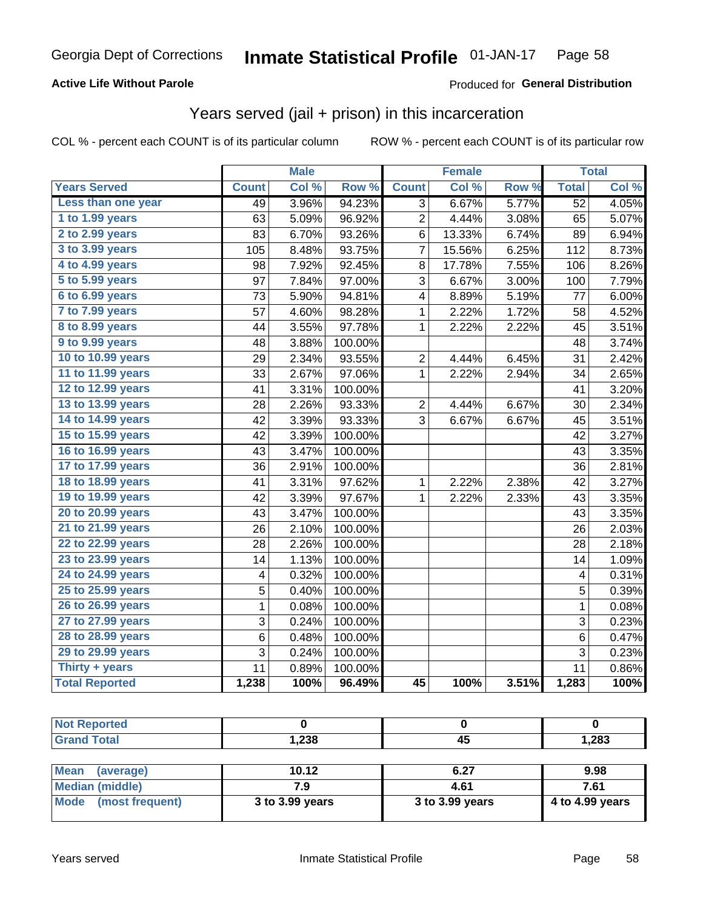Georgia Dept of Corrections **Inmate Statistical Profile** 01-JAN-17

**Active Life Without Parole**

Produced for **General Distribution**

## Years served (jail + prison) in this incarceration

COL % - percent each COUNT is of its particular column

ROW % - percent each COUNT is of its particular row

| | Male | | | Female | | | Total | |
|---|---|---|---|---|---|---|---|---|
| **Years Served** | **Count** | **Col %** | **Row %** | **Count** | **Col %** | **Row %** | **Total** | **Col %** |
| Less than one year | 49 | 3.96% | 94.23% | 3 | 6.67% | 5.77% | 52 | 4.05% |
| 1 to 1.99 years | 63 | 5.09% | 96.92% | 2 | 4.44% | 3.08% | 65 | 5.07% |
| 2 to 2.99 years | 83 | 6.70% | 93.26% | 6 | 13.33% | 6.74% | 89 | 6.94% |
| 3 to 3.99 years | 105 | 8.48% | 93.75% | 7 | 15.56% | 6.25% | 112 | 8.73% |
| 4 to 4.99 years | 98 | 7.92% | 92.45% | 8 | 17.78% | 7.55% | 106 | 8.26% |
| 5 to 5.99 years | 97 | 7.84% | 97.00% | 3 | 6.67% | 3.00% | 100 | 7.79% |
| 6 to 6.99 years | 73 | 5.90% | 94.81% | 4 | 8.89% | 5.19% | 77 | 6.00% |
| 7 to 7.99 years | 57 | 4.60% | 98.28% | 1 | 2.22% | 1.72% | 58 | 4.52% |
| 8 to 8.99 years | 44 | 3.55% | 97.78% | 1 | 2.22% | 2.22% | 45 | 3.51% |
| 9 to 9.99 years | 48 | 3.88% | 100.00% | | | | 48 | 3.74% |
| 10 to 10.99 years | 29 | 2.34% | 93.55% | 2 | 4.44% | 6.45% | 31 | 2.42% |
| 11 to 11.99 years | 33 | 2.67% | 97.06% | 1 | 2.22% | 2.94% | 34 | 2.65% |
| 12 to 12.99 years | 41 | 3.31% | 100.00% | | | | 41 | 3.20% |
| 13 to 13.99 years | 28 | 2.26% | 93.33% | 2 | 4.44% | 6.67% | 30 | 2.34% |
| 14 to 14.99 years | 42 | 3.39% | 93.33% | 3 | 6.67% | 6.67% | 45 | 3.51% |
| 15 to 15.99 years | 42 | 3.39% | 100.00% | | | | 42 | 3.27% |
| 16 to 16.99 years | 43 | 3.47% | 100.00% | | | | 43 | 3.35% |
| 17 to 17.99 years | 36 | 2.91% | 100.00% | | | | 36 | 2.81% |
| 18 to 18.99 years | 41 | 3.31% | 97.62% | 1 | 2.22% | 2.38% | 42 | 3.27% |
| 19 to 19.99 years | 42 | 3.39% | 97.67% | 1 | 2.22% | 2.33% | 43 | 3.35% |
| 20 to 20.99 years | 43 | 3.47% | 100.00% | | | | 43 | 3.35% |
| 21 to 21.99 years | 26 | 2.10% | 100.00% | | | | 26 | 2.03% |
| 22 to 22.99 years | 28 | 2.26% | 100.00% | | | | 28 | 2.18% |
| 23 to 23.99 years | 14 | 1.13% | 100.00% | | | | 14 | 1.09% |
| 24 to 24.99 years | 4 | 0.32% | 100.00% | | | | 4 | 0.31% |
| 25 to 25.99 years | 5 | 0.40% | 100.00% | | | | 5 | 0.39% |
| 26 to 26.99 years | 1 | 0.08% | 100.00% | | | | 1 | 0.08% |
| 27 to 27.99 years | 3 | 0.24% | 100.00% | | | | 3 | 0.23% |
| 28 to 28.99 years | 6 | 0.48% | 100.00% | | | | 6 | 0.47% |
| 29 to 29.99 years | 3 | 0.24% | 100.00% | | | | 3 | 0.23% |
| Thirty + years | 11 | 0.89% | 100.00% | | | | 11 | 0.86% |
| **Total Reported** | **1,238** | **100%** | **96.49%** | **45** | **100%** | **3.51%** | **1,283** | **100%** |

| | Male | Female | Total |
|---|---|---|---|
| Not Reported | **0** | **0** | **0** |
| Grand Total | **1,238** | **45** | **1,283** |

| | Male | Female | Total |
|---|---|---|---|
| Mean (average) | **10.12** | **6.27** | **9.98** |
| Median (middle) | **7.9** | **4.61** | **7.61** |
| Mode (most frequent) | **3 to 3.99 years** | **3 to 3.99 years** | **4 to 4.99 years** |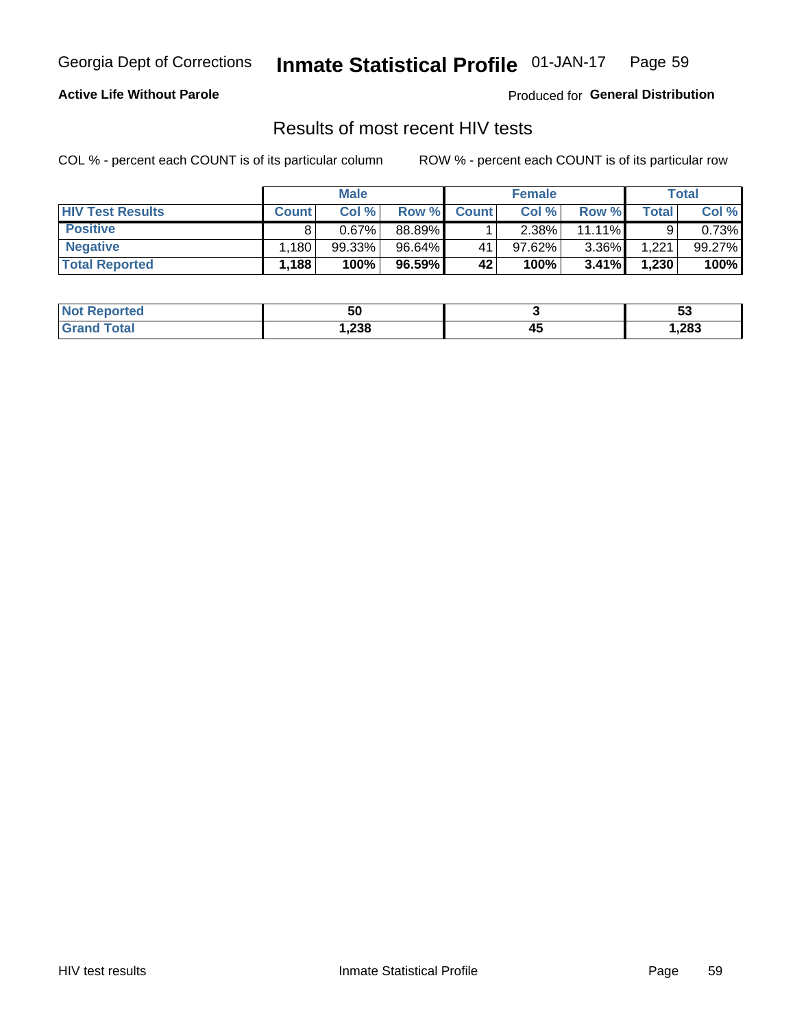Georgia Dept of Corrections **Inmate Statistical Profile** 01-JAN-17

**Active Life Without Parole**

Produced for **General Distribution**

## Results of most recent HIV tests

COL % - percent each COUNT is of its particular column

ROW % - percent each COUNT is of its particular row

| | Male | | | Female | | | Total | |
|---|---|---|---|---|---|---|---|---|
| **HIV Test Results** | **Count** | **Col %** | **Row %** | **Count** | **Col %** | **Row %** | **Total** | **Col %** |
| **Positive** | 8 | 0.67% | 88.89% | 1 | 2.38% | 11.11% | 9 | 0.73% |
| **Negative** | 1,180 | 99.33% | 96.64% | 41 | 97.62% | 3.36% | 1,221 | 99.27% |
| **Total Reported** | **1,188** | **100%** | **96.59%** | **42** | **100%** | **3.41%** | **1,230** | **100%** |

| | Male | Female | Total |
|---|---|---|---|
| **Not Reported** | **50** | **3** | **53** |
| **Grand Total** | **1,238** | **45** | **1,283** |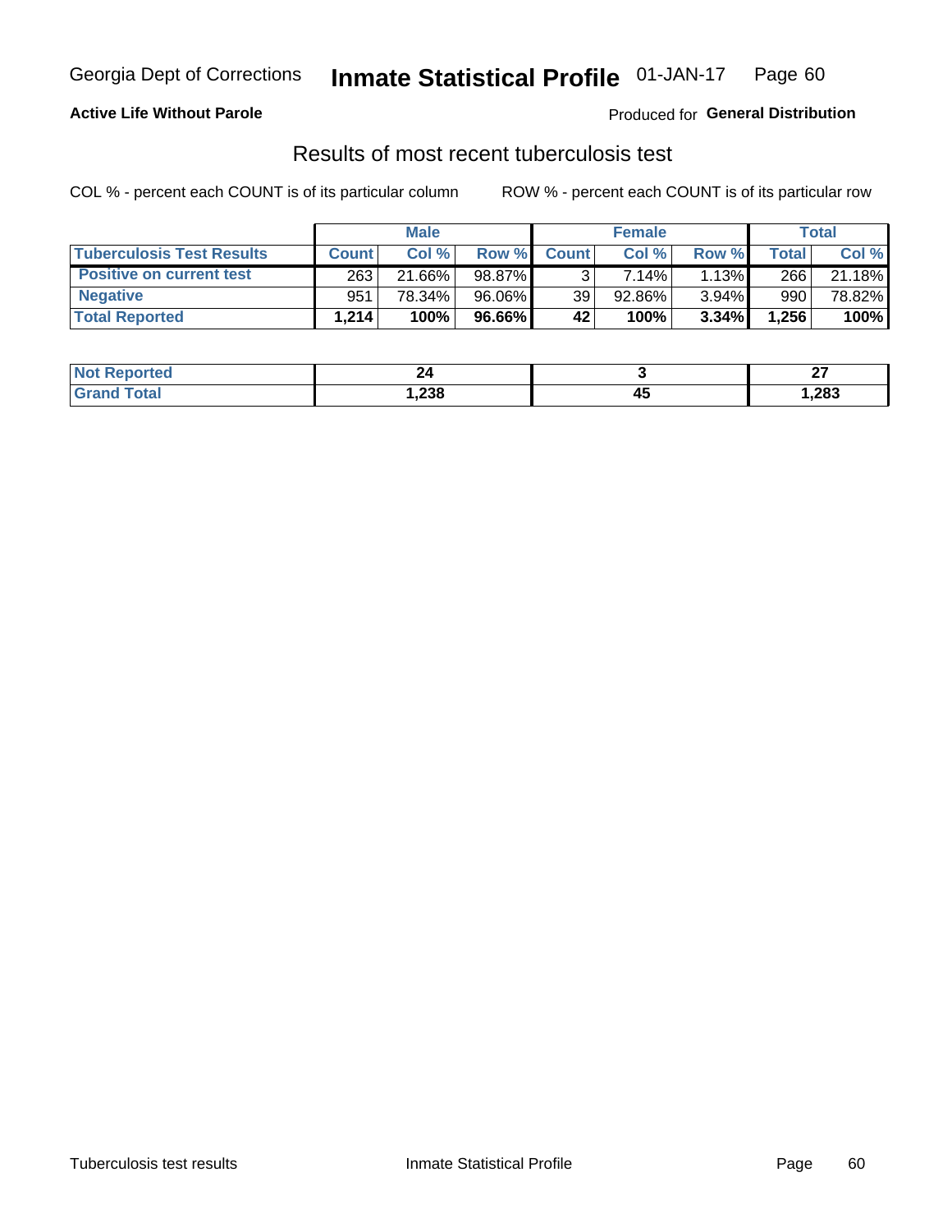Georgia Dept of Corrections **Inmate Statistical Profile** 01-JAN-17

**Active Life Without Parole**

Produced for **General Distribution**

## Results of most recent tuberculosis test

COL % - percent each COUNT is of its particular column ROW % - percent each COUNT is of its particular row

| | Male | | | Female | | | Total | |
|---|---|---|---|---|---|---|---|---|
| **Tuberculosis Test Results** | **Count** | **Col %** | **Row %** | **Count** | **Col %** | **Row %** | **Total** | **Col %** |
| **Positive on current test** | 263 | 21.66% | 98.87% | 3 | 7.14% | 1.13% | 266 | 21.18% |
| **Negative** | 951 | 78.34% | 96.06% | 39 | 92.86% | 3.94% | 990 | 78.82% |
| **Total Reported** | **1,214** | **100%** | **96.66%** | **42** | **100%** | **3.34%** | **1,256** | **100%** |

| | Male | Female | Total |
|---|---|---|---|
| **Not Reported** | **24** | **3** | **27** |
| **Grand Total** | **1,238** | **45** | **1,283** |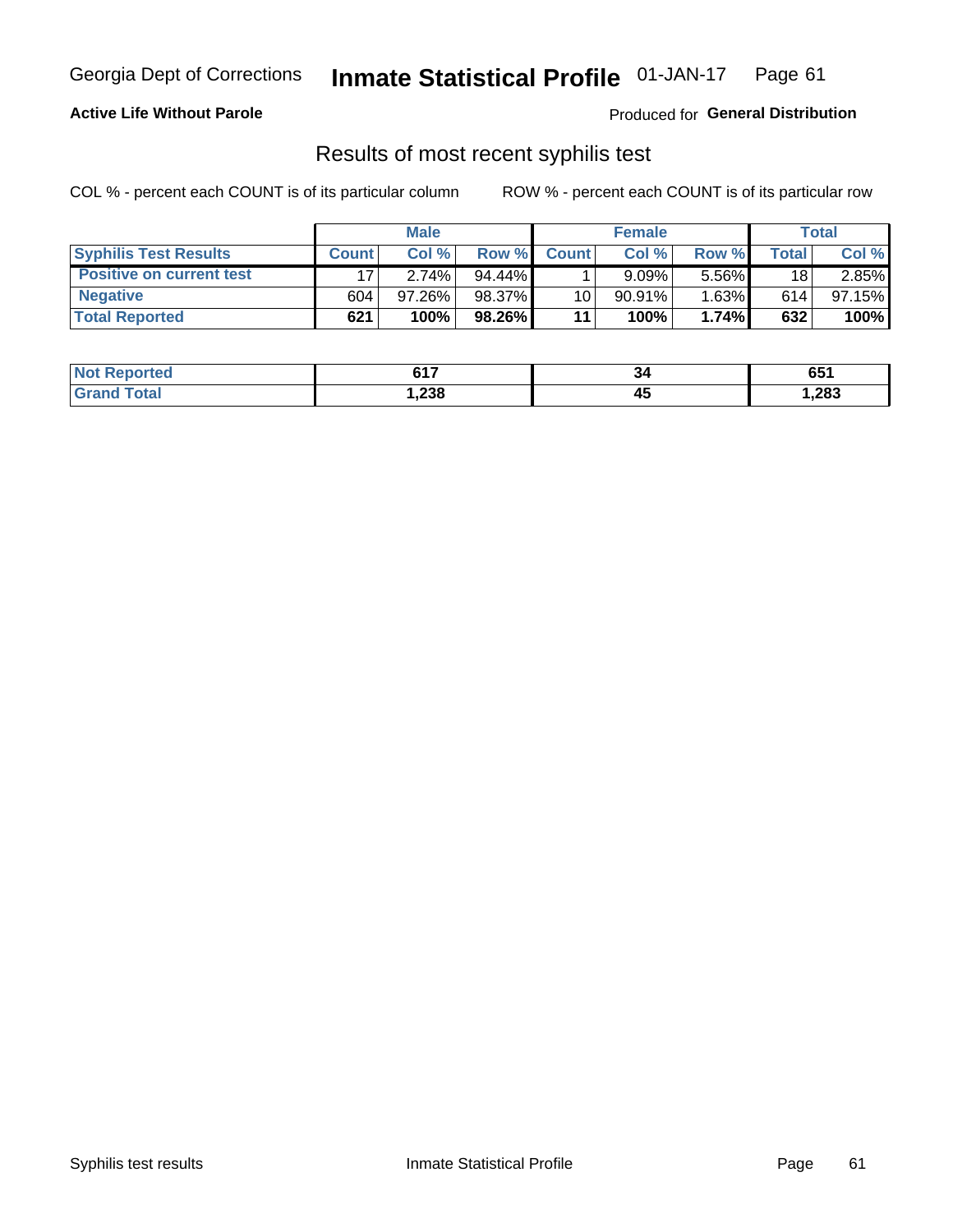Georgia Dept of Corrections **Inmate Statistical Profile** 01-JAN-17

**Active Life Without Parole**

Produced for **General Distribution**

## Results of most recent syphilis test

COL % - percent each COUNT is of its particular column ROW % - percent each COUNT is of its particular row

| | Male | | | Female | | | Total | |
|---|---|---|---|---|---|---|---|---|
| **Syphilis Test Results** | **Count** | **Col %** | **Row %** | **Count** | **Col %** | **Row %** | **Total** | **Col %** |
| **Positive on current test** | 17 | 2.74% | 94.44% | 1 | 9.09% | 5.56% | 18 | 2.85% |
| **Negative** | 604 | 97.26% | 98.37% | 10 | 90.91% | 1.63% | 614 | 97.15% |
| **Total Reported** | **621** | **100%** | **98.26%** | **11** | **100%** | **1.74%** | **632** | **100%** |

| | Male | Female | Total |
|---|---|---|---|
| **Not Reported** | **617** | **34** | **651** |
| **Grand Total** | **1,238** | **45** | **1,283** |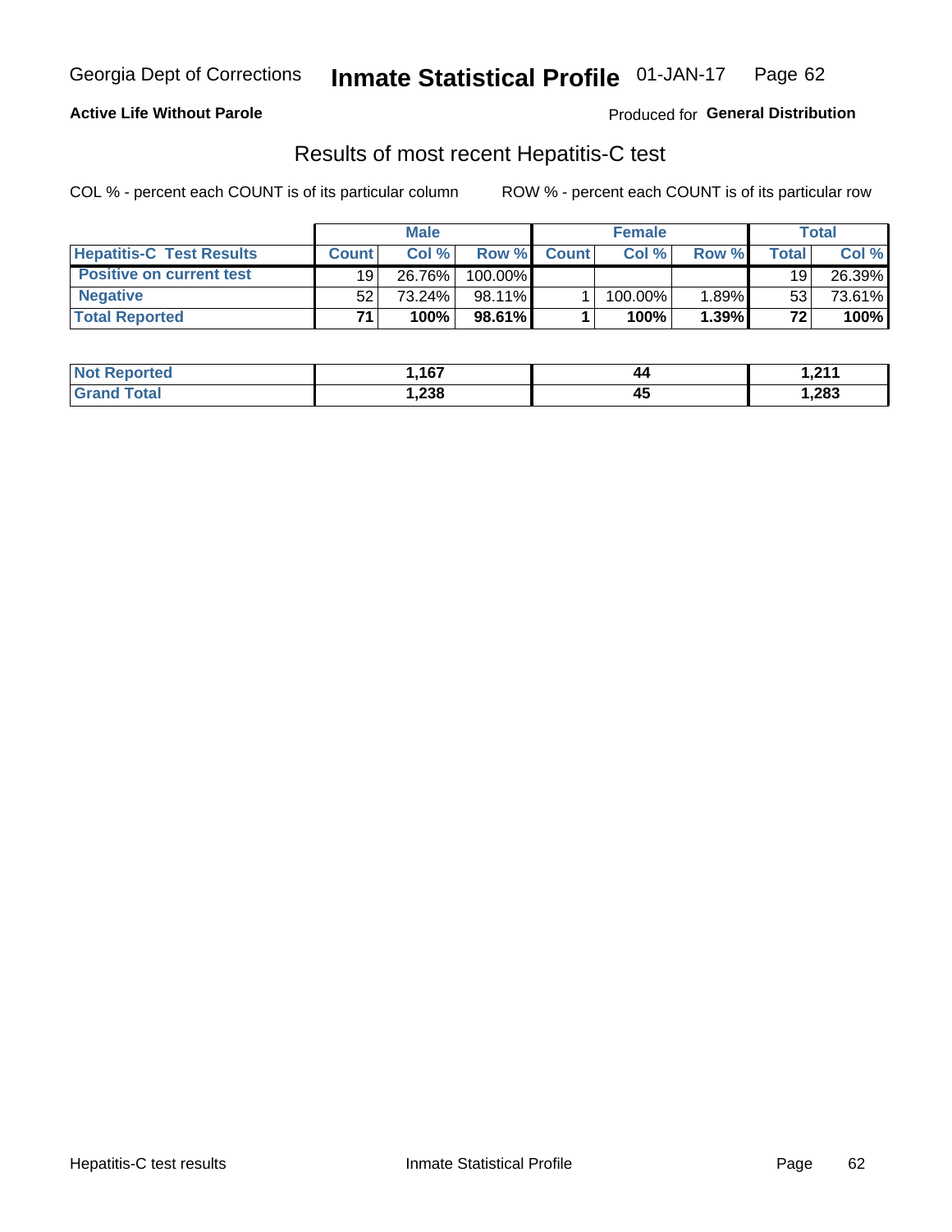Georgia Dept of Corrections **Inmate Statistical Profile** 01-JAN-17

**Active Life Without Parole**

Produced for **General Distribution**

## Results of most recent Hepatitis-C test

COL % - percent each COUNT is of its particular column

ROW % - percent each COUNT is of its particular row

| | Male | | | Female | | | Total | |
|---|---|---|---|---|---|---|---|---|
| **Hepatitis-C Test Results** | **Count** | **Col %** | **Row %** | **Count** | **Col %** | **Row %** | **Total** | **Col %** |
| **Positive on current test** | 19 | 26.76% | 100.00% | | | | 19 | 26.39% |
| **Negative** | 52 | 73.24% | 98.11% | 1 | 100.00% | 1.89% | 53 | 73.61% |
| **Total Reported** | **71** | **100%** | **98.61%** | **1** | **100%** | **1.39%** | **72** | **100%** |

| | Male | Female | Total |
|---|---|---|---|
| **Not Reported** | **1,167** | **44** | **1,211** |
| **Grand Total** | **1,238** | **45** | **1,283** |

Hepatitis-C test results

Inmate Statistical Profile